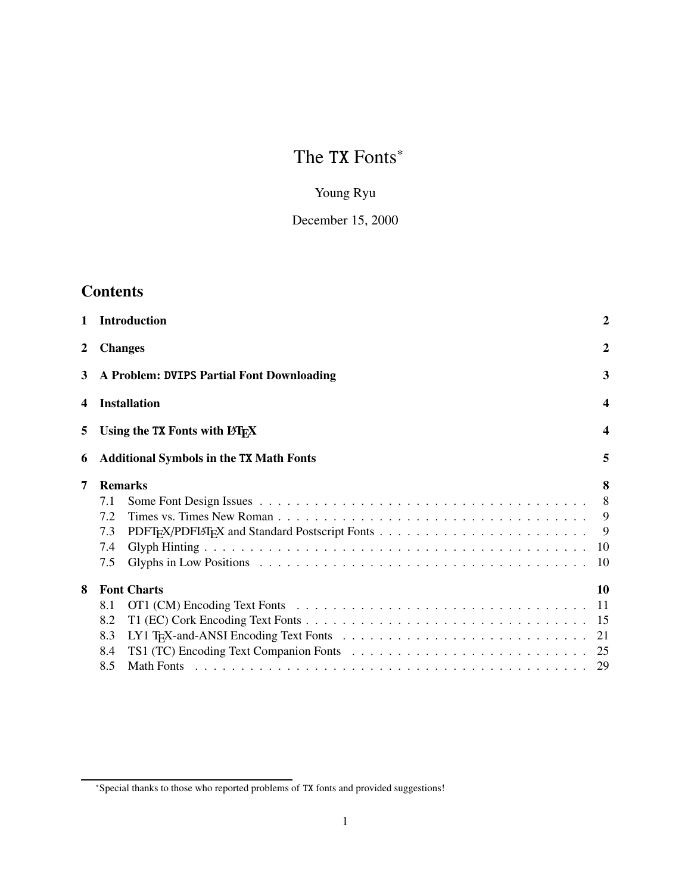# The TX Fonts*

Young Ryu

December 15, 2000

## Contents

| | | |
|---|---|---|
| **1** | **Introduction** | **2** |
| **2** | **Changes** | **2** |
| **3** | **A Problem: DVIPS Partial Font Downloading** | **3** |
| **4** | **Installation** | **4** |
| **5** | **Using the TX Fonts with LaTeX** | **4** |
| **6** | **Additional Symbols in the TX Math Fonts** | **5** |
| **7** | **Remarks** | **8** |
| 7.1 | Some Font Design Issues | 8 |
| 7.2 | Times vs. Times New Roman | 9 |
| 7.3 | PDFTeX/PDFLaTeX and Standard Postscript Fonts | 9 |
| 7.4 | Glyph Hinting | 10 |
| 7.5 | Glyphs in Low Positions | 10 |
| **8** | **Font Charts** | **10** |
| 8.1 | OT1 (CM) Encoding Text Fonts | 11 |
| 8.2 | T1 (EC) Cork Encoding Text Fonts | 15 |
| 8.3 | LY1 TeX-and-ANSI Encoding Text Fonts | 21 |
| 8.4 | TS1 (TC) Encoding Text Companion Fonts | 25 |
| 8.5 | Math Fonts | 29 |

*Special thanks to those who reported problems of TX fonts and provided suggestions!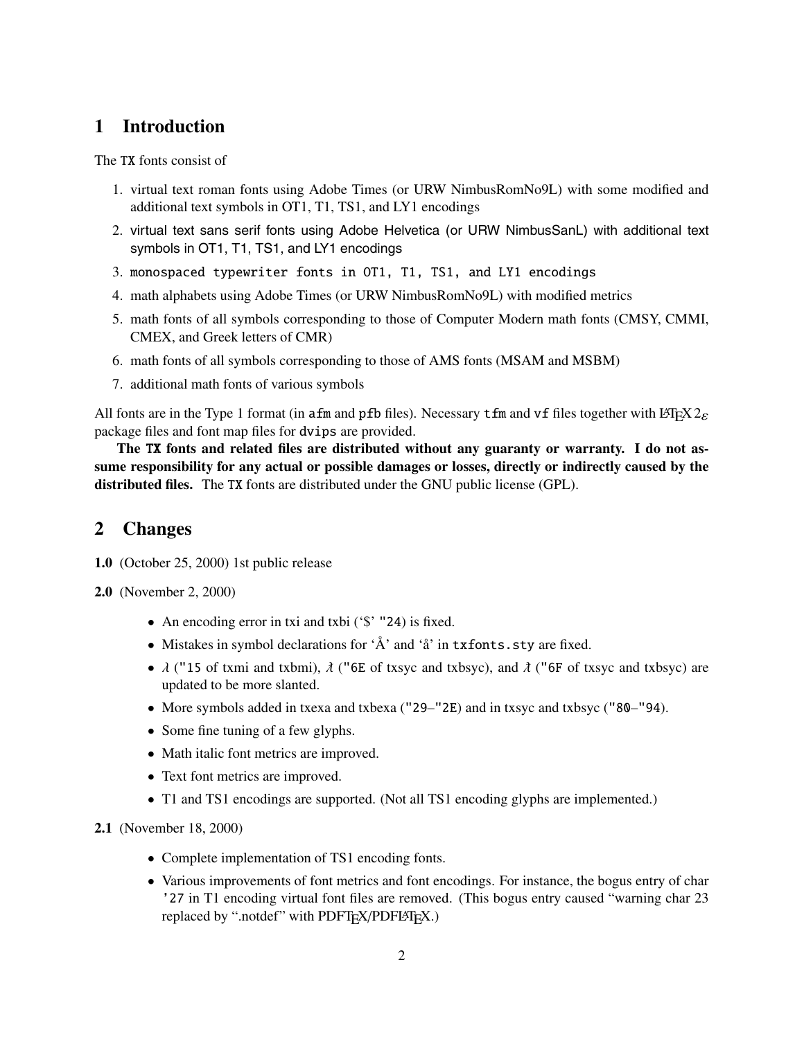# 1 Introduction

The TX fonts consist of

1. virtual text roman fonts using Adobe Times (or URW NimbusRomNo9L) with some modified and additional text symbols in OT1, T1, TS1, and LY1 encodings
2. virtual text sans serif fonts using Adobe Helvetica (or URW NimbusSanL) with additional text symbols in OT1, T1, TS1, and LY1 encodings
3. `monospaced typewriter fonts in OT1, T1, TS1, and LY1 encodings`
4. math alphabets using Adobe Times (or URW NimbusRomNo9L) with modified metrics
5. math fonts of all symbols corresponding to those of Computer Modern math fonts (CMSY, CMMI, CMEX, and Greek letters of CMR)
6. math fonts of all symbols corresponding to those of AMS fonts (MSAM and MSBM)
7. additional math fonts of various symbols

All fonts are in the Type 1 format (in `afm` and `pfb` files). Necessary `tfm` and `vf` files together with LaTeX $2_\varepsilon$ package files and font map files for `dvips` are provided.

**The TX fonts and related files are distributed without any guaranty or warranty. I do not assume responsibility for any actual or possible damages or losses, directly or indirectly caused by the distributed files.** The TX fonts are distributed under the GNU public license (GPL).

# 2 Changes

**1.0** (October 25, 2000) 1st public release

**2.0** (November 2, 2000)

- An encoding error in txi and txbi ('$' `"24`) is fixed.
- Mistakes in symbol declarations for 'Å' and 'å' in `txfonts.sty` are fixed.
- $\lambda$ (`"15` of txmi and txbmi), $\bar{\lambda}$ (`"6E` of txsyc and txbsyc), and $\bar{\lambda}$ (`"6F` of txsyc and txbsyc) are updated to be more slanted.
- More symbols added in txexa and txbexa (`"29`–`"2E`) and in txsyc and txbsyc (`"80`–`"94`).
- Some fine tuning of a few glyphs.
- Math italic font metrics are improved.
- Text font metrics are improved.
- T1 and TS1 encodings are supported. (Not all TS1 encoding glyphs are implemented.)

**2.1** (November 18, 2000)

- Complete implementation of TS1 encoding fonts.
- Various improvements of font metrics and font encodings. For instance, the bogus entry of char `'27` in T1 encoding virtual font files are removed. (This bogus entry caused "warning char 23 replaced by ".notdef" with PDFTeX/PDFLaTeX.)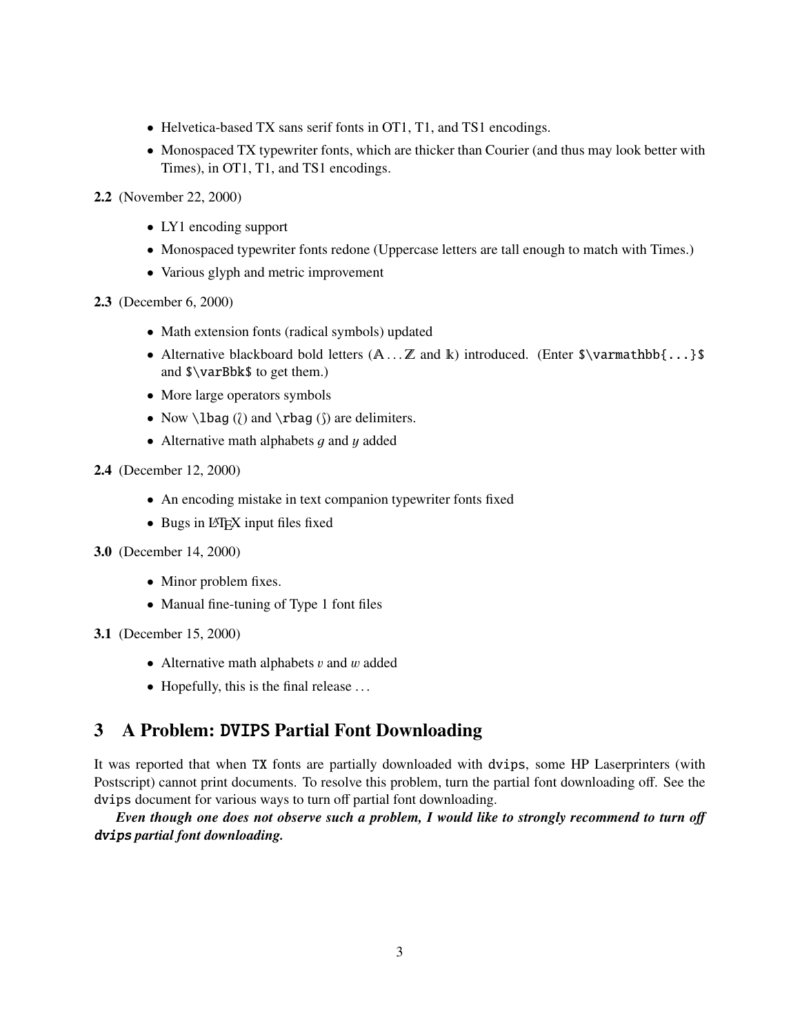- Helvetica-based TX sans serif fonts in OT1, T1, and TS1 encodings.
- Monospaced TX typewriter fonts, which are thicker than Courier (and thus may look better with Times), in OT1, T1, and TS1 encodings.

**2.2** (November 22, 2000)

- LY1 encoding support
- Monospaced typewriter fonts redone (Uppercase letters are tall enough to match with Times.)
- Various glyph and metric improvement

**2.3** (December 6, 2000)

- Math extension fonts (radical symbols) updated
- Alternative blackboard bold letters ($\mathbb{A} \ldots \mathbb{Z}$ and $\Bbbk$) introduced. (Enter `$\varmathbb{...}$` and `$\varBbk$` to get them.)
- More large operators symbols
- Now `\lbag` (⟅) and `\rbag` (⟆) are delimiters.
- Alternative math alphabets $g$ and $y$ added

**2.4** (December 12, 2000)

- An encoding mistake in text companion typewriter fonts fixed
- Bugs in LaTeX input files fixed

**3.0** (December 14, 2000)

- Minor problem fixes.
- Manual fine-tuning of Type 1 font files

**3.1** (December 15, 2000)

- Alternative math alphabets $v$ and $w$ added
- Hopefully, this is the final release ...

## 3 A Problem: DVIPS Partial Font Downloading

It was reported that when TX fonts are partially downloaded with `dvips`, some HP Laserprinters (with Postscript) cannot print documents. To resolve this problem, turn the partial font downloading off. See the `dvips` document for various ways to turn off partial font downloading.

***Even though one does not observe such a problem, I would like to strongly recommend to turn off dvips partial font downloading.***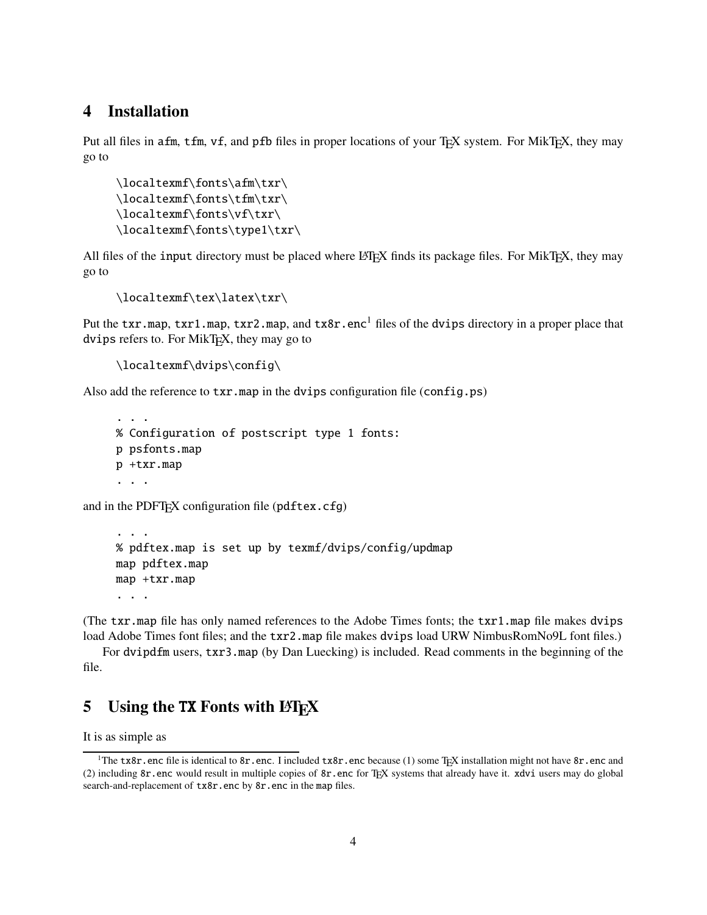## 4 Installation

Put all files in afm, tfm, vf, and pfb files in proper locations of your TeX system. For MikTeX, they may go to

```
\localtexmf\fonts\afm\txr\
\localtexmf\fonts\tfm\txr\
\localtexmf\fonts\vf\txr\
\localtexmf\fonts\type1\txr\
```

All files of the input directory must be placed where LaTeX finds its package files. For MikTeX, they may go to

```
\localtexmf\tex\latex\txr\
```

Put the txr.map, txr1.map, txr2.map, and tx8r.enc[1] files of the dvips directory in a proper place that dvips refers to. For MikTeX, they may go to

```
\localtexmf\dvips\config\
```

Also add the reference to txr.map in the dvips configuration file (config.ps)

```
. . .
% Configuration of postscript type 1 fonts:
p psfonts.map
p +txr.map
. . .
```

and in the PDFTeX configuration file (pdftex.cfg)

```
. . .
% pdftex.map is set up by texmf/dvips/config/updmap
map pdftex.map
map +txr.map
. . .
```

(The txr.map file has only named references to the Adobe Times fonts; the txr1.map file makes dvips load Adobe Times font files; and the txr2.map file makes dvips load URW NimbusRomNo9L font files.)

For dvipdfm users, txr3.map (by Dan Luecking) is included. Read comments in the beginning of the file.

## 5 Using the TX Fonts with LaTeX

It is as simple as

[1] The tx8r.enc file is identical to 8r.enc. I included tx8r.enc because (1) some TeX installation might not have 8r.enc and (2) including 8r.enc would result in multiple copies of 8r.enc for TeX systems that already have it. xdvi users may do global search-and-replacement of tx8r.enc by 8r.enc in the map files.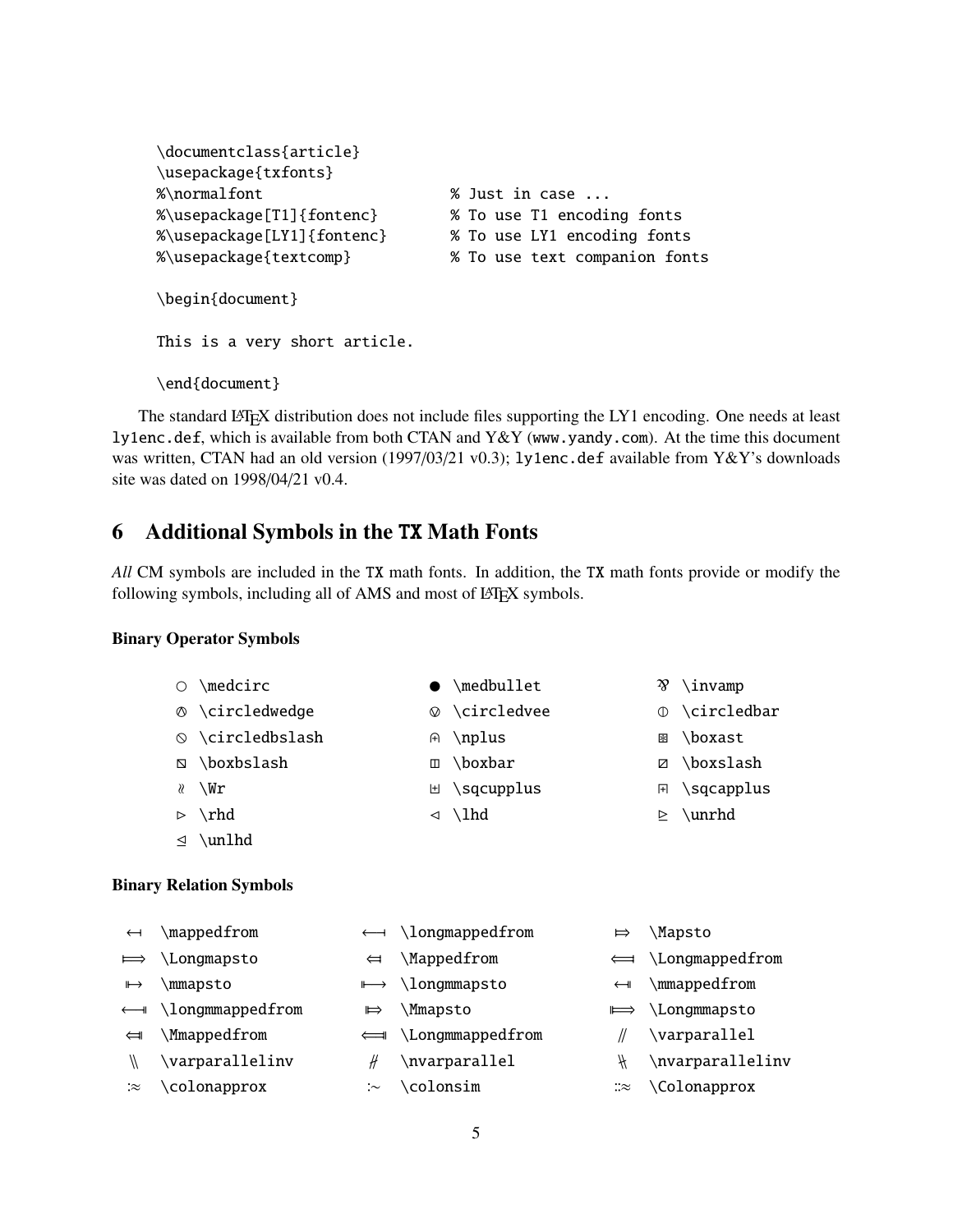```
\documentclass{article}
\usepackage{txfonts}
%\normalfont                    % Just in case ...
%\usepackage[T1]{fontenc}       % To use T1 encoding fonts
%\usepackage[LY1]{fontenc}      % To use LY1 encoding fonts
%\usepackage{textcomp}          % To use text companion fonts

\begin{document}

This is a very short article.

\end{document}
```

The standard LaTeX distribution does not include files supporting the LY1 encoding. One needs at least `ly1enc.def`, which is available from both CTAN and Y&Y (`www.yandy.com`). At the time this document was written, CTAN had an old version (1997/03/21 v0.3); `ly1enc.def` available from Y&Y's downloads site was dated on 1998/04/21 v0.4.

## 6 Additional Symbols in the TX Math Fonts

*All* CM symbols are included in the TX math fonts. In addition, the TX math fonts provide or modify the following symbols, including all of AMS and most of LaTeX symbols.

### Binary Operator Symbols

| | | | | | |
|---|---|---|---|---|---|
| $\medcirc$ | \medcirc | $\medbullet$ | \medbullet | $\invamp$ | \invamp |
| $\circledwedge$ | \circledwedge | $\circledvee$ | \circledvee | $\circledbar$ | \circledbar |
| $\circledbslash$ | \circledbslash | $\nplus$ | \nplus | $\boxast$ | \boxast |
| $\boxbslash$ | \boxbslash | $\boxbar$ | \boxbar | $\boxslash$ | \boxslash |
| $\Wr$ | \Wr | $\sqcupplus$ | \sqcupplus | $\sqcapplus$ | \sqcapplus |
| $\rhd$ | \rhd | $\lhd$ | \lhd | $\unrhd$ | \unrhd |
| $\unlhd$ | \unlhd | | | | |

### Binary Relation Symbols

| | | | | | |
|---|---|---|---|---|---|
| $\mappedfrom$ | \mappedfrom | $\longmappedfrom$ | \longmappedfrom | $\Mapsto$ | \Mapsto |
| $\Longmapsto$ | \Longmapsto | $\Mappedfrom$ | \Mappedfrom | $\Longmappedfrom$ | \Longmappedfrom |
| $\mmapsto$ | \mmapsto | $\longmmapsto$ | \longmmapsto | $\mmappedfrom$ | \mmappedfrom |
| $\longmmappedfrom$ | \longmmappedfrom | $\Mmapsto$ | \Mmapsto | $\Longmmapsto$ | \Longmmapsto |
| $\Mmappedfrom$ | \Mmappedfrom | $\Longmmappedfrom$ | \Longmmappedfrom | $\varparallel$ | \varparallel |
| $\varparallelinv$ | \varparallelinv | $\nvarparallel$ | \nvarparallel | $\nvarparallelinv$ | \nvarparallelinv |
| $\colonapprox$ | \colonapprox | $\colonsim$ | \colonsim | $\Colonapprox$ | \Colonapprox |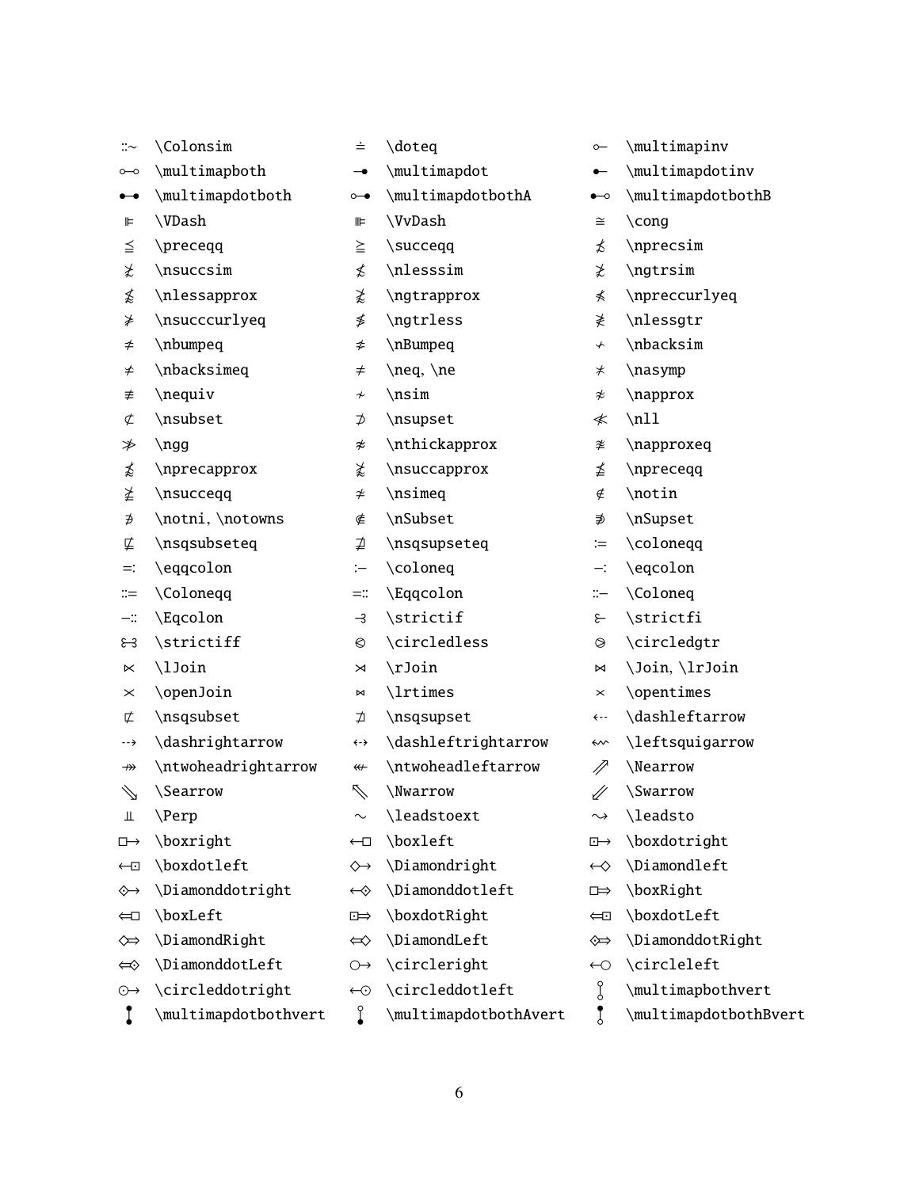| | | | | | |
|---|---|---|---|---|---|
| ::∼ | \Colonsim | ≐ | \doteq | ⟜ | \multimapinv |
| ⧟ | \multimapboth | ⊸ | \multimapdot | ⟜ | \multimapdotinv |
| ⧟ | \multimapdotboth | ⧟ | \multimapdotbothA | ⧟ | \multimapdotbothB |
| ⊫ | \VDash | ⫩ | \VvDash | ≅ | \cong |
| ≦ | \preceqq | ≧ | \succeqq | ⋨ | \nprecsim |
| ⋩ | \nsuccsim | ≴ | \nlesssim | ≵ | \ngtrsim |
| ⪉ | \nlessapprox | ⪊ | \ngtrapprox | ⋠ | \npreccurlyeq |
| ⋡ | \nsucccurlyeq | ≹ | \ngtrless | ≸ | \nlessgtr |
| ≠ | \nbumpeq | ≠ | \nBumpeq | ≁ | \nbacksim |
| ≠ | \nbacksimeq | ≠ | \neq, \ne | ≭ | \nasymp |
| ≢ | \nequiv | ≁ | \nsim | ≉ | \napprox |
| ⊄ | \nsubset | ⊅ | \nsupset | ≪̸ | \nll |
| ≫̸ | \ngg | ≉ | \nthickapprox | ≇ | \napproxeq |
| ⪹ | \nprecapprox | ⪺ | \nsuccapprox | ⪯̸ | \npreceqq |
| ⪰̸ | \nsucceqq | ≄ | \nsimeq | ∉ | \notin |
| ∌ | \notni, \notowns | ⋐̸ | \nSubset | ⋑̸ | \nSupset |
| ⋢ | \nsqsubseteq | ⋣ | \nsqsupseteq | ≔ | \coloneqq |
| ≕ | \eqqcolon | :− | \coloneq | −: | \eqcolon |
| ::= | \Coloneqq | =:: | \Eqqcolon | ::− | \Coloneq |
| −:: | \Eqcolon | | \strictif | | \strictfi |
| | \strictiff | ⧀ | \circledless | ⧁ | \circledgtr |
| ⋉ | \lJoin | ⋊ | \rJoin | ⋈ | \Join, \lrJoin |
| ⋉ | \openJoin | ⋈ | \lrtimes | × | \opentimes |
| ⊏̸ | \nsqsubset | ⊐̸ | \nsqsupset | ⇠ | \dashleftarrow |
| ⇢ | \dashrightarrow | ⇠⇢ | \dashleftrightarrow | ⬿ | \leftsquigarrow |
| ↠̸ | \ntwoheadrightarrow | ↞̸ | \ntwoheadleftarrow | ⇗ | \Nearrow |
| ⇘ | \Searrow | ⇖ | \Nwarrow | ⇙ | \Swarrow |
| ⫫ | \Perp | ∼ | \leadstoext | ⇝ | \leadsto |
| □→ | \boxright | ←□ | \boxleft | ⊡→ | \boxdotright |
| ←⊡ | \boxdotleft | ◇→ | \Diamondright | ←◇ | \Diamondleft |
| ⟐→ | \Diamonddotright | ←⟐ | \Diamonddotleft | □⇒ | \boxRight |
| ⇐□ | \boxLeft | ⊡⇒ | \boxdotRight | ⇐⊡ | \boxdotLeft |
| ◇⇒ | \DiamondRight | ⇐◇ | \DiamondLeft | ⟐⇒ | \DiamonddotRight |
| ⇐⟐ | \DiamonddotLeft | ○→ | \circleright | ←○ | \circleleft |
| ⊙→ | \circleddotright | ←⊙ | \circleddotleft | ⫯ | \multimapbothvert |
| ⫯ | \multimapdotbothvert | ⫯ | \multimapdotbothAvert | ⫯ | \multimapdotbothBvert |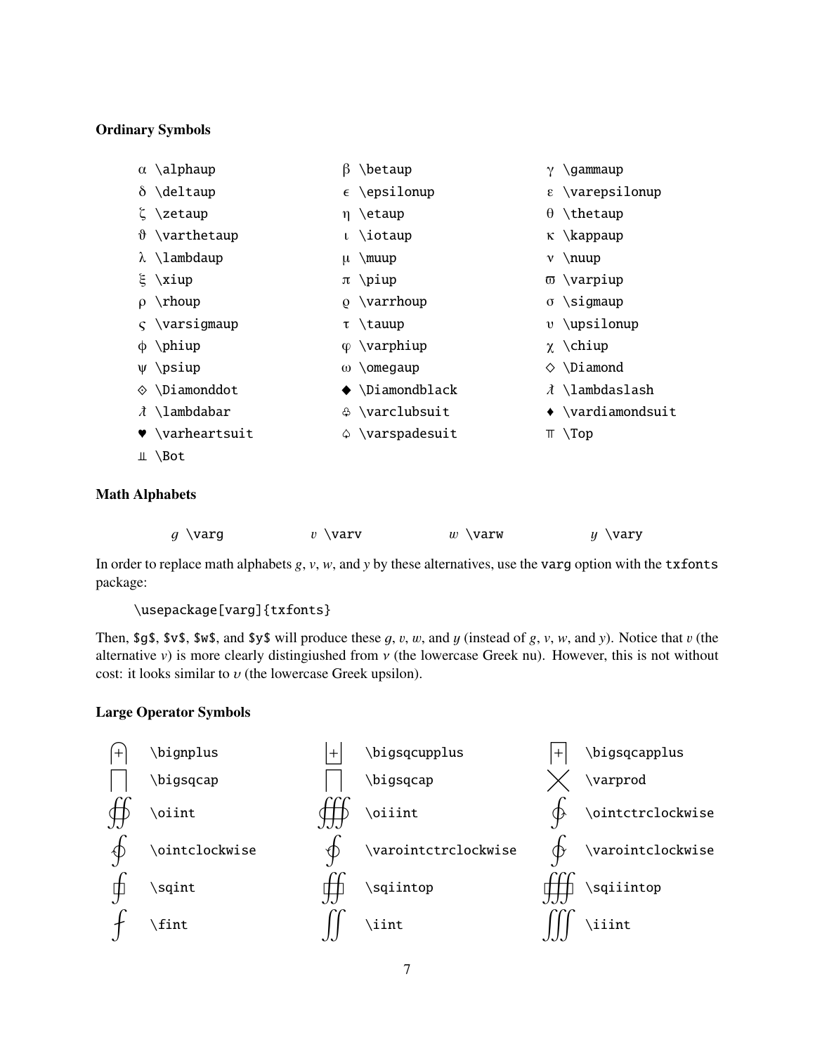### Ordinary Symbols

| | | |
|---|---|---|
| α `\alphaup` | β `\betaup` | γ `\gammaup` |
| δ `\deltaup` | ϵ `\epsilonup` | ε `\varepsilonup` |
| ζ `\zetaup` | η `\etaup` | θ `\thetaup` |
| ϑ `\varthetaup` | ι `\iotaup` | κ `\kappaup` |
| λ `\lambdaup` | μ `\muup` | ν `\nuup` |
| ξ `\xiup` | π `\piup` | ϖ `\varpiup` |
| ρ `\rhoup` | ϱ `\varrhoup` | σ `\sigmaup` |
| ς `\varsigmaup` | τ `\tauup` | υ `\upsilonup` |
| ϕ `\phiup` | φ `\varphiup` | χ `\chiup` |
| ψ `\psiup` | ω `\omegaup` | ◇ `\Diamond` |
| ⟐ `\Diamonddot` | ◆ `\Diamondblack` | ƛ `\lambdaslash` |
| ƛ `\lambdabar` | ♧ `\varclubsuit` | ♦ `\vardiamondsuit` |
| ♥ `\varheartsuit` | ♤ `\varspadesuit` | ⫪ `\Top` |
| ⫫ `\Bot` | | |

### Math Alphabets

| | | | |
|---|---|---|---|
| $g$ `\varg` | $v$ `\varv` | $w$ `\varw` | $y$ `\vary` |

In order to replace math alphabets *g*, *v*, *w*, and *y* by these alternatives, use the `varg` option with the `txfonts` package:

```
\usepackage[varg]{txfonts}
```

Then, `$g$`, `$v$`, `$w$`, and `$y$` will produce these $g$, $v$, $w$, and $y$ (instead of *g*, *v*, *w*, and *y*). Notice that $v$ (the alternative *v*) is more clearly distinguished from $\nu$ (the lowercase Greek nu). However, this is not without cost: it looks similar to $\upsilon$ (the lowercase Greek upsilon).

### Large Operator Symbols

| | | |
|---|---|---|
| ⨄ `\bignplus` | ⨆ `\bigsqcupplus` | ⨅ `\bigsqcapplus` |
| ⨅ `\bigsqcap` | ⨅ `\bigsqcap` | ⨉ `\varprod` |
| ∯ `\oiint` | ∰ `\oiiint` | ∳ `\ointctrclockwise` |
| ∲ `\ointclockwise` | ∳ `\varointctrclockwise` | ∲ `\varointclockwise` |
| ⨖ `\sqint` | `\sqiintop` | `\sqiiintop` |
| ⨏ `\fint` | ∬ `\iint` | ∭ `\iiint` |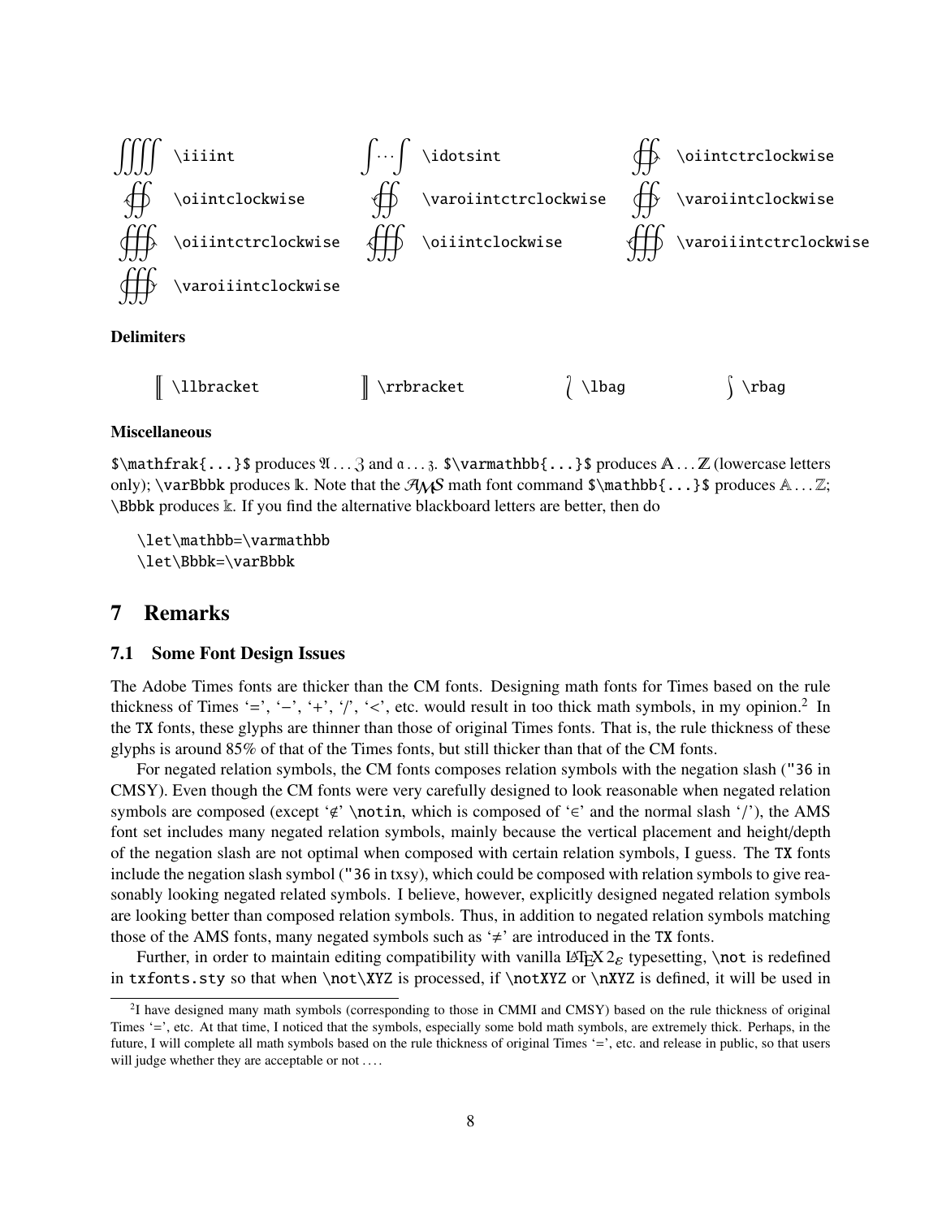| | | | | | |
|---|---|---|---|---|---|
| $\iiiint$ | `\iiiint` | $\idotsint$ | `\idotsint` | ∲ | `\oiintctrclockwise` |
| ∯ | `\oiintclockwise` | ∯ | `\varoiintctrclockwise` | ∯ | `\varoiintclockwise` |
| ∰ | `\oiiintctrclockwise` | ∰ | `\oiiintclockwise` | ∰ | `\varoiiintctrclockwise` |
| ∰ | `\varoiiintclockwise` | | | | |

### Delimiters

| | | | | | | | |
|---|---|---|---|---|---|---|---|
| ⟦ | `\llbracket` | ⟧ | `\rrbracket` | ⟅ | `\lbag` | ⟆ | `\rbag` |

### Miscellaneous

`$\mathfrak{...}$` produces $\mathfrak{A} \dots \mathfrak{Z}$ and $\mathfrak{a} \dots \mathfrak{z}$. `$\varmathbb{...}$` produces $\mathbb{A} \dots \mathbb{Z}$ (lowercase letters only); `\varBbbk` produces $\Bbbk$. Note that the $\mathcal{AMS}$ math font command `$\mathbb{...}$` produces $\mathbb{A} \dots \mathbb{Z}$; `\Bbbk` produces $\Bbbk$. If you find the alternative blackboard letters are better, then do

```
\let\mathbb=\varmathbb
\let\Bbbk=\varBbbk
```

## 7 Remarks

### 7.1 Some Font Design Issues

The Adobe Times fonts are thicker than the CM fonts. Designing math fonts for Times based on the rule thickness of Times '=', '−', '+', '/', '<', etc. would result in too thick math symbols, in my opinion.[2] In the TX fonts, these glyphs are thinner than those of original Times fonts. That is, the rule thickness of these glyphs is around 85% of that of the Times fonts, but still thicker than that of the CM fonts.

For negated relation symbols, the CM fonts composes relation symbols with the negation slash ("36 in CMSY). Even though the CM fonts were very carefully designed to look reasonable when negated relation symbols are composed (except '∉' `\notin`, which is composed of '∈' and the normal slash '/'), the AMS font set includes many negated relation symbols, mainly because the vertical placement and height/depth of the negation slash are not optimal when composed with certain relation symbols, I guess. The TX fonts include the negation slash symbol ("36 in txsy), which could be composed with relation symbols to give reasonably looking negated related symbols. I believe, however, explicitly designed negated relation symbols are looking better than composed relation symbols. Thus, in addition to negated relation symbols matching those of the AMS fonts, many negated symbols such as '≠' are introduced in the TX fonts.

Further, in order to maintain editing compatibility with vanilla LaTeX 2ε typesetting, `\not` is redefined in `txfonts.sty` so that when `\not\XYZ` is processed, if `\notXYZ` or `\nXYZ` is defined, it will be used in

[2] I have designed many math symbols (corresponding to those in CMMI and CMSY) based on the rule thickness of original Times '=', etc. At that time, I noticed that the symbols, especially some bold math symbols, are extremely thick. Perhaps, in the future, I will complete all math symbols based on the rule thickness of original Times '=', etc. and release in public, so that users will judge whether they are acceptable or not ....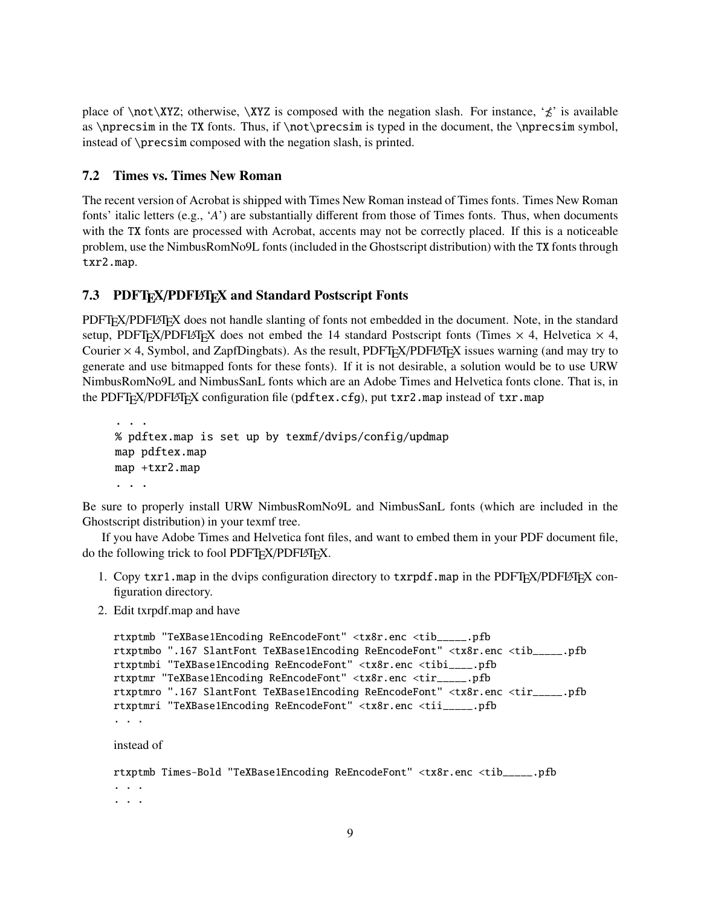place of `\not\XYZ`; otherwise, `\XYZ` is composed with the negation slash. For instance, '$\not\precsim$' is available as `\nprecsim` in the TX fonts. Thus, if `\not\precsim` is typed in the document, the `\nprecsim` symbol, instead of `\precsim` composed with the negation slash, is printed.

### 7.2 Times vs. Times New Roman

The recent version of Acrobat is shipped with Times New Roman instead of Times fonts. Times New Roman fonts' italic letters (e.g., '*A*') are substantially different from those of Times fonts. Thus, when documents with the TX fonts are processed with Acrobat, accents may not be correctly placed. If this is a noticeable problem, use the NimbusRomNo9L fonts (included in the Ghostscript distribution) with the TX fonts through `txr2.map`.

### 7.3 PDFTEX/PDFLATEX and Standard Postscript Fonts

PDFTEX/PDFLATEX does not handle slanting of fonts not embedded in the document. Note, in the standard setup, PDFTEX/PDFLATEX does not embed the 14 standard Postscript fonts (Times × 4, Helvetica × 4, Courier × 4, Symbol, and ZapfDingbats). As the result, PDFTEX/PDFLATEX issues warning (and may try to generate and use bitmapped fonts for these fonts). If it is not desirable, a solution would be to use URW NimbusRomNo9L and NimbusSanL fonts which are an Adobe Times and Helvetica fonts clone. That is, in the PDFTEX/PDFLATEX configuration file (`pdftex.cfg`), put `txr2.map` instead of `txr.map`

```
. . .
% pdftex.map is set up by texmf/dvips/config/updmap
map pdftex.map
map +txr2.map
. . .
```

Be sure to properly install URW NimbusRomNo9L and NimbusSanL fonts (which are included in the Ghostscript distribution) in your texmf tree.

If you have Adobe Times and Helvetica font files, and want to embed them in your PDF document file, do the following trick to fool PDFTEX/PDFLATEX.

1. Copy `txr1.map` in the dvips configuration directory to `txrpdf.map` in the PDFTEX/PDFLATEX configuration directory.
2. Edit txrpdf.map and have

   ```
   rtxptmb "TeXBase1Encoding ReEncodeFont" <tx8r.enc <tib_____.pfb
   rtxptmbo ".167 SlantFont TeXBase1Encoding ReEncodeFont" <tx8r.enc <tib_____.pfb
   rtxptmbi "TeXBase1Encoding ReEncodeFont" <tx8r.enc <tibi____.pfb
   rtxptmr "TeXBase1Encoding ReEncodeFont" <tx8r.enc <tir_____.pfb
   rtxptmro ".167 SlantFont TeXBase1Encoding ReEncodeFont" <tx8r.enc <tir_____.pfb
   rtxptmri "TeXBase1Encoding ReEncodeFont" <tx8r.enc <tii_____.pfb
   . . .
   ```

   instead of

   ```
   rtxptmb Times-Bold "TeXBase1Encoding ReEncodeFont" <tx8r.enc <tib_____.pfb
   . . .
   . . .
   ```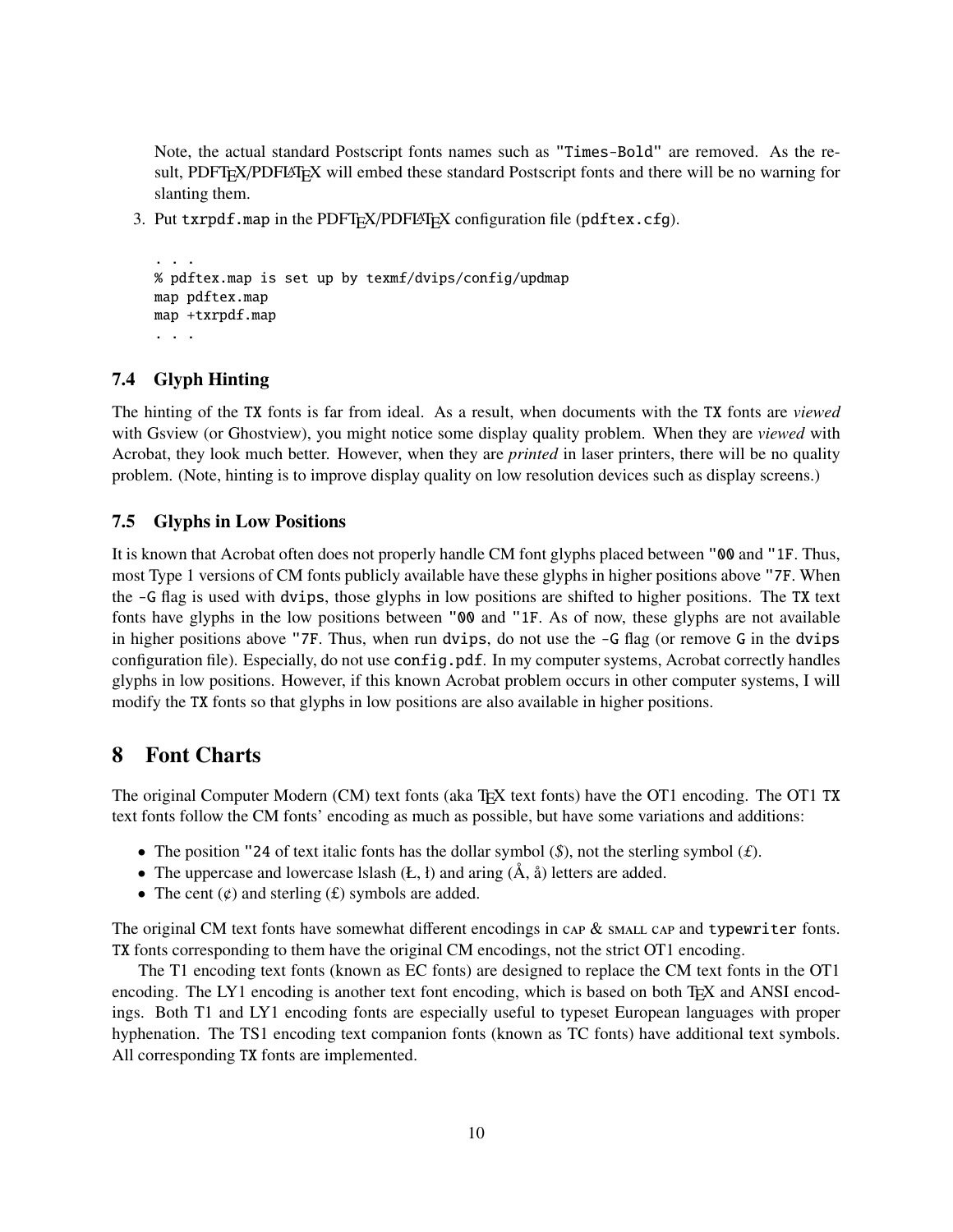Note, the actual standard Postscript fonts names such as "Times-Bold" are removed. As the result, PDFTEX/PDFLATEX will embed these standard Postscript fonts and there will be no warning for slanting them.

3. Put `txrpdf.map` in the PDFTEX/PDFLATEX configuration file (`pdftex.cfg`).

```
. . .
% pdftex.map is set up by texmf/dvips/config/updmap
map pdftex.map
map +txrpdf.map
. . .
```

### 7.4 Glyph Hinting

The hinting of the TX fonts is far from ideal. As a result, when documents with the TX fonts are *viewed* with Gsview (or Ghostview), you might notice some display quality problem. When they are *viewed* with Acrobat, they look much better. However, when they are *printed* in laser printers, there will be no quality problem. (Note, hinting is to improve display quality on low resolution devices such as display screens.)

### 7.5 Glyphs in Low Positions

It is known that Acrobat often does not properly handle CM font glyphs placed between "00 and "1F. Thus, most Type 1 versions of CM fonts publicly available have these glyphs in higher positions above "7F. When the -G flag is used with dvips, those glyphs in low positions are shifted to higher positions. The TX text fonts have glyphs in the low positions between "00 and "1F. As of now, these glyphs are not available in higher positions above "7F. Thus, when run dvips, do not use the -G flag (or remove G in the dvips configuration file). Especially, do not use `config.pdf`. In my computer systems, Acrobat correctly handles glyphs in low positions. However, if this known Acrobat problem occurs in other computer systems, I will modify the TX fonts so that glyphs in low positions are also available in higher positions.

## 8 Font Charts

The original Computer Modern (CM) text fonts (aka TEX text fonts) have the OT1 encoding. The OT1 TX text fonts follow the CM fonts' encoding as much as possible, but have some variations and additions:

- The position "24 of text italic fonts has the dollar symbol (*$*), not the sterling symbol (*£*).
- The uppercase and lowercase lslash (Ł, ł) and aring (Å, å) letters are added.
- The cent (¢) and sterling (£) symbols are added.

The original CM text fonts have somewhat different encodings in CAP & SMALL CAP and `typewriter` fonts. TX fonts corresponding to them have the original CM encodings, not the strict OT1 encoding.

The T1 encoding text fonts (known as EC fonts) are designed to replace the CM text fonts in the OT1 encoding. The LY1 encoding is another text font encoding, which is based on both TEX and ANSI encodings. Both T1 and LY1 encoding fonts are especially useful to typeset European languages with proper hyphenation. The TS1 encoding text companion fonts (known as TC fonts) have additional text symbols. All corresponding TX fonts are implemented.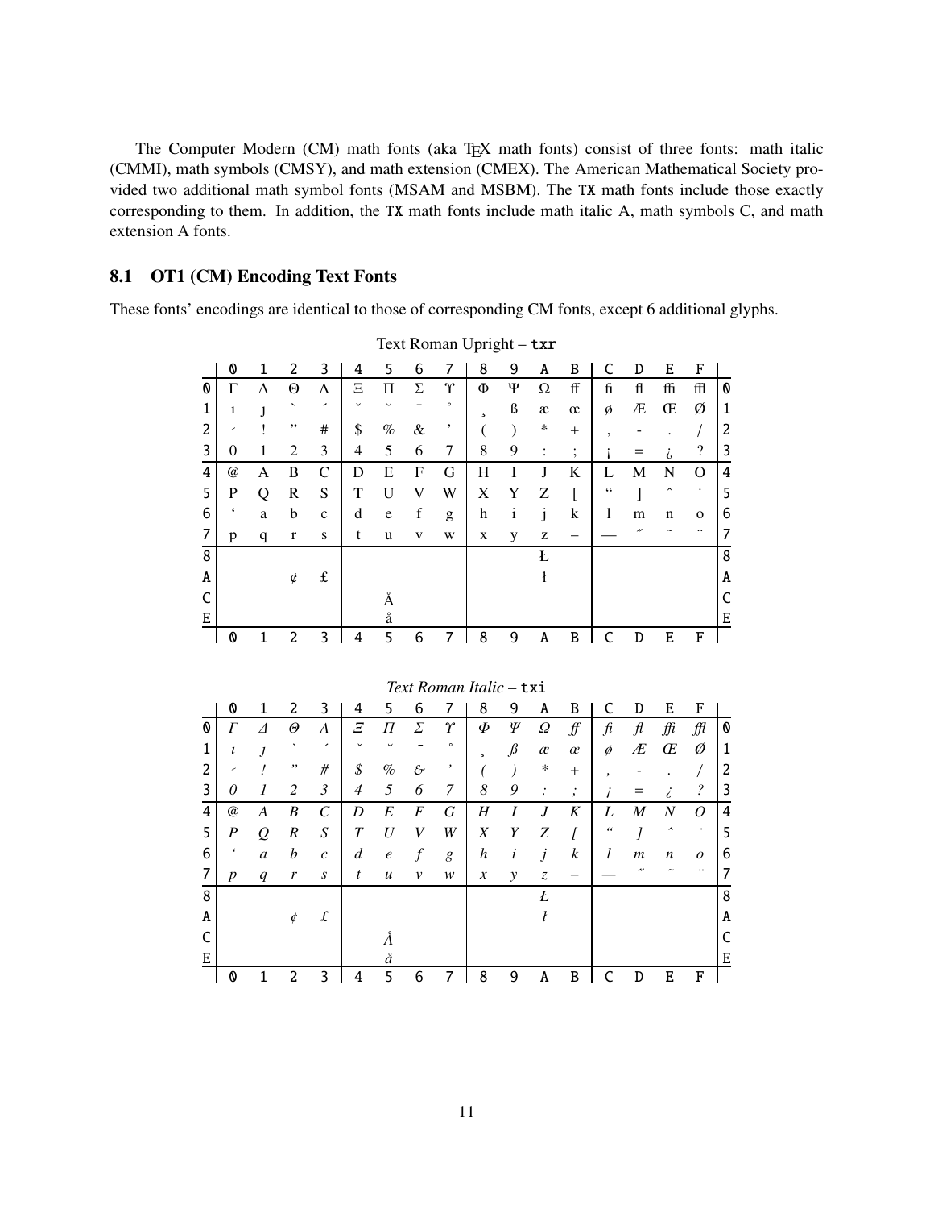The Computer Modern (CM) math fonts (aka TEX math fonts) consist of three fonts: math italic (CMMI), math symbols (CMSY), and math extension (CMEX). The American Mathematical Society provided two additional math symbol fonts (MSAM and MSBM). The TX math fonts include those exactly corresponding to them. In addition, the TX math fonts include math italic A, math symbols C, and math extension A fonts.

## 8.1 OT1 (CM) Encoding Text Fonts

These fonts' encodings are identical to those of corresponding CM fonts, except 6 additional glyphs.

Text Roman Upright – txr

| | 0 | 1 | 2 | 3 | 4 | 5 | 6 | 7 | 8 | 9 | A | B | C | D | E | F | |
|---|---|---|---|---|---|---|---|---|---|---|---|---|---|---|---|---|---|
| 0 | Γ | Δ | Θ | Λ | Ξ | Π | Σ | ϒ | Φ | Ψ | Ω | ff | fi | fl | ffi | ffl | 0 |
| 1 | ı | ȷ | ` | ´ | ˇ | ˘ | ¯ | ˚ | ¸ | ß | æ | œ | ø | Æ | Œ | Ø | 1 |
| 2 | ˊ | ! | ” | # | $ | % | & | ’ | ( | ) | * | + | , | - | . | / | 2 |
| 3 | 0 | 1 | 2 | 3 | 4 | 5 | 6 | 7 | 8 | 9 | : | ; | ¡ | = | ¿ | ? | 3 |
| 4 | @ | A | B | C | D | E | F | G | H | I | J | K | L | M | N | O | 4 |
| 5 | P | Q | R | S | T | U | V | W | X | Y | Z | [ | “ | ] | ˆ | ˙ | 5 |
| 6 | ‘ | a | b | c | d | e | f | g | h | i | j | k | l | m | n | o | 6 |
| 7 | p | q | r | s | t | u | v | w | x | y | z | – | — | ˝ | ˜ | ¨ | 7 |
| 8 | | | | | | | | | | | Ł | | | | | | 8 |
| A | | | ¢ | £ | | | | | | | ł | | | | | | A |
| C | | | | | | Å | | | | | | | | | | | C |
| E | | | | | | å | | | | | | | | | | | E |
| | 0 | 1 | 2 | 3 | 4 | 5 | 6 | 7 | 8 | 9 | A | B | C | D | E | F | |

*Text Roman Italic* – txi

| | 0 | 1 | 2 | 3 | 4 | 5 | 6 | 7 | 8 | 9 | A | B | C | D | E | F | |
|---|---|---|---|---|---|---|---|---|---|---|---|---|---|---|---|---|---|
| 0 | *Γ* | *Δ* | *Θ* | *Λ* | *Ξ* | *Π* | *Σ* | *ϒ* | *Φ* | *Ψ* | *Ω* | *ff* | *fi* | *fl* | *ffi* | *ffl* | 0 |
| 1 | *ı* | *ȷ* | ` | ´ | ˇ | ˘ | ¯ | ˚ | ¸ | *ß* | *æ* | *œ* | *ø* | *Æ* | *Œ* | *Ø* | 1 |
| 2 | ˊ | *!* | ” | *#* | *$* | *%* | *&* | ’ | *(* | *)* | * | *+* | , | - | . | */* | 2 |
| 3 | *0* | *1* | *2* | *3* | *4* | *5* | *6* | *7* | *8* | *9* | *:* | *;* | *¡* | *=* | *¿* | *?* | 3 |
| 4 | *@* | *A* | *B* | *C* | *D* | *E* | *F* | *G* | *H* | *I* | *J* | *K* | *L* | *M* | *N* | *O* | 4 |
| 5 | *P* | *Q* | *R* | *S* | *T* | *U* | *V* | *W* | *X* | *Y* | *Z* | *[* | “ | *]* | ˆ | ˙ | 5 |
| 6 | ‘ | *a* | *b* | *c* | *d* | *e* | *f* | *g* | *h* | *i* | *j* | *k* | *l* | *m* | *n* | *o* | 6 |
| 7 | *p* | *q* | *r* | *s* | *t* | *u* | *v* | *w* | *x* | *y* | *z* | – | — | ˝ | ˜ | ¨ | 7 |
| 8 | | | | | | | | | | | *Ł* | | | | | | 8 |
| A | | | *¢* | *£* | | | | | | | *ł* | | | | | | A |
| C | | | | | | *Å* | | | | | | | | | | | C |
| E | | | | | | *å* | | | | | | | | | | | E |
| | 0 | 1 | 2 | 3 | 4 | 5 | 6 | 7 | 8 | 9 | A | B | C | D | E | F | |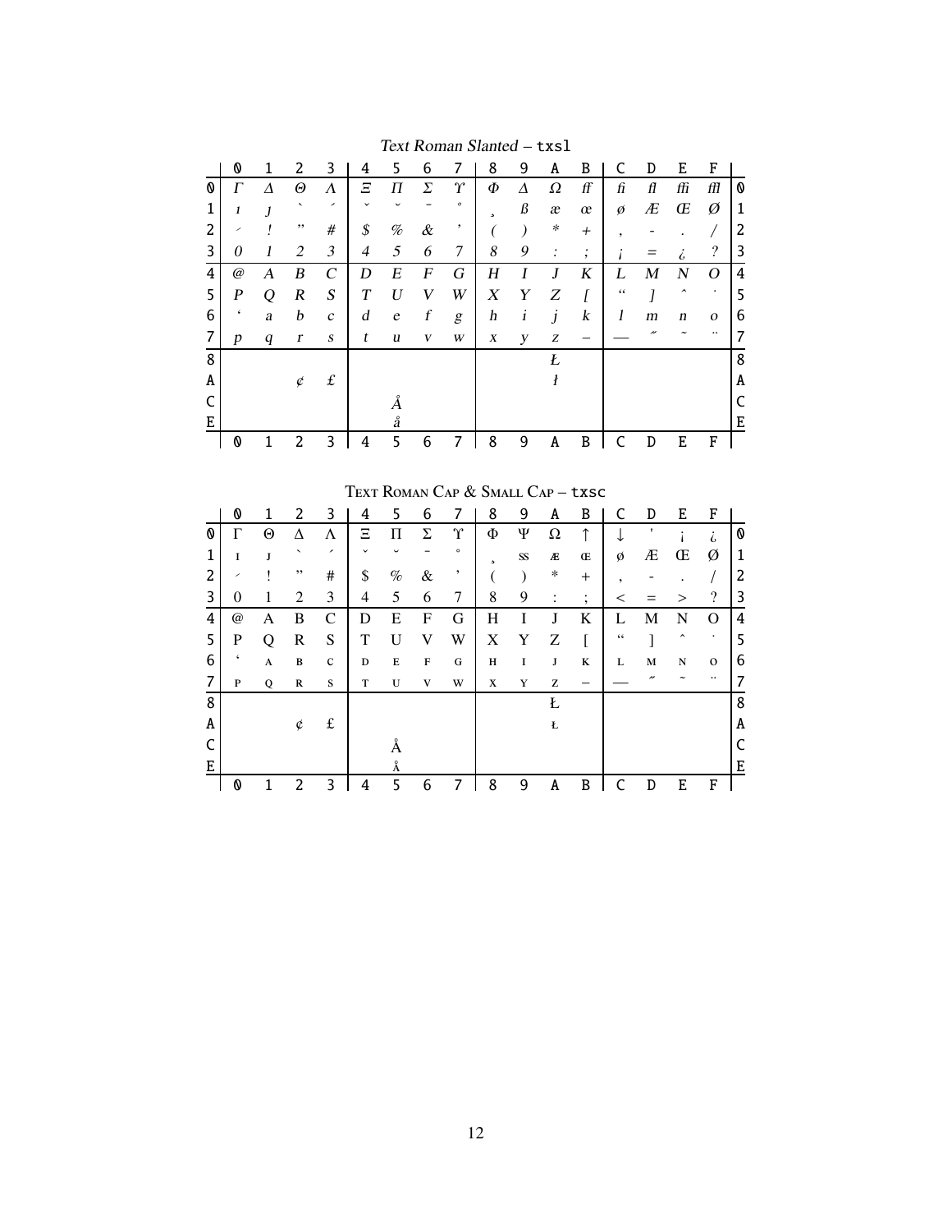## *Text Roman Slanted* – txsl

| | 0 | 1 | 2 | 3 | 4 | 5 | 6 | 7 | 8 | 9 | A | B | C | D | E | F | |
|---|---|---|---|---|---|---|---|---|---|---|---|---|---|---|---|---|---|
| 0 | Γ | Δ | Θ | Λ | Ξ | Π | Σ | ϒ | Φ | Δ | Ω | ff | fi | fl | ffi | ffl | 0 |
| 1 | ı | ȷ | ` | ´ | ˇ | ˘ | ¯ | ˚ | ¸ | ß | æ | œ | ø | Æ | Œ | Ø | 1 |
| 2 | ˊ | ! | ” | # | $ | % | & | ’ | ( | ) | * | + | , | - | . | / | 2 |
| 3 | 0 | 1 | 2 | 3 | 4 | 5 | 6 | 7 | 8 | 9 | : | ; | ¡ | = | ¿ | ? | 3 |
| 4 | @ | A | B | C | D | E | F | G | H | I | J | K | L | M | N | O | 4 |
| 5 | P | Q | R | S | T | U | V | W | X | Y | Z | [ | “ | ] | ˆ | ˙ | 5 |
| 6 | ‘ | a | b | c | d | e | f | g | h | i | j | k | l | m | n | o | 6 |
| 7 | p | q | r | s | t | u | v | w | x | y | z | – | — | ˝ | ˜ | ¨ | 7 |
| 8 | | | | | | | | | | | Ł | | | | | | 8 |
| A | | | ¢ | £ | | | | | | | ł | | | | | | A |
| C | | | | | | Å | | | | | | | | | | | C |
| E | | | | | | å | | | | | | | | | | | E |
| | 0 | 1 | 2 | 3 | 4 | 5 | 6 | 7 | 8 | 9 | A | B | C | D | E | F | |

## Text Roman Cap & Small Cap – txsc

| | 0 | 1 | 2 | 3 | 4 | 5 | 6 | 7 | 8 | 9 | A | B | C | D | E | F | |
|---|---|---|---|---|---|---|---|---|---|---|---|---|---|---|---|---|---|
| 0 | Γ | Θ | Δ | Λ | Ξ | Π | Σ | ϒ | Φ | Ψ | Ω | ↑ | ↓ | ' | ¡ | ¿ | 0 |
| 1 | ɪ | ᴊ | ` | ´ | ˇ | ˘ | ¯ | ˚ | ¸ | ss | ᴁ | ɶ | ø | Æ | Œ | Ø | 1 |
| 2 | ˊ | ! | ” | # | $ | % | & | ’ | ( | ) | * | + | , | - | . | / | 2 |
| 3 | 0 | 1 | 2 | 3 | 4 | 5 | 6 | 7 | 8 | 9 | : | ; | < | = | > | ? | 3 |
| 4 | @ | A | B | C | D | E | F | G | H | I | J | K | L | M | N | O | 4 |
| 5 | P | Q | R | S | T | U | V | W | X | Y | Z | [ | “ | ] | ˆ | ˙ | 5 |
| 6 | ‘ | ᴀ | ʙ | ᴄ | ᴅ | ᴇ | ꜰ | ɢ | ʜ | ɪ | ᴊ | ᴋ | ʟ | ᴍ | ɴ | ᴏ | 6 |
| 7 | ᴘ | ǫ | ʀ | ꜱ | ᴛ | ᴜ | ᴠ | ᴡ | x | ʏ | ᴢ | – | — | ˝ | ˜ | ¨ | 7 |
| 8 | | | | | | | | | | | Ł | | | | | | 8 |
| A | | | ¢ | £ | | | | | | | ᴌ | | | | | | A |
| C | | | | | | Å | | | | | | | | | | | C |
| E | | | | | | å | | | | | | | | | | | E |
| | 0 | 1 | 2 | 3 | 4 | 5 | 6 | 7 | 8 | 9 | A | B | C | D | E | F | |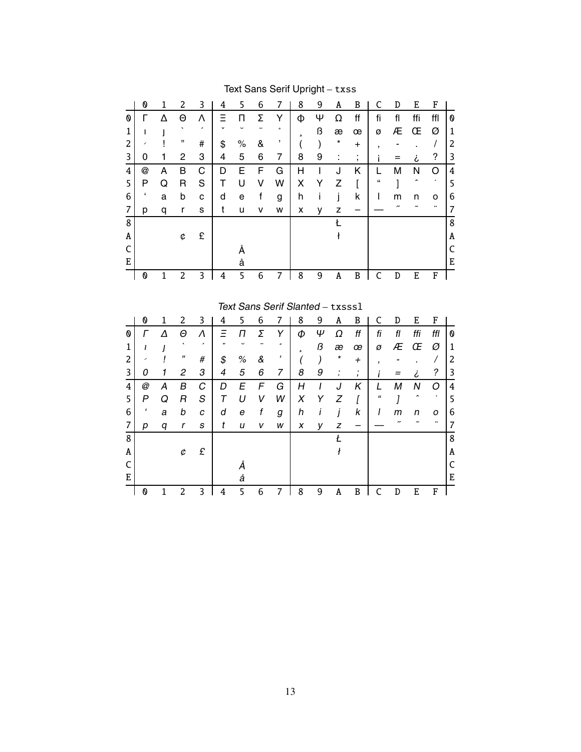## Text Sans Serif Upright – txss

| | 0 | 1 | 2 | 3 | 4 | 5 | 6 | 7 | 8 | 9 | A | B | C | D | E | F | |
|---|---|---|---|---|---|---|---|---|---|---|---|---|---|---|---|---|---|
| 0 | Γ | Δ | Θ | Λ | Ξ | Π | Σ | Υ | Φ | Ψ | Ω | ff | fi | fl | ffi | ffl | 0 |
| 1 | ı | ȷ | ` | ´ | ˇ | ˘ | ¯ | ˚ | ¸ | ß | æ | œ | ø | Æ | Œ | Ø | 1 |
| 2 | ˊ | ! | ” | # | $ | % | & | ’ | ( | ) | * | + | , | - | . | / | 2 |
| 3 | 0 | 1 | 2 | 3 | 4 | 5 | 6 | 7 | 8 | 9 | : | ; | ¡ | = | ¿ | ? | 3 |
| 4 | @ | A | B | C | D | E | F | G | H | I | J | K | L | M | N | O | 4 |
| 5 | P | Q | R | S | T | U | V | W | X | Y | Z | [ | “ | ] | ˆ | ˙ | 5 |
| 6 | ‘ | a | b | c | d | e | f | g | h | i | j | k | l | m | n | o | 6 |
| 7 | p | q | r | s | t | u | v | w | x | y | z | – | — | ˝ | ˜ | ¨ | 7 |
| 8 | | | | | | | | | | | Ł | | | | | | 8 |
| A | | | ¢ | £ | | | | | | | ł | | | | | | A |
| C | | | | | | Å | | | | | | | | | | | C |
| E | | | | | | å | | | | | | | | | | | E |
| | 0 | 1 | 2 | 3 | 4 | 5 | 6 | 7 | 8 | 9 | A | B | C | D | E | F | |

## *Text Sans Serif Slanted* – txsssl

| | 0 | 1 | 2 | 3 | 4 | 5 | 6 | 7 | 8 | 9 | A | B | C | D | E | F | |
|---|---|---|---|---|---|---|---|---|---|---|---|---|---|---|---|---|---|
| 0 | *Γ* | *Δ* | *Θ* | *Λ* | *Ξ* | *Π* | *Σ* | *Υ* | *Φ* | *Ψ* | *Ω* | *ff* | *fi* | *fl* | *ffi* | *ffl* | 0 |
| 1 | *ı* | *ȷ* | ` | ´ | ˇ | ˘ | ¯ | ˚ | ¸ | *ß* | *æ* | *œ* | *ø* | *Æ* | *Œ* | *Ø* | 1 |
| 2 | ˊ | *!* | ” | *#* | *$* | *%* | *&* | ’ | *(* | *)* | * | *+* | , | - | . | */* | 2 |
| 3 | *0* | *1* | *2* | *3* | *4* | *5* | *6* | *7* | *8* | *9* | *:* | *;* | *¡* | *=* | *¿* | *?* | 3 |
| 4 | *@* | *A* | *B* | *C* | *D* | *E* | *F* | *G* | *H* | *I* | *J* | *K* | *L* | *M* | *N* | *O* | 4 |
| 5 | *P* | *Q* | *R* | *S* | *T* | *U* | *V* | *W* | *X* | *Y* | *Z* | *[* | “ | *]* | ˆ | ˙ | 5 |
| 6 | ‘ | *a* | *b* | *c* | *d* | *e* | *f* | *g* | *h* | *i* | *j* | *k* | *l* | *m* | *n* | *o* | 6 |
| 7 | *p* | *q* | *r* | *s* | *t* | *u* | *v* | *w* | *x* | *y* | *z* | – | — | ˝ | ˜ | ¨ | 7 |
| 8 | | | | | | | | | | | *Ł* | | | | | | 8 |
| A | | | *¢* | *£* | | | | | | | *ł* | | | | | | A |
| C | | | | | | *Å* | | | | | | | | | | | C |
| E | | | | | | *å* | | | | | | | | | | | E |
| | 0 | 1 | 2 | 3 | 4 | 5 | 6 | 7 | 8 | 9 | A | B | C | D | E | F | |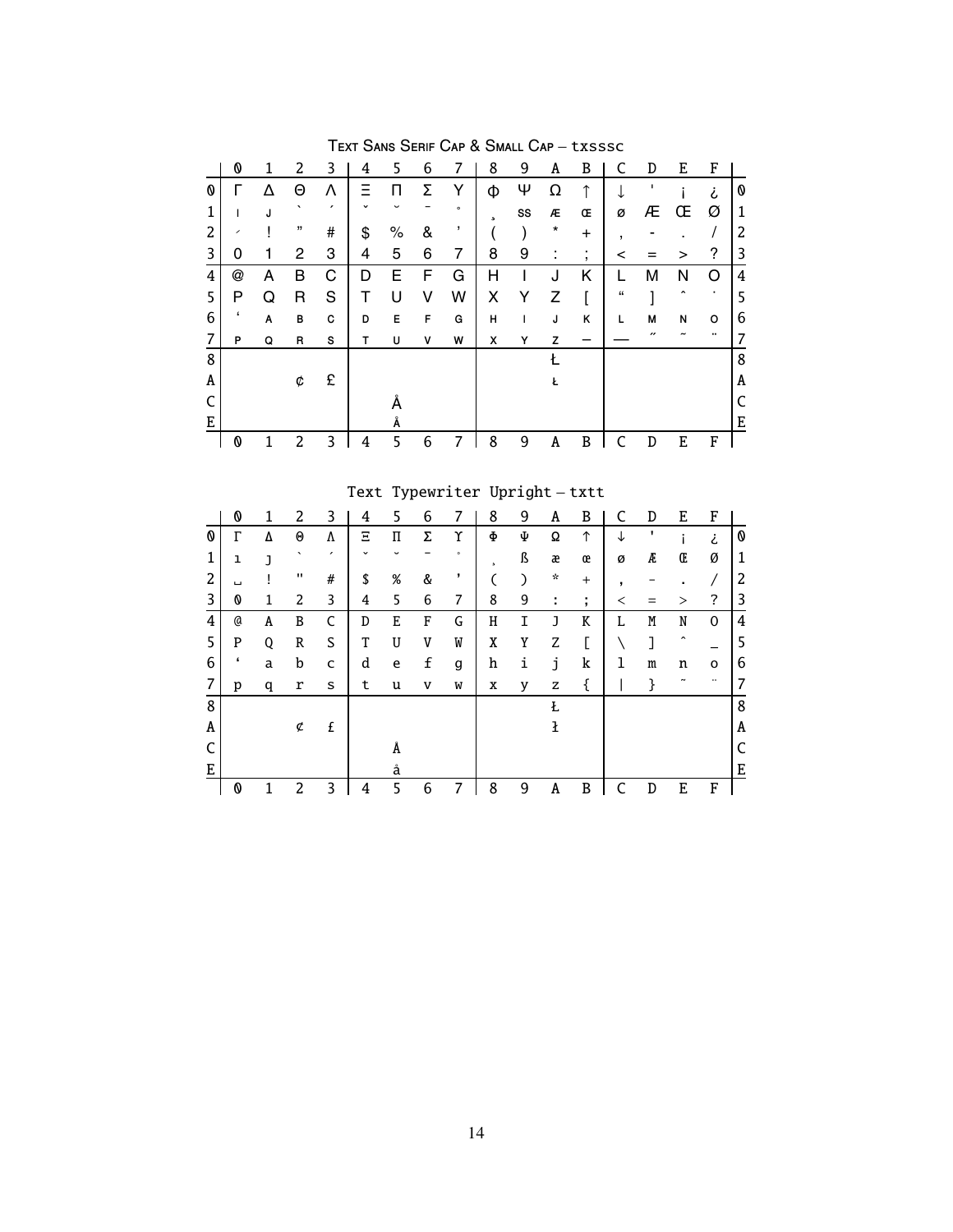TEXT SANS SERIF CAP & SMALL CAP – txsssc

| | 0 | 1 | 2 | 3 | 4 | 5 | 6 | 7 | 8 | 9 | A | B | C | D | E | F | |
|---|---|---|---|---|---|---|---|---|---|---|---|---|---|---|---|---|---|
| 0 | Γ | Δ | Θ | Λ | Ξ | Π | Σ | Υ | Φ | Ψ | Ω | ↑ | ↓ | ' | ¡ | ¿ | 0 |
| 1 | I | J | ` | ´ | ˇ | ˘ | ¯ | ˚ | ¸ | SS | Æ | Œ | Ø | Æ | Œ | Ø | 1 |
| 2 | ˊ | ! | " | # | $ | % | & | ' | ( | ) | * | + | , | - | . | / | 2 |
| 3 | 0 | 1 | 2 | 3 | 4 | 5 | 6 | 7 | 8 | 9 | : | ; | < | = | > | ? | 3 |
| 4 | @ | A | B | C | D | E | F | G | H | I | J | K | L | M | N | O | 4 |
| 5 | P | Q | R | S | T | U | V | W | X | Y | Z | [ | " | ] | ˆ | ˙ | 5 |
| 6 | ' | A | B | C | D | E | F | G | H | I | J | K | L | M | N | O | 6 |
| 7 | P | Q | R | S | T | U | V | W | X | Y | Z | – | — | ˝ | ˜ | ¨ | 7 |
| 8 | | | | | | | | | | | Ł | | | | | | 8 |
| A | | | ¢ | £ | | | | | | | Ł | | | | | | A |
| C | | | | | | Å | | | | | | | | | | | C |
| E | | | | | | Å | | | | | | | | | | | E |
| | 0 | 1 | 2 | 3 | 4 | 5 | 6 | 7 | 8 | 9 | A | B | C | D | E | F | |

Text Typewriter Upright – txtt

| | 0 | 1 | 2 | 3 | 4 | 5 | 6 | 7 | 8 | 9 | A | B | C | D | E | F | |
|---|---|---|---|---|---|---|---|---|---|---|---|---|---|---|---|---|---|
| 0 | Γ | Δ | Θ | Λ | Ξ | Π | Σ | Υ | Φ | Ψ | Ω | ↑ | ↓ | ' | ¡ | ¿ | 0 |
| 1 | ı | ȷ | ` | ´ | ˇ | ˘ | ¯ | ˚ | ¸ | ß | æ | œ | ø | Æ | Œ | Ø | 1 |
| 2 | ␣ | ! | " | # | $ | % | & | ' | ( | ) | * | + | , | - | . | / | 2 |
| 3 | 0 | 1 | 2 | 3 | 4 | 5 | 6 | 7 | 8 | 9 | : | ; | < | = | > | ? | 3 |
| 4 | @ | A | B | C | D | E | F | G | H | I | J | K | L | M | N | O | 4 |
| 5 | P | Q | R | S | T | U | V | W | X | Y | Z | [ | \ | ] | ˆ | _ | 5 |
| 6 | ' | a | b | c | d | e | f | g | h | i | j | k | l | m | n | o | 6 |
| 7 | p | q | r | s | t | u | v | w | x | y | z | { | \| | } | ˜ | ¨ | 7 |
| 8 | | | | | | | | | | | Ł | | | | | | 8 |
| A | | | ¢ | £ | | | | | | | ł | | | | | | A |
| C | | | | | | Å | | | | | | | | | | | C |
| E | | | | | | å | | | | | | | | | | | E |
| | 0 | 1 | 2 | 3 | 4 | 5 | 6 | 7 | 8 | 9 | A | B | C | D | E | F | |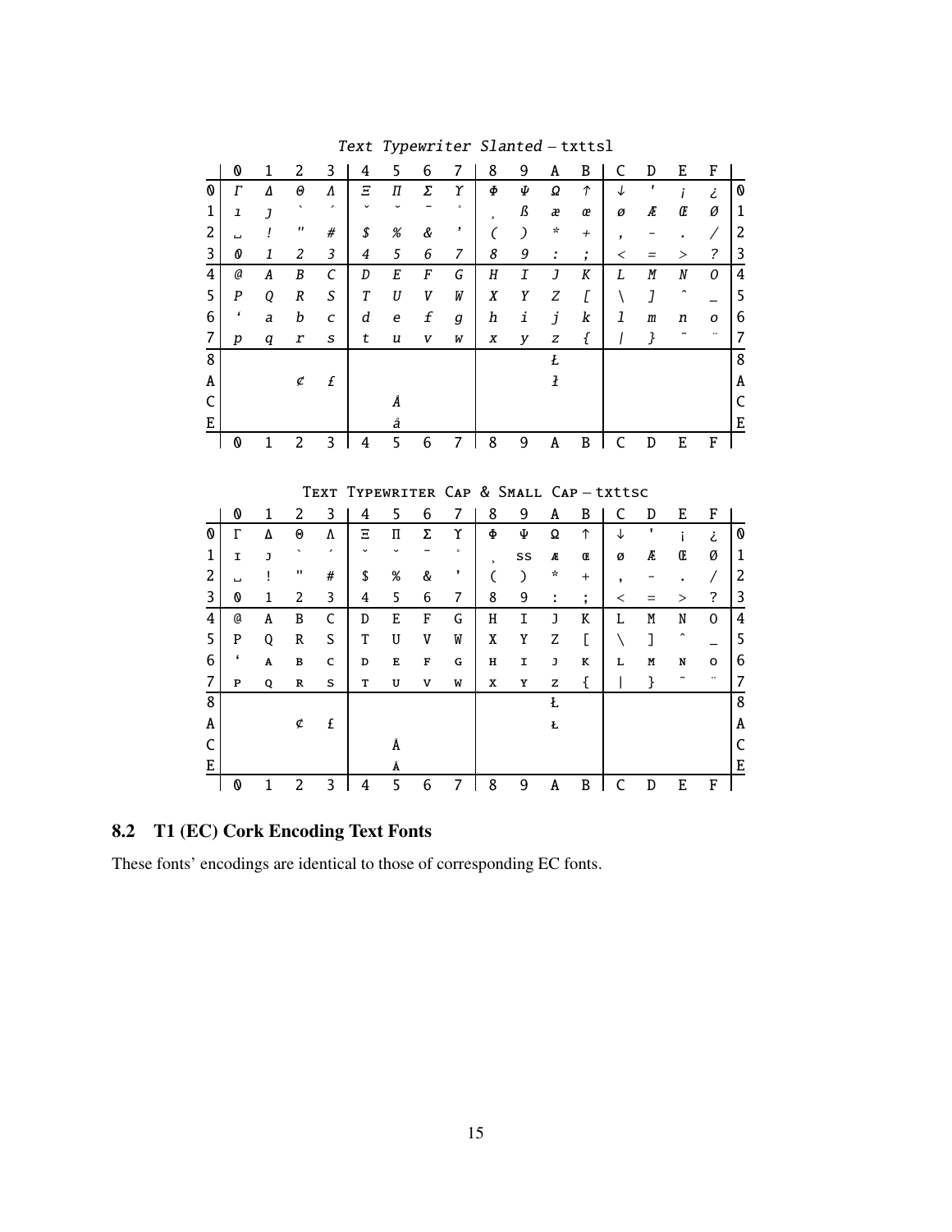*Text Typewriter Slanted* – txttsl

| | 0 | 1 | 2 | 3 | 4 | 5 | 6 | 7 | 8 | 9 | A | B | C | D | E | F | |
|---|---|---|---|---|---|---|---|---|---|---|---|---|---|---|---|---|---|
| 0 | Γ | Δ | Θ | Λ | Ξ | Π | Σ | Υ | Φ | Ψ | Ω | ↑ | ↓ | ' | ¡ | ¿ | 0 |
| 1 | ı | ȷ | ` | ´ | ˇ | ˘ | ¯ | ˚ | ¸ | ß | æ | œ | ø | Æ | Œ | Ø | 1 |
| 2 | ␣ | ! | " | # | $ | % | & | ' | ( | ) | * | + | , | - | . | / | 2 |
| 3 | 0 | 1 | 2 | 3 | 4 | 5 | 6 | 7 | 8 | 9 | : | ; | < | = | > | ? | 3 |
| 4 | @ | A | B | C | D | E | F | G | H | I | J | K | L | M | N | O | 4 |
| 5 | P | Q | R | S | T | U | V | W | X | Y | Z | [ | \ | ] | ˆ | _ | 5 |
| 6 | ' | a | b | c | d | e | f | g | h | i | j | k | l | m | n | o | 6 |
| 7 | p | q | r | s | t | u | v | w | x | y | z | { | \| | } | ˜ | ¨ | 7 |
| 8 | | | | | | | | | | | Ł | | | | | | 8 |
| A | | | ¢ | £ | | | | | | | ł | | | | | | A |
| C | | | | | | Å | | | | | | | | | | | C |
| E | | | | | | å | | | | | | | | | | | E |
| | 0 | 1 | 2 | 3 | 4 | 5 | 6 | 7 | 8 | 9 | A | B | C | D | E | F | |

Text Typewriter Cap & Small Cap – txttsc

| | 0 | 1 | 2 | 3 | 4 | 5 | 6 | 7 | 8 | 9 | A | B | C | D | E | F | |
|---|---|---|---|---|---|---|---|---|---|---|---|---|---|---|---|---|---|
| 0 | Γ | Δ | Θ | Λ | Ξ | Π | Σ | Υ | Φ | Ψ | Ω | ↑ | ↓ | ' | ¡ | ¿ | 0 |
| 1 | ɪ | ᴊ | ` | ´ | ˇ | ˘ | ¯ | ˚ | ¸ | ss | ᴁ | ɶ | ø | Æ | Œ | Ø | 1 |
| 2 | ␣ | ! | " | # | $ | % | & | ' | ( | ) | * | + | , | - | . | / | 2 |
| 3 | 0 | 1 | 2 | 3 | 4 | 5 | 6 | 7 | 8 | 9 | : | ; | < | = | > | ? | 3 |
| 4 | @ | A | B | C | D | E | F | G | H | I | J | K | L | M | N | O | 4 |
| 5 | P | Q | R | S | T | U | V | W | X | Y | Z | [ | \ | ] | ˆ | _ | 5 |
| 6 | ' | ᴀ | ʙ | ᴄ | ᴅ | ᴇ | ꜰ | ɢ | ʜ | ɪ | ᴊ | ᴋ | ʟ | ᴍ | ɴ | ᴏ | 6 |
| 7 | ᴘ | ǫ | ʀ | ꜱ | ᴛ | ᴜ | ᴠ | ᴡ | x | ʏ | ᴢ | { | \| | } | ˜ | ¨ | 7 |
| 8 | | | | | | | | | | | Ł | | | | | | 8 |
| A | | | ¢ | £ | | | | | | | ᴌ | | | | | | A |
| C | | | | | | Å | | | | | | | | | | | C |
| E | | | | | | ᴀ̊ | | | | | | | | | | | E |
| | 0 | 1 | 2 | 3 | 4 | 5 | 6 | 7 | 8 | 9 | A | B | C | D | E | F | |

## 8.2 T1 (EC) Cork Encoding Text Fonts

These fonts' encodings are identical to those of corresponding EC fonts.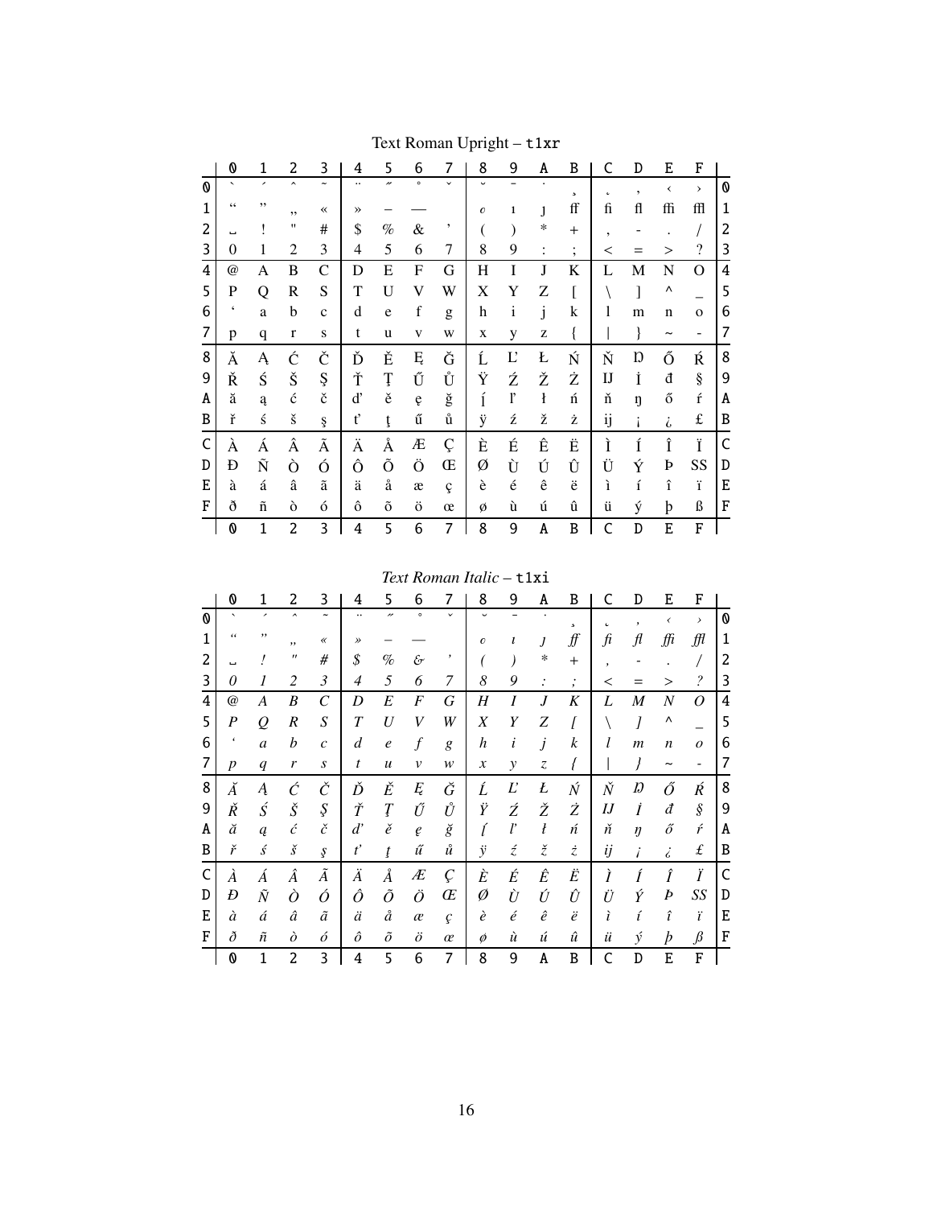Text Roman Upright – t1xr

| | 0 | 1 | 2 | 3 | 4 | 5 | 6 | 7 | 8 | 9 | A | B | C | D | E | F | |
|---|---|---|---|---|---|---|---|---|---|---|---|---|---|---|---|---|---|
| 0 | ` | ´ | ˆ | ˜ | ¨ | ˝ | ˚ | ˇ | ˘ | ¯ | ˙ | ¸ | ˛ | ‚ | ‹ | › | 0 |
| 1 | “ | ” | „ | « | » | – | — | | ₀ | ı | ȷ | ff | fi | fl | ffi | ffl | 1 |
| 2 | ␣ | ! | " | # | $ | % | & | ’ | ( | ) | * | + | , | - | . | / | 2 |
| 3 | 0 | 1 | 2 | 3 | 4 | 5 | 6 | 7 | 8 | 9 | : | ; | < | = | > | ? | 3 |
| 4 | @ | A | B | C | D | E | F | G | H | I | J | K | L | M | N | O | 4 |
| 5 | P | Q | R | S | T | U | V | W | X | Y | Z | [ | \ | ] | ^ | _ | 5 |
| 6 | ‘ | a | b | c | d | e | f | g | h | i | j | k | l | m | n | o | 6 |
| 7 | p | q | r | s | t | u | v | w | x | y | z | { | \| | } | ~ | - | 7 |
| 8 | Ă | Ą | Ć | Č | Ď | Ě | Ę | Ğ | Ĺ | Ľ | Ł | Ń | Ň | Ŋ | Ő | Ŕ | 8 |
| 9 | Ř | Ś | Š | Ş | Ť | Ţ | Ű | Ů | Ÿ | Ź | Ž | Ż | Ĳ | İ | đ | § | 9 |
| A | ă | ą | ć | č | ď | ě | ę | ğ | ĺ | ľ | ł | ń | ň | ŋ | ő | ŕ | A |
| B | ř | ś | š | ş | ť | ţ | ű | ů | ÿ | ź | ž | ż | ĳ | ¡ | ¿ | £ | B |
| C | À | Á | Â | Ã | Ä | Å | Æ | Ç | È | É | Ê | Ë | Ì | Í | Î | Ï | C |
| D | Ð | Ñ | Ò | Ó | Ô | Õ | Ö | Œ | Ø | Ù | Ú | Û | Ü | Ý | Þ | SS | D |
| E | à | á | â | ã | ä | å | æ | ç | è | é | ê | ë | ì | í | î | ï | E |
| F | ð | ñ | ò | ó | ô | õ | ö | œ | ø | ù | ú | û | ü | ý | þ | ß | F |
| | 0 | 1 | 2 | 3 | 4 | 5 | 6 | 7 | 8 | 9 | A | B | C | D | E | F | |

*Text Roman Italic* – t1xi

| | 0 | 1 | 2 | 3 | 4 | 5 | 6 | 7 | 8 | 9 | A | B | C | D | E | F | |
|---|---|---|---|---|---|---|---|---|---|---|---|---|---|---|---|---|---|
| 0 | ` | ´ | ˆ | ˜ | ¨ | ˝ | ˚ | ˇ | ˘ | ¯ | ˙ | ¸ | ˛ | ‚ | ‹ | › | 0 |
| 1 | “ | ” | „ | « | » | – | — | | ₀ | ı | ȷ | ff | fi | fl | ffi | ffl | 1 |
| 2 | ␣ | ! | " | # | $ | % | & | ’ | ( | ) | * | + | , | - | . | / | 2 |
| 3 | 0 | 1 | 2 | 3 | 4 | 5 | 6 | 7 | 8 | 9 | : | ; | < | = | > | ? | 3 |
| 4 | @ | A | B | C | D | E | F | G | H | I | J | K | L | M | N | O | 4 |
| 5 | P | Q | R | S | T | U | V | W | X | Y | Z | [ | \ | ] | ^ | _ | 5 |
| 6 | ‘ | a | b | c | d | e | f | g | h | i | j | k | l | m | n | o | 6 |
| 7 | p | q | r | s | t | u | v | w | x | y | z | { | \| | } | ~ | - | 7 |
| 8 | Ă | Ą | Ć | Č | Ď | Ě | Ę | Ğ | Ĺ | Ľ | Ł | Ń | Ň | Ŋ | Ő | Ŕ | 8 |
| 9 | Ř | Ś | Š | Ş | Ť | Ţ | Ű | Ů | Ÿ | Ź | Ž | Ż | Ĳ | İ | đ | § | 9 |
| A | ă | ą | ć | č | ď | ě | ę | ğ | ĺ | ľ | ł | ń | ň | ŋ | ő | ŕ | A |
| B | ř | ś | š | ş | ť | ţ | ű | ů | ÿ | ź | ž | ż | ĳ | ¡ | ¿ | £ | B |
| C | À | Á | Â | Ã | Ä | Å | Æ | Ç | È | É | Ê | Ë | Ì | Í | Î | Ï | C |
| D | Ð | Ñ | Ò | Ó | Ô | Õ | Ö | Œ | Ø | Ù | Ú | Û | Ü | Ý | Þ | SS | D |
| E | à | á | â | ã | ä | å | æ | ç | è | é | ê | ë | ì | í | î | ï | E |
| F | ð | ñ | ò | ó | ô | õ | ö | œ | ø | ù | ú | û | ü | ý | þ | ß | F |
| | 0 | 1 | 2 | 3 | 4 | 5 | 6 | 7 | 8 | 9 | A | B | C | D | E | F | |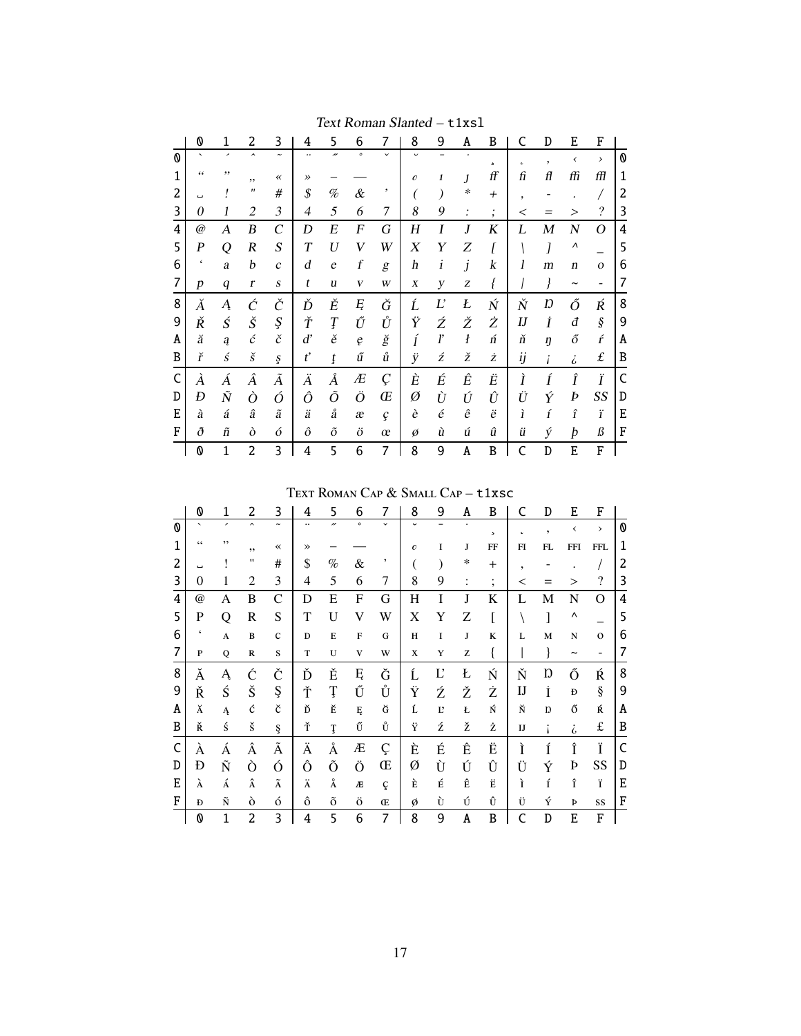## *Text Roman Slanted – t1xsl*

| | 0 | 1 | 2 | 3 | 4 | 5 | 6 | 7 | 8 | 9 | A | B | C | D | E | F | |
|---|---|---|---|---|---|---|---|---|---|---|---|---|---|---|---|---|---|
| 0 | ` | ´ | ˆ | ˜ | ¨ | ˝ | ˚ | ˇ | ˘ | ¯ | ˙ | ¸ | ˛ | ‚ | ‹ | › | 0 |
| 1 | “ | ” | „ | « | » | – | — | | o | ı | ȷ | ff | fi | fl | ffi | ffl | 1 |
| 2 | ␣ | ! | " | # | $ | % | & | ’ | ( | ) | * | + | , | - | . | / | 2 |
| 3 | 0 | 1 | 2 | 3 | 4 | 5 | 6 | 7 | 8 | 9 | : | ; | < | = | > | ? | 3 |
| 4 | @ | A | B | C | D | E | F | G | H | I | J | K | L | M | N | O | 4 |
| 5 | P | Q | R | S | T | U | V | W | X | Y | Z | [ | \ | ] | ^ | _ | 5 |
| 6 | ‘ | a | b | c | d | e | f | g | h | i | j | k | l | m | n | o | 6 |
| 7 | p | q | r | s | t | u | v | w | x | y | z | { | \| | } | ~ | - | 7 |
| 8 | Ă | Ą | Ć | Č | Ď | Ě | Ę | Ğ | Ĺ | Ľ | Ł | Ń | Ň | Ŋ | Ő | Ŕ | 8 |
| 9 | Ř | Ś | Š | Ş | Ť | Ţ | Ű | Ů | Ÿ | Ź | Ž | Ż | Ĳ | İ | đ | § | 9 |
| A | ă | ą | ć | č | ď | ě | ę | ğ | ĺ | ľ | ł | ń | ň | ŋ | ő | ŕ | A |
| B | ř | ś | š | ş | ť | ţ | ű | ů | ÿ | ź | ž | ż | ĳ | ¡ | ¿ | £ | B |
| C | À | Á | Â | Ã | Ä | Å | Æ | Ç | È | É | Ê | Ë | Ì | Í | Î | Ï | C |
| D | Ð | Ñ | Ò | Ó | Ô | Õ | Ö | Œ | Ø | Ù | Ú | Û | Ü | Ý | Þ | SS | D |
| E | à | á | â | ã | ä | å | æ | ç | è | é | ê | ë | ì | í | î | ï | E |
| F | ð | ñ | ò | ó | ô | õ | ö | œ | ø | ù | ú | û | ü | ý | þ | ß | F |
| | 0 | 1 | 2 | 3 | 4 | 5 | 6 | 7 | 8 | 9 | A | B | C | D | E | F | |

## Text Roman Cap & Small Cap – t1xsc

| | 0 | 1 | 2 | 3 | 4 | 5 | 6 | 7 | 8 | 9 | A | B | C | D | E | F | |
|---|---|---|---|---|---|---|---|---|---|---|---|---|---|---|---|---|---|
| 0 | ` | ´ | ˆ | ˜ | ¨ | ˝ | ˚ | ˇ | ˘ | ¯ | ˙ | ¸ | ˛ | ‚ | ‹ | › | 0 |
| 1 | “ | ” | „ | « | » | – | — | | o | I | J | FF | FI | FL | FFI | FFL | 1 |
| 2 | ␣ | ! | " | # | $ | % | & | ’ | ( | ) | * | + | , | - | . | / | 2 |
| 3 | 0 | 1 | 2 | 3 | 4 | 5 | 6 | 7 | 8 | 9 | : | ; | < | = | > | ? | 3 |
| 4 | @ | A | B | C | D | E | F | G | H | I | J | K | L | M | N | O | 4 |
| 5 | P | Q | R | S | T | U | V | W | X | Y | Z | [ | \ | ] | ^ | _ | 5 |
| 6 | ‘ | A | B | C | D | E | F | G | H | I | J | K | L | M | N | O | 6 |
| 7 | P | Q | R | S | T | U | V | W | X | Y | Z | { | \| | } | ~ | - | 7 |
| 8 | Ă | Ą | Ć | Č | Ď | Ě | Ę | Ğ | Ĺ | Ľ | Ł | Ń | Ň | Ŋ | Ő | Ŕ | 8 |
| 9 | Ř | Ś | Š | Ş | Ť | Ţ | Ű | Ů | Ÿ | Ź | Ž | Ż | Ĳ | İ | Đ | § | 9 |
| A | Ă | Ą | Ć | Č | Ď | Ě | Ę | Ğ | Ĺ | Ľ | Ł | Ń | Ň | Ŋ | Ő | Ŕ | A |
| B | Ř | Ś | Š | Ş | Ť | Ţ | Ű | Ů | Ÿ | Ź | Ž | Ż | IJ | ¡ | ¿ | £ | B |
| C | À | Á | Â | Ã | Ä | Å | Æ | Ç | È | É | Ê | Ë | Ì | Í | Î | Ï | C |
| D | Ð | Ñ | Ò | Ó | Ô | Õ | Ö | Œ | Ø | Ù | Ú | Û | Ü | Ý | Þ | SS | D |
| E | À | Á | Â | Ã | Ä | Å | Æ | Ç | È | É | Ê | Ë | Ì | Í | Î | Ï | E |
| F | Ð | Ñ | Ò | Ó | Ô | Õ | Ö | Œ | Ø | Ù | Ú | Û | Ü | Ý | Þ | SS | F |
| | 0 | 1 | 2 | 3 | 4 | 5 | 6 | 7 | 8 | 9 | A | B | C | D | E | F | |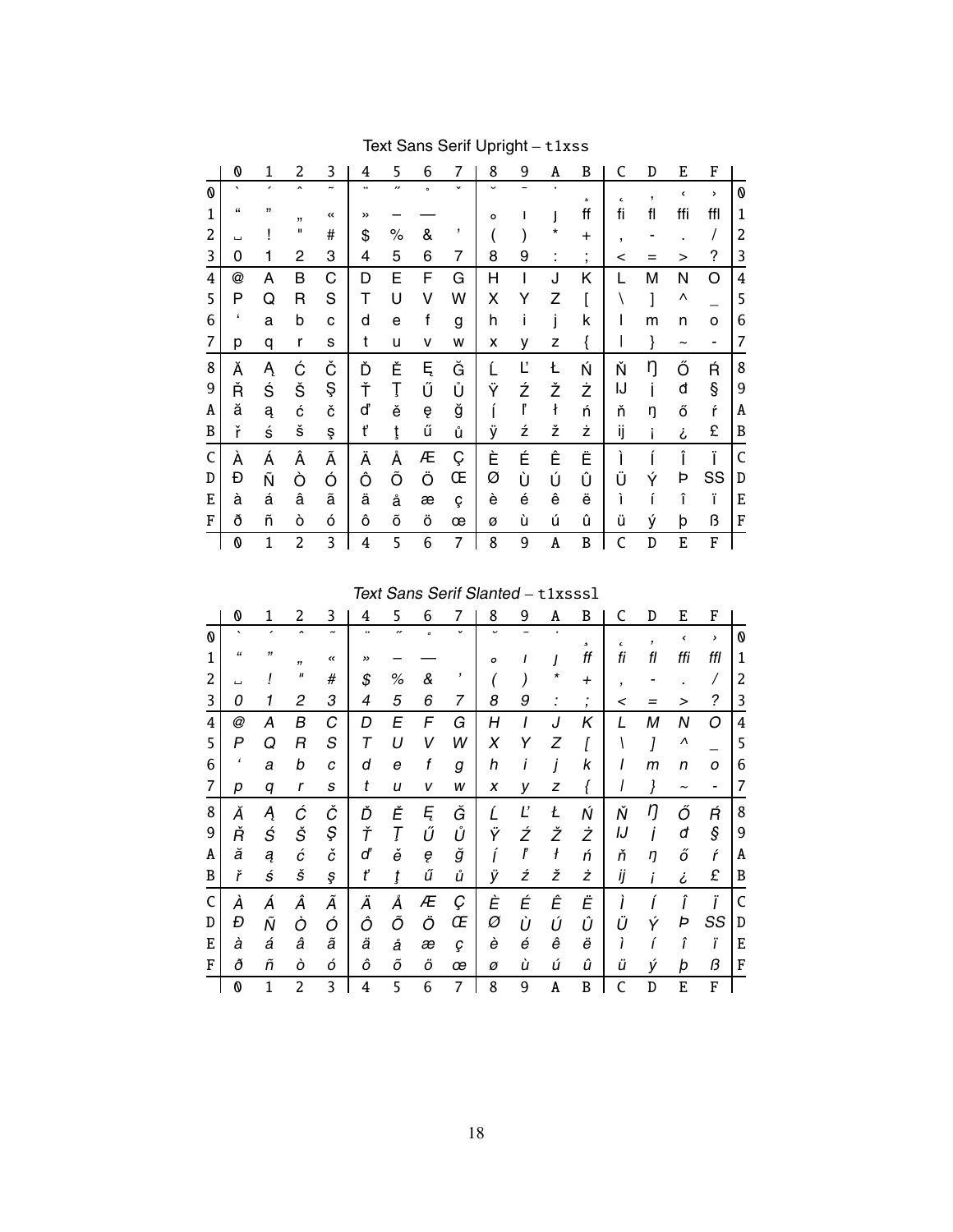## Text Sans Serif Upright – `t1xss`

| | 0 | 1 | 2 | 3 | 4 | 5 | 6 | 7 | 8 | 9 | A | B | C | D | E | F | |
|---|---|---|---|---|---|---|---|---|---|---|---|---|---|---|---|---|---|
| 0 | ` | ´ | ˆ | ˜ | ¨ | ˝ | ˚ | ˇ | ˘ | ¯ | ˙ | ¸ | ˛ | ‚ | ‹ | › | 0 |
| 1 | “ | ” | „ | « | » | – | — | | ∘ | ı | ȷ | ff | fi | fl | ffi | ffl | 1 |
| 2 | ␣ | ! | " | # | $ | % | & | ’ | ( | ) | * | + | , | - | . | / | 2 |
| 3 | 0 | 1 | 2 | 3 | 4 | 5 | 6 | 7 | 8 | 9 | : | ; | < | = | > | ? | 3 |
| 4 | @ | A | B | C | D | E | F | G | H | I | J | K | L | M | N | O | 4 |
| 5 | P | Q | R | S | T | U | V | W | X | Y | Z | [ | \ | ] | ^ | _ | 5 |
| 6 | ‘ | a | b | c | d | e | f | g | h | i | j | k | l | m | n | o | 6 |
| 7 | p | q | r | s | t | u | v | w | x | y | z | { | \| | } | ~ | - | 7 |
| 8 | Ă | Ą | Ć | Č | Ď | Ě | Ę | Ğ | Ĺ | Ľ | Ł | Ń | Ň | Ŋ | Ő | Ŕ | 8 |
| 9 | Ř | Ś | Š | Ş | Ť | Ţ | Ű | Ů | Ÿ | Ź | Ž | Ż | Ĳ | İ | đ | § | 9 |
| A | ă | ą | ć | č | ď | ě | ę | ğ | ĺ | ľ | ł | ń | ň | ŋ | ő | ŕ | A |
| B | ř | ś | š | ş | ť | ţ | ű | ů | ÿ | ź | ž | ż | ĳ | ¡ | ¿ | £ | B |
| C | À | Á | Â | Ã | Ä | Å | Æ | Ç | È | É | Ê | Ë | Ì | Í | Î | Ï | C |
| D | Ð | Ñ | Ò | Ó | Ô | Õ | Ö | Œ | Ø | Ù | Ú | Û | Ü | Ý | Þ | SS | D |
| E | à | á | â | ã | ä | å | æ | ç | è | é | ê | ë | ì | í | î | ï | E |
| F | ð | ñ | ò | ó | ô | õ | ö | œ | ø | ù | ú | û | ü | ý | þ | ß | F |
| | 0 | 1 | 2 | 3 | 4 | 5 | 6 | 7 | 8 | 9 | A | B | C | D | E | F | |

## *Text Sans Serif Slanted* – `t1xsssl`

| | 0 | 1 | 2 | 3 | 4 | 5 | 6 | 7 | 8 | 9 | A | B | C | D | E | F | |
|---|---|---|---|---|---|---|---|---|---|---|---|---|---|---|---|---|---|
| 0 | ` | ´ | ˆ | ˜ | ¨ | ˝ | ˚ | ˇ | ˘ | ¯ | ˙ | ¸ | ˛ | ‚ | ‹ | › | 0 |
| 1 | “ | ” | „ | « | » | – | — | | ∘ | ı | ȷ | ff | fi | fl | ffi | ffl | 1 |
| 2 | ␣ | ! | " | # | $ | % | & | ’ | ( | ) | * | + | , | - | . | / | 2 |
| 3 | 0 | 1 | 2 | 3 | 4 | 5 | 6 | 7 | 8 | 9 | : | ; | < | = | > | ? | 3 |
| 4 | @ | A | B | C | D | E | F | G | H | I | J | K | L | M | N | O | 4 |
| 5 | P | Q | R | S | T | U | V | W | X | Y | Z | [ | \ | ] | ^ | _ | 5 |
| 6 | ‘ | a | b | c | d | e | f | g | h | i | j | k | l | m | n | o | 6 |
| 7 | p | q | r | s | t | u | v | w | x | y | z | { | \| | } | ~ | - | 7 |
| 8 | Ă | Ą | Ć | Č | Ď | Ě | Ę | Ğ | Ĺ | Ľ | Ł | Ń | Ň | Ŋ | Ő | Ŕ | 8 |
| 9 | Ř | Ś | Š | Ş | Ť | Ţ | Ű | Ů | Ÿ | Ź | Ž | Ż | Ĳ | İ | đ | § | 9 |
| A | ă | ą | ć | č | ď | ě | ę | ğ | ĺ | ľ | ł | ń | ň | ŋ | ő | ŕ | A |
| B | ř | ś | š | ş | ť | ţ | ű | ů | ÿ | ź | ž | ż | ĳ | ¡ | ¿ | £ | B |
| C | À | Á | Â | Ã | Ä | Å | Æ | Ç | È | É | Ê | Ë | Ì | Í | Î | Ï | C |
| D | Ð | Ñ | Ò | Ó | Ô | Õ | Ö | Œ | Ø | Ù | Ú | Û | Ü | Ý | Þ | SS | D |
| E | à | á | â | ã | ä | å | æ | ç | è | é | ê | ë | ì | í | î | ï | E |
| F | ð | ñ | ò | ó | ô | õ | ö | œ | ø | ù | ú | û | ü | ý | þ | ß | F |
| | 0 | 1 | 2 | 3 | 4 | 5 | 6 | 7 | 8 | 9 | A | B | C | D | E | F | |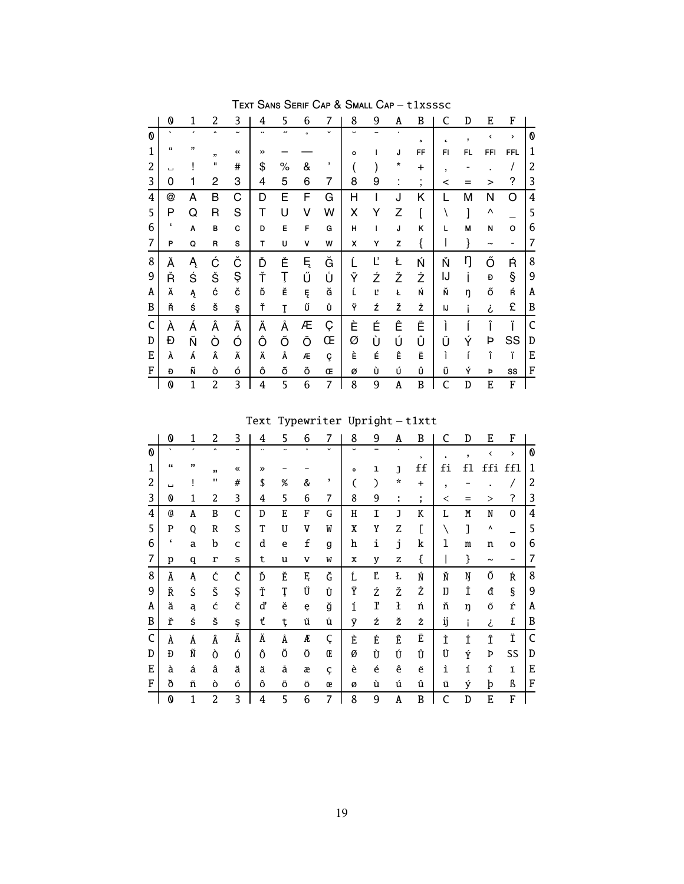## Text Sans Serif Cap & Small Cap – t1xsssc

| | 0 | 1 | 2 | 3 | 4 | 5 | 6 | 7 | 8 | 9 | A | B | C | D | E | F | |
|---|---|---|---|---|---|---|---|---|---|---|---|---|---|---|---|---|---|
| 0 | ` | ´ | ˆ | ˜ | ¨ | ˝ | ˚ | ˇ | ˘ | ¯ | ˙ | ¸ | ˛ | ‚ | ‹ | › | 0 |
| 1 | “ | ” | „ | « | » | – | — | | ∘ | ı | ȷ | FF | FI | FL | FFI | FFL | 1 |
| 2 | ␣ | ! | " | # | $ | % | & | ’ | ( | ) | * | + | , | - | . | / | 2 |
| 3 | 0 | 1 | 2 | 3 | 4 | 5 | 6 | 7 | 8 | 9 | : | ; | < | = | > | ? | 3 |
| 4 | @ | A | B | C | D | E | F | G | H | I | J | K | L | M | N | O | 4 |
| 5 | P | Q | R | S | T | U | V | W | X | Y | Z | [ | \ | ] | ^ | _ | 5 |
| 6 | ‘ | A | B | C | D | E | F | G | H | I | J | K | L | M | N | O | 6 |
| 7 | P | Q | R | S | T | U | V | W | X | Y | Z | { | \| | } | ~ | - | 7 |
| 8 | Ă | Ą | Ć | Č | Ď | Ě | Ę | Ğ | Ĺ | Ľ | Ł | Ń | Ň | Ŋ | Ő | Ŕ | 8 |
| 9 | Ř | Ś | Š | Ş | Ť | Ţ | Ű | Ů | Ÿ | Ź | Ž | Ż | IJ | İ | Đ | § | 9 |
| A | Ă | Ą | Ć | Č | Ď | Ě | Ę | Ğ | Ĺ | Ľ | Ł | Ń | Ň | Ŋ | Ő | Ŕ | A |
| B | Ř | Ś | Š | Ş | Ť | Ţ | Ű | Ů | Ÿ | Ź | Ž | Ż | IJ | ¡ | ¿ | £ | B |
| C | À | Á | Â | Ã | Ä | Å | Æ | Ç | È | É | Ê | Ë | Ì | Í | Î | Ï | C |
| D | Đ | Ñ | Ò | Ó | Ô | Õ | Ö | Œ | Ø | Ù | Ú | Û | Ü | Ý | Þ | SS | D |
| E | À | Á | Â | Ã | Ä | Å | Æ | Ç | È | É | Ê | Ë | Ì | Í | Î | Ï | E |
| F | Đ | Ñ | Ò | Ó | Ô | Õ | Ö | Œ | Ø | Ù | Ú | Û | Ü | Ý | Þ | SS | F |
| | 0 | 1 | 2 | 3 | 4 | 5 | 6 | 7 | 8 | 9 | A | B | C | D | E | F | |

## Text Typewriter Upright – t1xtt

| | 0 | 1 | 2 | 3 | 4 | 5 | 6 | 7 | 8 | 9 | A | B | C | D | E | F | |
|---|---|---|---|---|---|---|---|---|---|---|---|---|---|---|---|---|---|
| 0 | ` | ´ | ˆ | ˜ | ¨ | ˝ | ˚ | ˇ | ˘ | ¯ | ˙ | ¸ | ˛ | ‚ | ‹ | › | 0 |
| 1 | “ | ” | „ | « | » | – | — | | ∘ | ı | ȷ | ff | fi | fl | ffi | ffl | 1 |
| 2 | ␣ | ! | " | # | $ | % | & | ’ | ( | ) | * | + | , | - | . | / | 2 |
| 3 | 0 | 1 | 2 | 3 | 4 | 5 | 6 | 7 | 8 | 9 | : | ; | < | = | > | ? | 3 |
| 4 | @ | A | B | C | D | E | F | G | H | I | J | K | L | M | N | O | 4 |
| 5 | P | Q | R | S | T | U | V | W | X | Y | Z | [ | \ | ] | ^ | _ | 5 |
| 6 | ‘ | a | b | c | d | e | f | g | h | i | j | k | l | m | n | o | 6 |
| 7 | p | q | r | s | t | u | v | w | x | y | z | { | \| | } | ~ | - | 7 |
| 8 | Ă | Ą | Ć | Č | Ď | Ě | Ę | Ğ | Ĺ | Ľ | Ł | Ń | Ň | Ŋ | Ő | Ŕ | 8 |
| 9 | Ř | Ś | Š | Ş | Ť | Ţ | Ű | Ů | Ÿ | Ź | Ž | Ż | IJ | İ | đ | § | 9 |
| A | ă | ą | ć | č | ď | ě | ę | ğ | ĺ | ľ | ł | ń | ň | ŋ | ő | ŕ | A |
| B | ř | ś | š | ş | ť | ţ | ű | ů | ÿ | ź | ž | ż | ij | ¡ | ¿ | £ | B |
| C | À | Á | Â | Ã | Ä | Å | Æ | Ç | È | É | Ê | Ë | Ì | Í | Î | Ï | C |
| D | Đ | Ñ | Ò | Ó | Ô | Õ | Ö | Œ | Ø | Ù | Ú | Û | Ü | Ý | Þ | SS | D |
| E | à | á | â | ã | ä | å | æ | ç | è | é | ê | ë | ì | í | î | ï | E |
| F | ð | ñ | ò | ó | ô | õ | ö | œ | ø | ù | ú | û | ü | ý | þ | ß | F |
| | 0 | 1 | 2 | 3 | 4 | 5 | 6 | 7 | 8 | 9 | A | B | C | D | E | F | |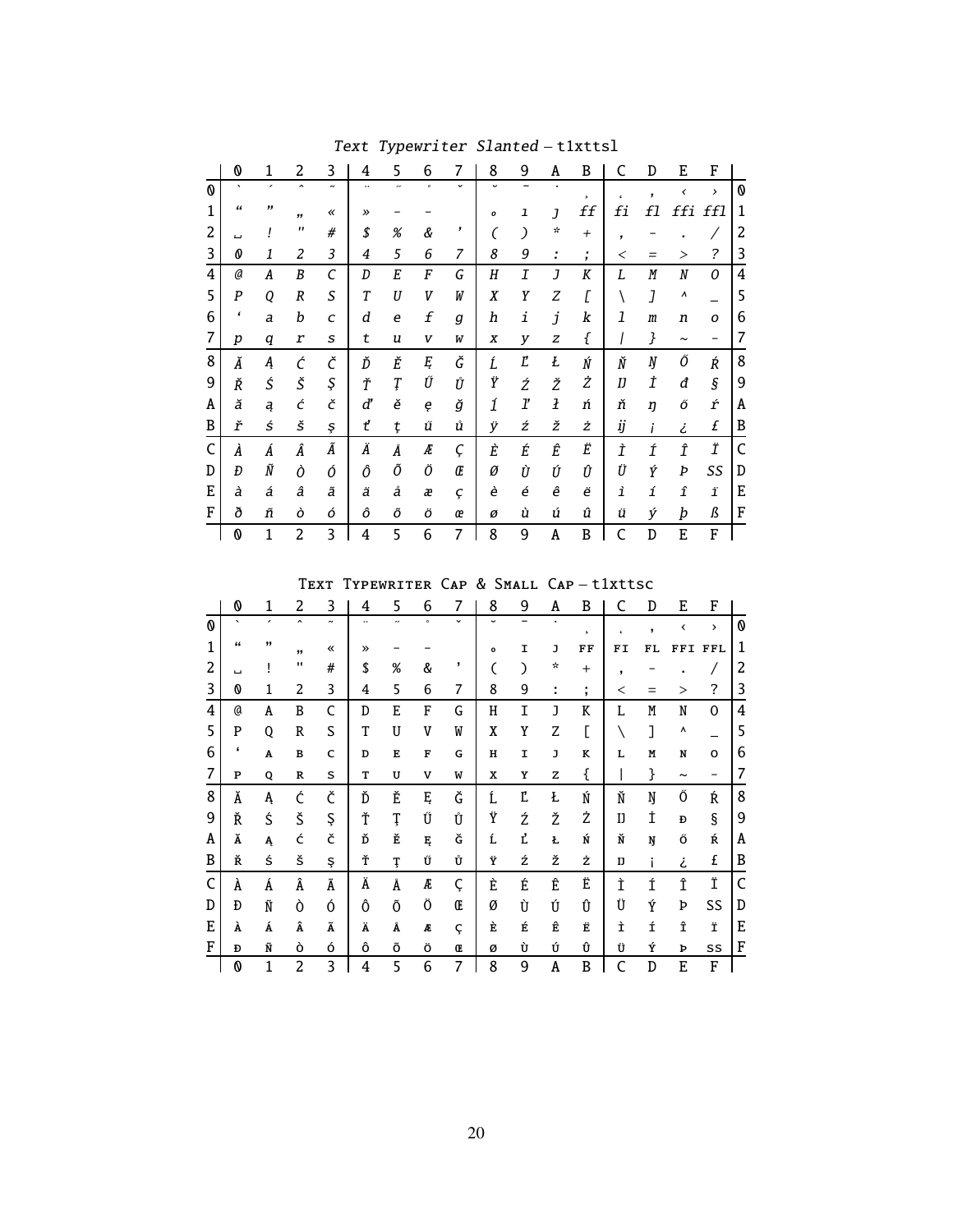*Text Typewriter Slanted* – t1xttsl

| | 0 | 1 | 2 | 3 | 4 | 5 | 6 | 7 | 8 | 9 | A | B | C | D | E | F | |
|---|---|---|---|---|---|---|---|---|---|---|---|---|---|---|---|---|---|
| 0 | ` | ´ | ˆ | ˜ | ¨ | ˝ | ˚ | ˇ | ˘ | ¯ | ˙ | ¸ | ˛ | ‚ | ‹ | › | 0 |
| 1 | “ | ” | „ | « | » | – | — | | ∘ | ı | ȷ | ff | fi | fl | ffi | ffl | 1 |
| 2 | ␣ | ! | " | # | $ | % | & | ’ | ( | ) | * | + | , | - | . | / | 2 |
| 3 | 0 | 1 | 2 | 3 | 4 | 5 | 6 | 7 | 8 | 9 | : | ; | < | = | > | ? | 3 |
| 4 | @ | A | B | C | D | E | F | G | H | I | J | K | L | M | N | O | 4 |
| 5 | P | Q | R | S | T | U | V | W | X | Y | Z | [ | \ | ] | ^ | _ | 5 |
| 6 | ‘ | a | b | c | d | e | f | g | h | i | j | k | l | m | n | o | 6 |
| 7 | p | q | r | s | t | u | v | w | x | y | z | { | \| | } | ~ | ‐ | 7 |
| 8 | Ă | Ą | Ć | Č | Ď | Ě | Ę | Ğ | Ĺ | Ľ | Ł | Ń | Ň | Ŋ | Ő | Ŕ | 8 |
| 9 | Ř | Ś | Š | Ş | Ť | Ţ | Ű | Ů | Ÿ | Ź | Ž | Ż | Ĳ | İ | đ | § | 9 |
| A | ă | ą | ć | č | ď | ě | ę | ğ | ĺ | ľ | ł | ń | ň | ŋ | ő | ŕ | A |
| B | ř | ś | š | ş | ť | ţ | ű | ů | ÿ | ź | ž | ż | ĳ | ¡ | ¿ | £ | B |
| C | À | Á | Â | Ã | Ä | Å | Æ | Ç | È | É | Ê | Ë | Ì | Í | Î | Ï | C |
| D | Ð | Ñ | Ò | Ó | Ô | Õ | Ö | Œ | Ø | Ù | Ú | Û | Ü | Ý | Þ | SS | D |
| E | à | á | â | ã | ä | å | æ | ç | è | é | ê | ë | ì | í | î | ï | E |
| F | ð | ñ | ò | ó | ô | õ | ö | œ | ø | ù | ú | û | ü | ý | þ | ß | F |
| | 0 | 1 | 2 | 3 | 4 | 5 | 6 | 7 | 8 | 9 | A | B | C | D | E | F | |

Text Typewriter Cap & Small Cap – t1xttsc

| | 0 | 1 | 2 | 3 | 4 | 5 | 6 | 7 | 8 | 9 | A | B | C | D | E | F | |
|---|---|---|---|---|---|---|---|---|---|---|---|---|---|---|---|---|---|
| 0 | ` | ´ | ˆ | ˜ | ¨ | ˝ | ˚ | ˇ | ˘ | ¯ | ˙ | ¸ | ˛ | ‚ | ‹ | › | 0 |
| 1 | “ | ” | „ | « | » | – | — | | ∘ | I | J | FF | FI | FL | FFI | FFL | 1 |
| 2 | ␣ | ! | " | # | $ | % | & | ’ | ( | ) | * | + | , | - | . | / | 2 |
| 3 | 0 | 1 | 2 | 3 | 4 | 5 | 6 | 7 | 8 | 9 | : | ; | < | = | > | ? | 3 |
| 4 | @ | A | B | C | D | E | F | G | H | I | J | K | L | M | N | O | 4 |
| 5 | P | Q | R | S | T | U | V | W | X | Y | Z | [ | \ | ] | ^ | _ | 5 |
| 6 | ‘ | A | B | C | D | E | F | G | H | I | J | K | L | M | N | O | 6 |
| 7 | P | Q | R | S | T | U | V | W | X | Y | Z | { | \| | } | ~ | ‐ | 7 |
| 8 | Ă | Ą | Ć | Č | Ď | Ě | Ę | Ğ | Ĺ | Ľ | Ł | Ń | Ň | Ŋ | Ő | Ŕ | 8 |
| 9 | Ř | Ś | Š | Ş | Ť | Ţ | Ű | Ů | Ÿ | Ź | Ž | Ż | Ĳ | İ | Đ | § | 9 |
| A | Ă | Ą | Ć | Č | Ď | Ě | Ę | Ğ | Ĺ | Ľ | Ł | Ń | Ň | Ŋ | Ő | Ŕ | A |
| B | Ř | Ś | Š | Ş | Ť | Ţ | Ű | Ů | Ÿ | Ź | Ž | Ż | Ĳ | ¡ | ¿ | £ | B |
| C | À | Á | Â | Ã | Ä | Å | Æ | Ç | È | É | Ê | Ë | Ì | Í | Î | Ï | C |
| D | Ð | Ñ | Ò | Ó | Ô | Õ | Ö | Œ | Ø | Ù | Ú | Û | Ü | Ý | Þ | SS | D |
| E | À | Á | Â | Ã | Ä | Å | Æ | Ç | È | É | Ê | Ë | Ì | Í | Î | Ï | E |
| F | Ð | Ñ | Ò | Ó | Ô | Õ | Ö | Œ | Ø | Ù | Ú | Û | Ü | Ý | Þ | SS | F |
| | 0 | 1 | 2 | 3 | 4 | 5 | 6 | 7 | 8 | 9 | A | B | C | D | E | F | |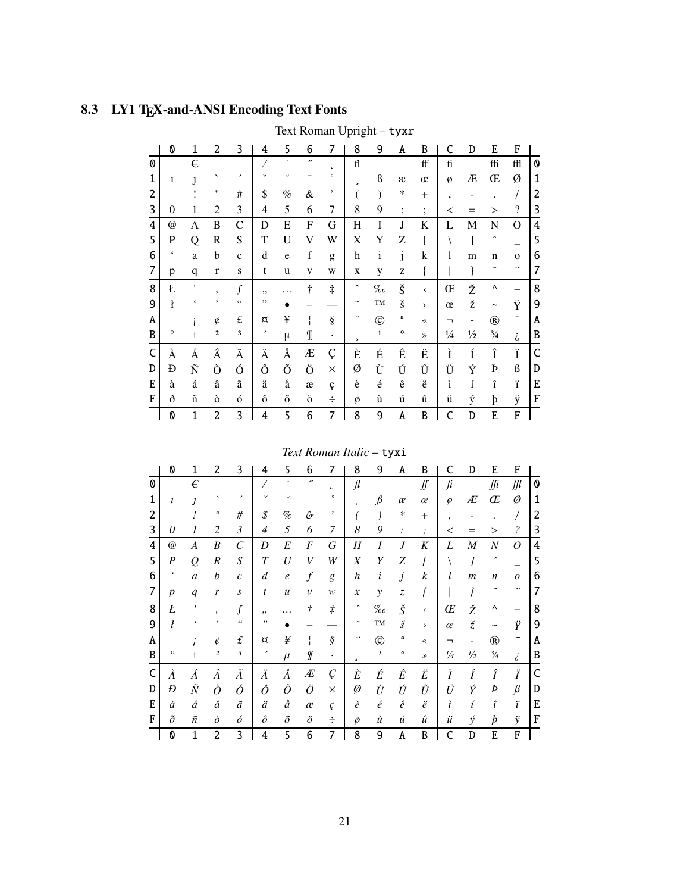## 8.3 LY1 TEX-and-ANSI Encoding Text Fonts

Text Roman Upright – tyxr

| | 0 | 1 | 2 | 3 | 4 | 5 | 6 | 7 | 8 | 9 | A | B | C | D | E | F | |
|---|---|---|---|---|---|---|---|---|---|---|---|---|---|---|---|---|---|
| 0 | | € | | | / | ˙ | ˝ | ˛ | ﬂ | | | ﬀ | ﬁ | | ﬃ | ﬄ | 0 |
| 1 | ı | ȷ | ` | ´ | ˇ | ˘ | ¯ | ˚ | ¸ | ß | æ | œ | ø | Æ | Œ | Ø | 1 |
| 2 | | ! | " | # | $ | % | & | ’ | ( | ) | * | + | , | - | . | / | 2 |
| 3 | 0 | 1 | 2 | 3 | 4 | 5 | 6 | 7 | 8 | 9 | : | ; | < | = | > | ? | 3 |
| 4 | @ | A | B | C | D | E | F | G | H | I | J | K | L | M | N | O | 4 |
| 5 | P | Q | R | S | T | U | V | W | X | Y | Z | [ | \ | ] | ˆ | _ | 5 |
| 6 | ‘ | a | b | c | d | e | f | g | h | i | j | k | l | m | n | o | 6 |
| 7 | p | q | r | s | t | u | v | w | x | y | z | { | \| | } | ˜ | ¨ | 7 |
| 8 | Ł | ' | ‚ | ƒ | „ | … | † | ‡ | ˆ | ‰ | Š | ‹ | Œ | Ž | ^ | – | 8 |
| 9 | ł | ‘ | ’ | “ | ” | • | – | — | ˜ | ™ | š | › | œ | ž | ~ | Ÿ | 9 |
| A | | ¡ | ¢ | £ | ¤ | ¥ | ¦ | § | ¨ | © | ª | « | ¬ | - | ® | ¯ | A |
| B | ° | ± | ² | ³ | ´ | µ | ¶ | · | ¸ | ¹ | º | » | ¼ | ½ | ¾ | ¿ | B |
| C | À | Á | Â | Ã | Ä | Å | Æ | Ç | È | É | Ê | Ë | Ì | Í | Î | Ï | C |
| D | Ð | Ñ | Ò | Ó | Ô | Õ | Ö | × | Ø | Ù | Ú | Û | Ü | Ý | Þ | ß | D |
| E | à | á | â | ã | ä | å | æ | ç | è | é | ê | ë | ì | í | î | ï | E |
| F | ð | ñ | ò | ó | ô | õ | ö | ÷ | ø | ù | ú | û | ü | ý | þ | ÿ | F |
| | 0 | 1 | 2 | 3 | 4 | 5 | 6 | 7 | 8 | 9 | A | B | C | D | E | F | |

*Text Roman Italic* – tyxi

| | 0 | 1 | 2 | 3 | 4 | 5 | 6 | 7 | 8 | 9 | A | B | C | D | E | F | |
|---|---|---|---|---|---|---|---|---|---|---|---|---|---|---|---|---|---|
| 0 | | € | | | / | ˙ | ˝ | ˛ | ﬂ | | | ﬀ | ﬁ | | ﬃ | ﬄ | 0 |
| 1 | ı | ȷ | ` | ´ | ˇ | ˘ | ¯ | ˚ | ¸ | ß | æ | œ | ø | Æ | Œ | Ø | 1 |
| 2 | | ! | " | # | $ | % | & | ’ | ( | ) | * | + | , | - | . | / | 2 |
| 3 | 0 | 1 | 2 | 3 | 4 | 5 | 6 | 7 | 8 | 9 | : | ; | < | = | > | ? | 3 |
| 4 | @ | A | B | C | D | E | F | G | H | I | J | K | L | M | N | O | 4 |
| 5 | P | Q | R | S | T | U | V | W | X | Y | Z | [ | \ | ] | ˆ | _ | 5 |
| 6 | ‘ | a | b | c | d | e | f | g | h | i | j | k | l | m | n | o | 6 |
| 7 | p | q | r | s | t | u | v | w | x | y | z | { | \| | } | ˜ | ¨ | 7 |
| 8 | Ł | ' | ‚ | ƒ | „ | … | † | ‡ | ˆ | ‰ | Š | ‹ | Œ | Ž | ^ | – | 8 |
| 9 | ł | ‘ | ’ | “ | ” | • | – | — | ˜ | ™ | š | › | œ | ž | ~ | Ÿ | 9 |
| A | | ¡ | ¢ | £ | ¤ | ¥ | ¦ | § | ¨ | © | ª | « | ¬ | - | ® | ¯ | A |
| B | ° | ± | ² | ³ | ´ | µ | ¶ | · | ¸ | ¹ | º | » | ¼ | ½ | ¾ | ¿ | B |
| C | À | Á | Â | Ã | Ä | Å | Æ | Ç | È | É | Ê | Ë | Ì | Í | Î | Ï | C |
| D | Ð | Ñ | Ò | Ó | Ô | Õ | Ö | × | Ø | Ù | Ú | Û | Ü | Ý | Þ | ß | D |
| E | à | á | â | ã | ä | å | æ | ç | è | é | ê | ë | ì | í | î | ï | E |
| F | ð | ñ | ò | ó | ô | õ | ö | ÷ | ø | ù | ú | û | ü | ý | þ | ÿ | F |
| | 0 | 1 | 2 | 3 | 4 | 5 | 6 | 7 | 8 | 9 | A | B | C | D | E | F | |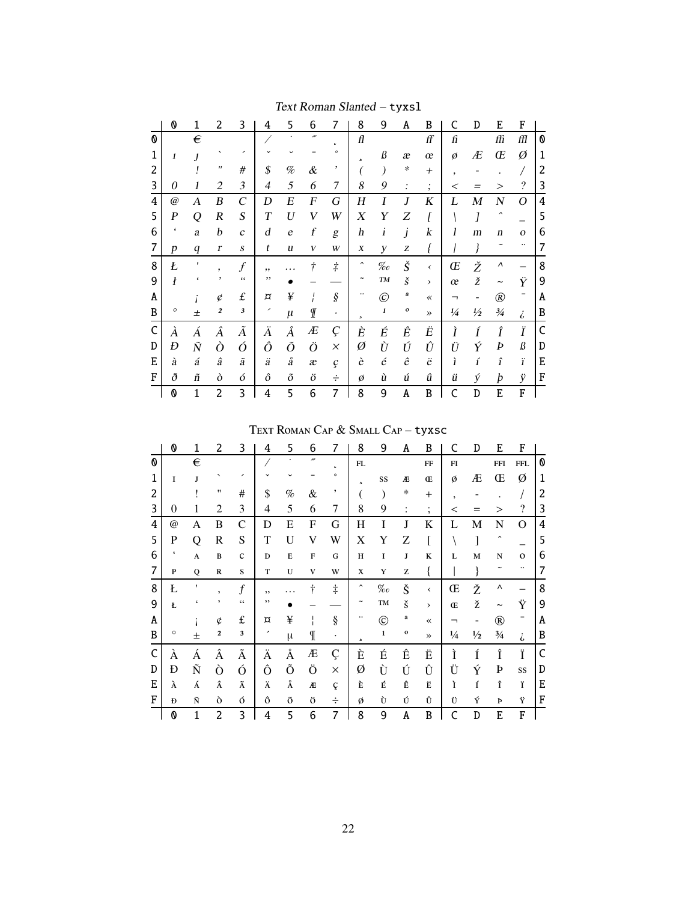## Text Roman Slanted – tyxsl

| | 0 | 1 | 2 | 3 | 4 | 5 | 6 | 7 | 8 | 9 | A | B | C | D | E | F | |
|---|---|---|---|---|---|---|---|---|---|---|---|---|---|---|---|---|---|
| 0 | | € | | | / | ˙ | ˝ | ˛ | ﬂ | | | ﬀ | ﬁ | | ﬃ | ﬄ | 0 |
| 1 | ı | ȷ | ` | ´ | ˇ | ˘ | ¯ | ˚ | ¸ | ß | æ | œ | ø | Æ | Œ | Ø | 1 |
| 2 | | ! | " | # | $ | % | & | ' | ( | ) | * | + | , | - | . | / | 2 |
| 3 | 0 | 1 | 2 | 3 | 4 | 5 | 6 | 7 | 8 | 9 | : | ; | < | = | > | ? | 3 |
| 4 | @ | A | B | C | D | E | F | G | H | I | J | K | L | M | N | O | 4 |
| 5 | P | Q | R | S | T | U | V | W | X | Y | Z | [ | \ | ] | ˆ | _ | 5 |
| 6 | ' | a | b | c | d | e | f | g | h | i | j | k | l | m | n | o | 6 |
| 7 | p | q | r | s | t | u | v | w | x | y | z | { | \| | } | ˜ | ¨ | 7 |
| 8 | Ł | ' | ‚ | ƒ | „ | … | † | ‡ | ˆ | ‰ | Š | ‹ | Œ | Ž | ^ | – | 8 |
| 9 | ł | ' | ' | " | " | • | – | — | ˜ | ™ | š | › | œ | ž | ~ | Ÿ | 9 |
| A | | ¡ | ¢ | £ | ¤ | ¥ | ¦ | § | ¨ | © | ª | « | ¬ | - | ® | ¯ | A |
| B | ° | ± | ² | ³ | ´ | µ | ¶ | · | ¸ | ¹ | º | » | ¼ | ½ | ¾ | ¿ | B |
| C | À | Á | Â | Ã | Ä | Å | Æ | Ç | È | É | Ê | Ë | Ì | Í | Î | Ï | C |
| D | Ð | Ñ | Ò | Ó | Ô | Õ | Ö | × | Ø | Ù | Ú | Û | Ü | Ý | Þ | ß | D |
| E | à | á | â | ã | ä | å | æ | ç | è | é | ê | ë | ì | í | î | ï | E |
| F | ð | ñ | ò | ó | ô | õ | ö | ÷ | ø | ù | ú | û | ü | ý | þ | ÿ | F |
| | 0 | 1 | 2 | 3 | 4 | 5 | 6 | 7 | 8 | 9 | A | B | C | D | E | F | |

## Text Roman Cap & Small Cap – tyxsc

| | 0 | 1 | 2 | 3 | 4 | 5 | 6 | 7 | 8 | 9 | A | B | C | D | E | F | |
|---|---|---|---|---|---|---|---|---|---|---|---|---|---|---|---|---|---|
| 0 | | € | | | / | ˙ | ˝ | ˛ | FL | | | FF | FI | | FFI | FFL | 0 |
| 1 | I | J | ` | ´ | ˇ | ˘ | ¯ | ˚ | ¸ | SS | Æ | Œ | Ø | Æ | Œ | Ø | 1 |
| 2 | | ! | " | # | $ | % | & | ' | ( | ) | * | + | , | - | . | / | 2 |
| 3 | 0 | 1 | 2 | 3 | 4 | 5 | 6 | 7 | 8 | 9 | : | ; | < | = | > | ? | 3 |
| 4 | @ | A | B | C | D | E | F | G | H | I | J | K | L | M | N | O | 4 |
| 5 | P | Q | R | S | T | U | V | W | X | Y | Z | [ | \ | ] | ˆ | _ | 5 |
| 6 | ' | A | B | C | D | E | F | G | H | I | J | K | L | M | N | O | 6 |
| 7 | P | Q | R | S | T | U | V | W | X | Y | Z | { | \| | } | ˜ | ¨ | 7 |
| 8 | Ł | ' | ‚ | ƒ | „ | … | † | ‡ | ˆ | ‰ | Š | ‹ | Œ | Ž | ^ | – | 8 |
| 9 | Ł | ' | ' | " | " | • | – | — | ˜ | ™ | Š | › | Œ | Ž | ~ | Ÿ | 9 |
| A | | ¡ | ¢ | £ | ¤ | ¥ | ¦ | § | ¨ | © | ª | « | ¬ | - | ® | ¯ | A |
| B | ° | ± | ² | ³ | ´ | µ | ¶ | · | ¸ | ¹ | º | » | ¼ | ½ | ¾ | ¿ | B |
| C | À | Á | Â | Ã | Ä | Å | Æ | Ç | È | É | Ê | Ë | Ì | Í | Î | Ï | C |
| D | Ð | Ñ | Ò | Ó | Ô | Õ | Ö | × | Ø | Ù | Ú | Û | Ü | Ý | Þ | SS | D |
| E | À | Á | Â | Ã | Ä | Å | Æ | Ç | È | É | Ê | Ë | Ì | Í | Î | Ï | E |
| F | Ð | Ñ | Ò | Ó | Ô | Õ | Ö | ÷ | Ø | Ù | Ú | Û | Ü | Ý | Þ | Ÿ | F |
| | 0 | 1 | 2 | 3 | 4 | 5 | 6 | 7 | 8 | 9 | A | B | C | D | E | F | |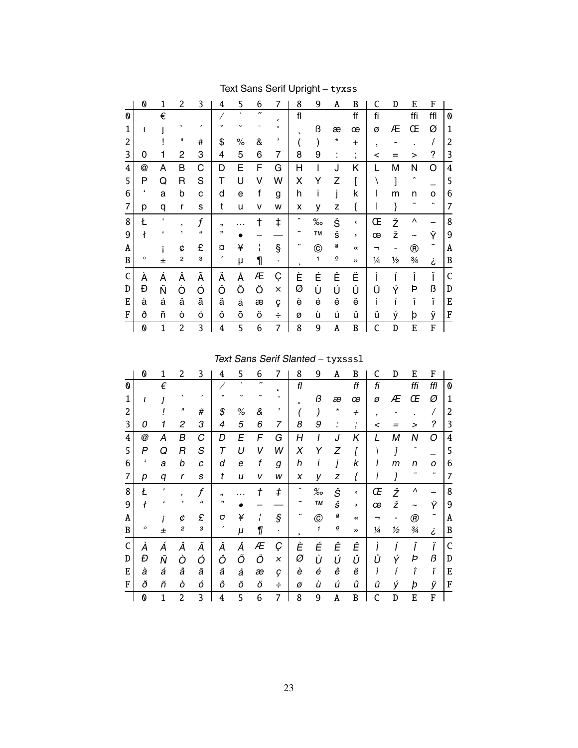## Text Sans Serif Upright – tyxss

| | 0 | 1 | 2 | 3 | 4 | 5 | 6 | 7 | 8 | 9 | A | B | C | D | E | F | |
|---|---|---|---|---|---|---|---|---|---|---|---|---|---|---|---|---|---|
| 0 | | € | | | / | ˙ | ˝ | ˛ | fl | | | ff | fi | | ffi | ffl | 0 |
| 1 | ı | ȷ | ` | ´ | ˇ | ˘ | ¯ | ˚ | ¸ | ß | æ | œ | ø | Æ | Œ | Ø | 1 |
| 2 | | ! | " | # | $ | % | & | ' | ( | ) | * | + | , | - | . | / | 2 |
| 3 | 0 | 1 | 2 | 3 | 4 | 5 | 6 | 7 | 8 | 9 | : | ; | < | = | > | ? | 3 |
| 4 | @ | A | B | C | D | E | F | G | H | I | J | K | L | M | N | O | 4 |
| 5 | P | Q | R | S | T | U | V | W | X | Y | Z | [ | \ | ] | ˆ | _ | 5 |
| 6 | ' | a | b | c | d | e | f | g | h | i | j | k | l | m | n | o | 6 |
| 7 | p | q | r | s | t | u | v | w | x | y | z | { | \| | } | ˜ | ¨ | 7 |
| 8 | Ł | ' | ‚ | ƒ | „ | … | † | ‡ | ˆ | ‰ | Š | ‹ | Œ | Ž | ^ | – | 8 |
| 9 | ł | ' | ' | " | " | • | – | — | ˜ | ™ | š | › | œ | ž | ~ | Ÿ | 9 |
| A | | ¡ | ¢ | £ | ¤ | ¥ | ¦ | § | ¨ | © | ª | « | ¬ | - | ® | ¯ | A |
| B | ° | ± | ² | ³ | ´ | µ | ¶ | · | ¸ | ¹ | º | » | ¼ | ½ | ¾ | ¿ | B |
| C | À | Á | Â | Ã | Ä | Å | Æ | Ç | È | É | Ê | Ë | Ì | Í | Î | Ï | C |
| D | Ð | Ñ | Ò | Ó | Ô | Õ | Ö | × | Ø | Ù | Ú | Û | Ü | Ý | Þ | ß | D |
| E | à | á | â | ã | ä | å | æ | ç | è | é | ê | ë | ì | í | î | ï | E |
| F | ð | ñ | ò | ó | ô | õ | ö | ÷ | ø | ù | ú | û | ü | ý | þ | ÿ | F |
| | 0 | 1 | 2 | 3 | 4 | 5 | 6 | 7 | 8 | 9 | A | B | C | D | E | F | |

## *Text Sans Serif Slanted* – tyxsssl

| | 0 | 1 | 2 | 3 | 4 | 5 | 6 | 7 | 8 | 9 | A | B | C | D | E | F | |
|---|---|---|---|---|---|---|---|---|---|---|---|---|---|---|---|---|---|
| 0 | | € | | | / | ˙ | ˝ | ˛ | fl | | | ff | fi | | ffi | ffl | 0 |
| 1 | ı | ȷ | ` | ´ | ˇ | ˘ | ¯ | ˚ | ¸ | ß | æ | œ | ø | Æ | Œ | Ø | 1 |
| 2 | | ! | " | # | $ | % | & | ' | ( | ) | * | + | , | - | . | / | 2 |
| 3 | 0 | 1 | 2 | 3 | 4 | 5 | 6 | 7 | 8 | 9 | : | ; | < | = | > | ? | 3 |
| 4 | @ | A | B | C | D | E | F | G | H | I | J | K | L | M | N | O | 4 |
| 5 | P | Q | R | S | T | U | V | W | X | Y | Z | [ | \ | ] | ˆ | _ | 5 |
| 6 | ' | a | b | c | d | e | f | g | h | i | j | k | l | m | n | o | 6 |
| 7 | p | q | r | s | t | u | v | w | x | y | z | { | \| | } | ˜ | ¨ | 7 |
| 8 | Ł | ' | ‚ | ƒ | „ | … | † | ‡ | ˆ | ‰ | Š | ‹ | Œ | Ž | ^ | – | 8 |
| 9 | ł | ' | ' | " | " | • | – | — | ˜ | ™ | š | › | œ | ž | ~ | Ÿ | 9 |
| A | | ¡ | ¢ | £ | ¤ | ¥ | ¦ | § | ¨ | © | ª | « | ¬ | - | ® | ¯ | A |
| B | ° | ± | ² | ³ | ´ | µ | ¶ | · | ¸ | ¹ | º | » | ¼ | ½ | ¾ | ¿ | B |
| C | À | Á | Â | Ã | Ä | Å | Æ | Ç | È | É | Ê | Ë | Ì | Í | Î | Ï | C |
| D | Ð | Ñ | Ò | Ó | Ô | Õ | Ö | × | Ø | Ù | Ú | Û | Ü | Ý | Þ | ß | D |
| E | à | á | â | ã | ä | å | æ | ç | è | é | ê | ë | ì | í | î | ï | E |
| F | ð | ñ | ò | ó | ô | õ | ö | ÷ | ø | ù | ú | û | ü | ý | þ | ÿ | F |
| | 0 | 1 | 2 | 3 | 4 | 5 | 6 | 7 | 8 | 9 | A | B | C | D | E | F | |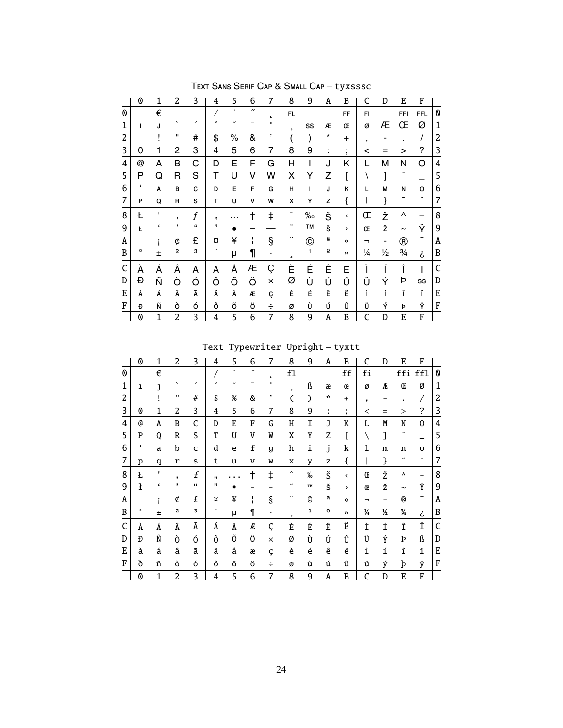Text Sans Serif Cap & Small Cap – tyxsssc

| | 0 | 1 | 2 | 3 | 4 | 5 | 6 | 7 | 8 | 9 | A | B | C | D | E | F | |
|---|---|---|---|---|---|---|---|---|---|---|---|---|---|---|---|---|---|
| 0 | | € | | | / | ˙ | ˝ | ˛ | FL | | | FF | FI | | FFI | FFL | 0 |
| 1 | ı | J | ` | ´ | ˇ | ˘ | ¯ | ˚ | ¸ | SS | Æ | Œ | Ø | Æ | Œ | Ø | 1 |
| 2 | | ! | " | # | $ | % | & | ' | ( | ) | * | + | , | - | . | / | 2 |
| 3 | 0 | 1 | 2 | 3 | 4 | 5 | 6 | 7 | 8 | 9 | : | ; | < | = | > | ? | 3 |
| 4 | @ | A | B | C | D | E | F | G | H | I | J | K | L | M | N | O | 4 |
| 5 | P | Q | R | S | T | U | V | W | X | Y | Z | [ | \ | ] | ˆ | _ | 5 |
| 6 | ‘ | A | B | C | D | E | F | G | H | I | J | K | L | M | N | O | 6 |
| 7 | P | Q | R | S | T | U | V | W | X | Y | Z | { | \| | } | ˜ | ¨ | 7 |
| 8 | Ł | ' | ‚ | ƒ | „ | … | † | ‡ | ˆ | ‰ | Š | ‹ | Œ | Ž | ^ | – | 8 |
| 9 | Ł | ‘ | ’ | “ | ” | • | – | — | ˜ | ™ | Š | › | Œ | Ž | ~ | Ÿ | 9 |
| A | | ¡ | ¢ | £ | ¤ | ¥ | ¦ | § | ¨ | © | ª | « | ¬ | - | ® | ¯ | A |
| B | ° | ± | ² | ³ | ´ | µ | ¶ | · | ¸ | ¹ | º | » | ¼ | ½ | ¾ | ¿ | B |
| C | À | Á | Â | Ã | Ä | Å | Æ | Ç | È | É | Ê | Ë | Ì | Í | Î | Ï | C |
| D | Ð | Ñ | Ò | Ó | Ô | Õ | Ö | × | Ø | Ù | Ú | Û | Ü | Ý | Þ | SS | D |
| E | À | Á | Â | Ã | Ä | Å | Æ | Ç | È | É | Ê | Ë | Ì | Í | Î | Ï | E |
| F | Ð | Ñ | Ò | Ó | Ô | Õ | Ö | ÷ | Ø | Ù | Ú | Û | Ü | Ý | Þ | Ÿ | F |
| | 0 | 1 | 2 | 3 | 4 | 5 | 6 | 7 | 8 | 9 | A | B | C | D | E | F | |

Text Typewriter Upright – tyxtt

| | 0 | 1 | 2 | 3 | 4 | 5 | 6 | 7 | 8 | 9 | A | B | C | D | E | F | |
|---|---|---|---|---|---|---|---|---|---|---|---|---|---|---|---|---|---|
| 0 | | € | | | / | ˙ | ˝ | ˛ | fl | | | ff | fi | | ffi | ffl | 0 |
| 1 | ı | ȷ | ` | ´ | ˇ | ˘ | ¯ | ˚ | ¸ | ß | æ | œ | ø | Æ | Œ | Ø | 1 |
| 2 | | ! | " | # | $ | % | & | ' | ( | ) | * | + | , | - | . | / | 2 |
| 3 | 0 | 1 | 2 | 3 | 4 | 5 | 6 | 7 | 8 | 9 | : | ; | < | = | > | ? | 3 |
| 4 | @ | A | B | C | D | E | F | G | H | I | J | K | L | M | N | O | 4 |
| 5 | P | Q | R | S | T | U | V | W | X | Y | Z | [ | \ | ] | ˆ | _ | 5 |
| 6 | ‘ | a | b | c | d | e | f | g | h | i | j | k | l | m | n | o | 6 |
| 7 | p | q | r | s | t | u | v | w | x | y | z | { | \| | } | ˜ | ¨ | 7 |
| 8 | Ł | ' | ‚ | ƒ | „ | … | † | ‡ | ˆ | ‰ | Š | ‹ | Œ | Ž | ^ | – | 8 |
| 9 | ł | ‘ | ’ | “ | ” | • | – | — | ˜ | ™ | š | › | œ | ž | ~ | Ÿ | 9 |
| A | | ¡ | ¢ | £ | ¤ | ¥ | ¦ | § | ¨ | © | ª | « | ¬ | - | ® | ¯ | A |
| B | ° | ± | ² | ³ | ´ | µ | ¶ | · | ¸ | ¹ | º | » | ¼ | ½ | ¾ | ¿ | B |
| C | À | Á | Â | Ã | Ä | Å | Æ | Ç | È | É | Ê | Ë | Ì | Í | Î | Ï | C |
| D | Ð | Ñ | Ò | Ó | Ô | Õ | Ö | × | Ø | Ù | Ú | Û | Ü | Ý | Þ | ß | D |
| E | à | á | â | ã | ä | å | æ | ç | è | é | ê | ë | ì | í | î | ï | E |
| F | ð | ñ | ò | ó | ô | õ | ö | ÷ | ø | ù | ú | û | ü | ý | þ | ÿ | F |
| | 0 | 1 | 2 | 3 | 4 | 5 | 6 | 7 | 8 | 9 | A | B | C | D | E | F | |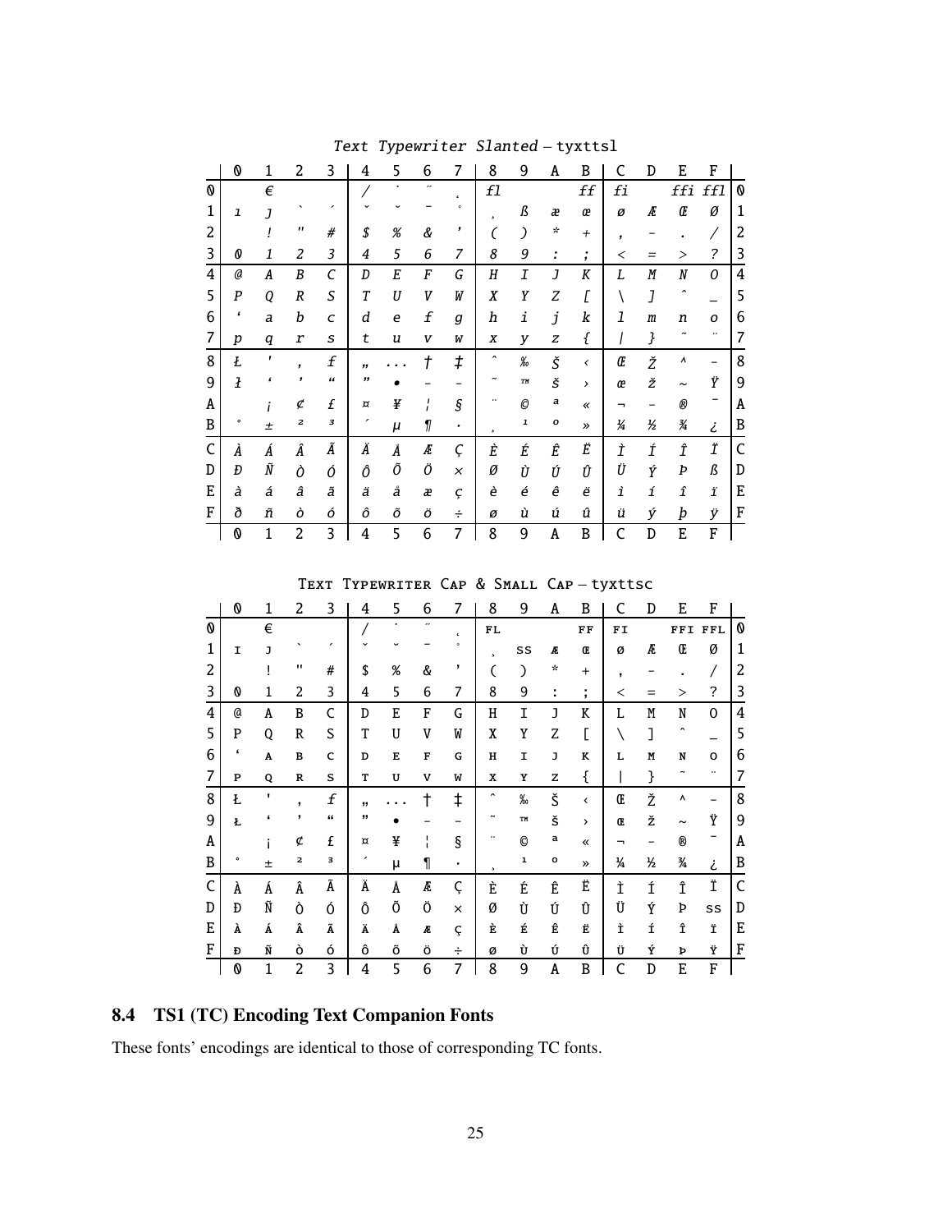Text Typewriter Slanted – tyxttsl

| | 0 | 1 | 2 | 3 | 4 | 5 | 6 | 7 | 8 | 9 | A | B | C | D | E | F | |
|---|---|---|---|---|---|---|---|---|---|---|---|---|---|---|---|---|---|
| 0 | | € | | | / | ˙ | ˝ | ˛ | fl | | | ff | fi | | ffi | ffl | 0 |
| 1 | ı | ȷ | ` | ´ | ˇ | ˘ | ¯ | ˚ | | ß | æ | œ | ø | Æ | Œ | Ø | 1 |
| 2 | | ! | " | # | $ | % | & | ' | ( | ) | * | + | , | - | . | / | 2 |
| 3 | 0 | 1 | 2 | 3 | 4 | 5 | 6 | 7 | 8 | 9 | : | ; | < | = | > | ? | 3 |
| 4 | @ | A | B | C | D | E | F | G | H | I | J | K | L | M | N | O | 4 |
| 5 | P | Q | R | S | T | U | V | W | X | Y | Z | [ | \ | ] | ˆ | _ | 5 |
| 6 | ' | a | b | c | d | e | f | g | h | i | j | k | l | m | n | o | 6 |
| 7 | p | q | r | s | t | u | v | w | x | y | z | { | \| | } | ˜ | ¨ | 7 |
| 8 | Ł | ' | , | ƒ | „ | … | † | ‡ | ˆ | ‰ | Š | ‹ | Œ | Ž | ^ | − | 8 |
| 9 | ł | ' | ' | " | " | • | – | — | ˜ | ™ | š | › | œ | ž | ~ | Ÿ | 9 |
| A | | ¡ | ¢ | £ | ¤ | ¥ | ¦ | § | ¨ | © | ª | « | ¬ | - | ® | ¯ | A |
| B | ° | ± | ² | ³ | ´ | µ | ¶ | · | ¸ | ¹ | º | » | ¼ | ½ | ¾ | ¿ | B |
| C | À | Á | Â | Ã | Ä | Å | Æ | Ç | È | É | Ê | Ë | Ì | Í | Î | Ï | C |
| D | Ð | Ñ | Ò | Ó | Ô | Õ | Ö | × | Ø | Ù | Ú | Û | Ü | Ý | Þ | ß | D |
| E | à | á | â | ã | ä | å | æ | ç | è | é | ê | ë | ì | í | î | ï | E |
| F | ð | ñ | ò | ó | ô | õ | ö | ÷ | ø | ù | ú | û | ü | ý | þ | ÿ | F |
| | 0 | 1 | 2 | 3 | 4 | 5 | 6 | 7 | 8 | 9 | A | B | C | D | E | F | |

Text Typewriter Cap & Small Cap – tyxttsc

| | 0 | 1 | 2 | 3 | 4 | 5 | 6 | 7 | 8 | 9 | A | B | C | D | E | F | |
|---|---|---|---|---|---|---|---|---|---|---|---|---|---|---|---|---|---|
| 0 | | € | | | / | ˙ | ˝ | ˛ | FL | | | FF | FI | | FFI | FFL | 0 |
| 1 | I | J | ` | ´ | ˇ | ˘ | ¯ | ˚ | ¸ | SS | Æ | Œ | Ø | Æ | Œ | Ø | 1 |
| 2 | | ! | " | # | $ | % | & | ' | ( | ) | * | + | , | - | . | / | 2 |
| 3 | 0 | 1 | 2 | 3 | 4 | 5 | 6 | 7 | 8 | 9 | : | ; | < | = | > | ? | 3 |
| 4 | @ | A | B | C | D | E | F | G | H | I | J | K | L | M | N | O | 4 |
| 5 | P | Q | R | S | T | U | V | W | X | Y | Z | [ | \ | ] | ˆ | _ | 5 |
| 6 | ' | A | B | C | D | E | F | G | H | I | J | K | L | M | N | O | 6 |
| 7 | P | Q | R | S | T | U | V | W | X | Y | Z | { | \| | } | ˜ | ¨ | 7 |
| 8 | Ł | ' | , | ƒ | „ | … | † | ‡ | ˆ | ‰ | Š | ‹ | Œ | Ž | ^ | − | 8 |
| 9 | Ł | ' | ' | " | " | • | – | — | ˜ | ™ | Š | › | Œ | Ž | ~ | Ÿ | 9 |
| A | | ¡ | ¢ | £ | ¤ | ¥ | ¦ | § | ¨ | © | ª | « | ¬ | - | ® | ¯ | A |
| B | ° | ± | ² | ³ | ´ | µ | ¶ | · | ¸ | ¹ | º | » | ¼ | ½ | ¾ | ¿ | B |
| C | À | Á | Â | Ã | Ä | Å | Æ | Ç | È | É | Ê | Ë | Ì | Í | Î | Ï | C |
| D | Ð | Ñ | Ò | Ó | Ô | Õ | Ö | × | Ø | Ù | Ú | Û | Ü | Ý | Þ | SS | D |
| E | À | Á | Â | Ã | Ä | Å | Æ | Ç | È | É | Ê | Ë | Ì | Í | Î | Ï | E |
| F | Ð | Ñ | Ò | Ó | Ô | Õ | Ö | ÷ | Ø | Ù | Ú | Û | Ü | Ý | Þ | Ÿ | F |
| | 0 | 1 | 2 | 3 | 4 | 5 | 6 | 7 | 8 | 9 | A | B | C | D | E | F | |

## 8.4 TS1 (TC) Encoding Text Companion Fonts

These fonts' encodings are identical to those of corresponding TC fonts.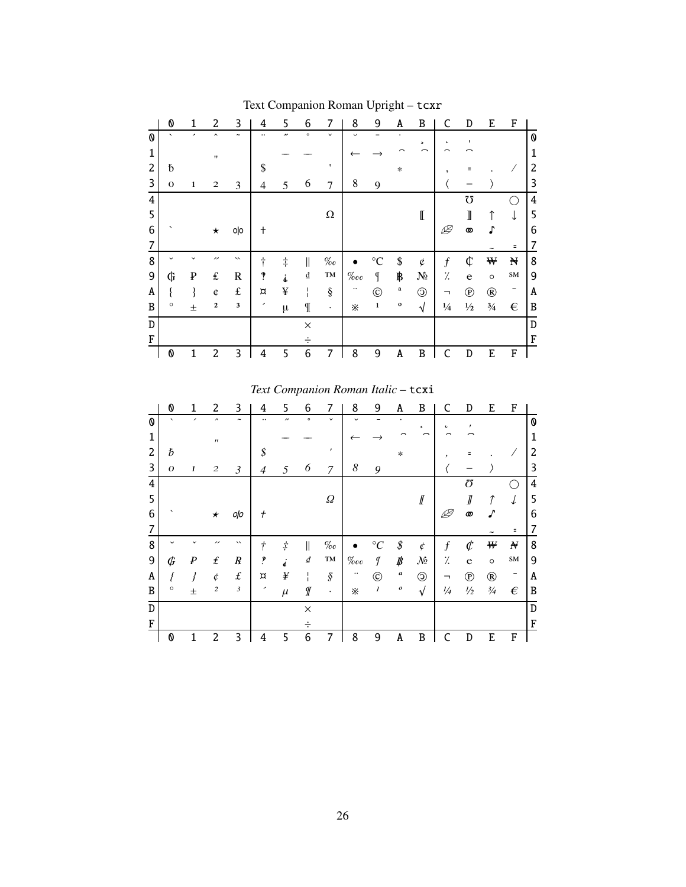Text Companion Roman Upright – `tcxr`

| | 0 | 1 | 2 | 3 | 4 | 5 | 6 | 7 | 8 | 9 | A | B | C | D | E | F | |
|---|---|---|---|---|---|---|---|---|---|---|---|---|---|---|---|---|---|
| 0 | ` | ´ | ˆ | ˜ | ¨ | ˝ | ˚ | ˇ | ˘ | ¯ | ˙ | ¸ | ˛ | ' | | | 0 |
| 1 | | | " | | | — | — | | ← | → | ⌢ | ⌢ | ⌢ | ⌢ | | | 1 |
| 2 | ƀ | | | | $ | | | ' | | | * | | , | = | . | / | 2 |
| 3 | 0 | 1 | 2 | 3 | 4 | 5 | 6 | 7 | 8 | 9 | | | ⟨ | − | ⟩ | | 3 |
| 4 | | | | | | | | | | | | | | ℧ | | ◯ | 4 |
| 5 | | | | | | | | Ω | | | | ⟦ | | ⟧ | ↑ | ↓ | 5 |
| 6 | ` | | ★ | ⚮ | † | | | | | | | | 🙰 | ⚭ | ♪ | | 6 |
| 7 | | | | | | | | | | | | | | | ~ | = | 7 |
| 8 | ˘ | ˇ | ˝ | ˵ | † | ‡ | ‖ | ‰ | • | °C | $ | ¢ | ƒ | ₡ | ₩ | ₦ | 8 |
| 9 | ₲ | ₱ | ₤ | ℞ | ‽ | ⸘ | ₫ | ™ | ‱ | ¶ | ฿ | № | ⁒ | ℮ | ◦ | ℠ | 9 |
| A | ⁅ | ⁆ | ¢ | £ | ¤ | ¥ | ¦ | § | ¨ | © | ª | 🄯 | ¬ | ℗ | ® | ¯ | A |
| B | ° | ± | ² | ³ | ´ | µ | ¶ | · | ※ | ¹ | º | √ | ¼ | ½ | ¾ | € | B |
| D | | | | | | | × | | | | | | | | | | D |
| F | | | | | | | ÷ | | | | | | | | | | F |
| | 0 | 1 | 2 | 3 | 4 | 5 | 6 | 7 | 8 | 9 | A | B | C | D | E | F | |

*Text Companion Roman Italic* – `tcxi`

| | 0 | 1 | 2 | 3 | 4 | 5 | 6 | 7 | 8 | 9 | A | B | C | D | E | F | |
|---|---|---|---|---|---|---|---|---|---|---|---|---|---|---|---|---|---|
| 0 | ` | ´ | ˆ | ˜ | ¨ | ˝ | ˚ | ˇ | ˘ | ¯ | ˙ | ¸ | ˛ | ' | | | 0 |
| 1 | | | " | | | — | — | | ← | → | ⌢ | ⌢ | ⌢ | ⌢ | | | 1 |
| 2 | ƀ | | | | $ | | | ' | | | * | | , | = | . | / | 2 |
| 3 | 0 | 1 | 2 | 3 | 4 | 5 | 6 | 7 | 8 | 9 | | | ⟨ | − | ⟩ | | 3 |
| 4 | | | | | | | | | | | | | | ℧ | | ◯ | 4 |
| 5 | | | | | | | | Ω | | | | ⟦ | | ⟧ | ↑ | ↓ | 5 |
| 6 | ` | | ★ | ⚮ | † | | | | | | | | 🙰 | ⚭ | ♪ | | 6 |
| 7 | | | | | | | | | | | | | | | ~ | = | 7 |
| 8 | ˘ | ˇ | ˝ | ˵ | † | ‡ | ‖ | ‰ | • | °C | $ | ¢ | ƒ | ₡ | ₩ | ₦ | 8 |
| 9 | ₲ | ₱ | ₤ | ℞ | ‽ | ⸘ | ₫ | ™ | ‱ | ¶ | ฿ | № | ⁒ | ℮ | ◦ | ℠ | 9 |
| A | ⁅ | ⁆ | ¢ | £ | ¤ | ¥ | ¦ | § | ¨ | © | ª | 🄯 | ¬ | ℗ | ® | ¯ | A |
| B | ° | ± | ² | ³ | ´ | µ | ¶ | · | ※ | ¹ | º | √ | ¼ | ½ | ¾ | € | B |
| D | | | | | | | × | | | | | | | | | | D |
| F | | | | | | | ÷ | | | | | | | | | | F |
| | 0 | 1 | 2 | 3 | 4 | 5 | 6 | 7 | 8 | 9 | A | B | C | D | E | F | |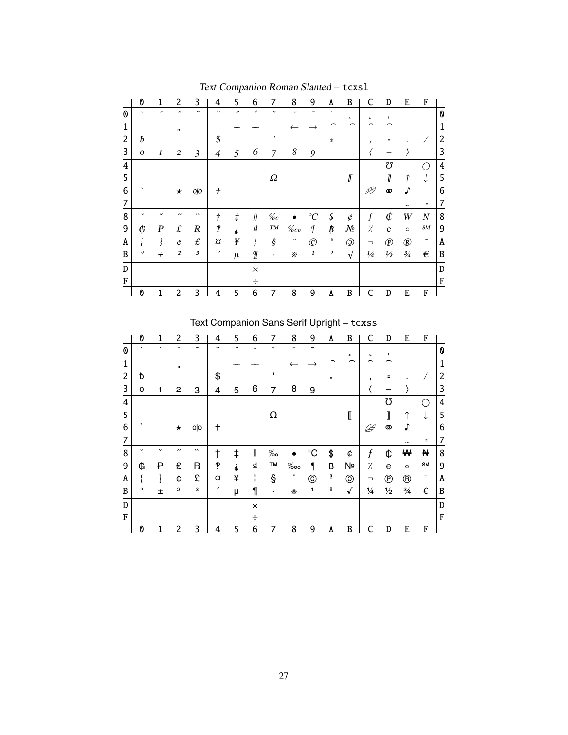Text Companion Roman Slanted – tcxsl

| | 0 | 1 | 2 | 3 | 4 | 5 | 6 | 7 | 8 | 9 | A | B | C | D | E | F | |
|---|---|---|---|---|---|---|---|---|---|---|---|---|---|---|---|---|---|
| 0 | ` | ´ | ˆ | ˜ | ¨ | ˝ | ˚ | ˇ | ˘ | ¯ | ˙ | ¸ | ˛ | ‚ | | | 0 |
| 1 | | | ″ | | | — | — | | ← | → | ⌢ | ⌢ | ⌢ | ⌢ | | | 1 |
| 2 | ƀ | | | | $ | | | ' | | | ∗ | | , | = | . | / | 2 |
| 3 | 0 | 1 | 2 | 3 | 4 | 5 | 6 | 7 | 8 | 9 | | | ⟨ | − | ⟩ | | 3 |
| 4 | | | | | | | | | | | | | | ℧ | | ◯ | 4 |
| 5 | | | | | | | | Ω | | | | ⟦ | | ⟧ | ↑ | ↓ | 5 |
| 6 | ` | | ★ | ⚮ | † | | | | | | | | ⚭ | ⚮ | ♪ | | 6 |
| 7 | | | | | | | | | | | | | | | ~ | = | 7 |
| 8 | ˘ | ˇ | ˝ | ̏ | † | ‡ | ‖ | ‰ | • | °C | $ | ¢ | ƒ | ₡ | ₩ | ₦ | 8 |
| 9 | ₲ | ₱ | ₤ | ℞ | ‽ | ⸘ | ₫ | ™ | ‱ | ¶ | ฿ | № | ⁒ | ℮ | ◦ | ℠ | 9 |
| A | ⁅ | ⁆ | ¢ | £ | ¤ | ¥ | ¦ | § | ¨ | © | ª | ℗ | ¬ | ℗ | ® | ¯ | A |
| B | ° | ± | ² | ³ | ´ | µ | ¶ | · | ※ | ¹ | º | √ | ¼ | ½ | ¾ | € | B |
| D | | | | | | | × | | | | | | | | | | D |
| F | | | | | | | ÷ | | | | | | | | | | F |
| | 0 | 1 | 2 | 3 | 4 | 5 | 6 | 7 | 8 | 9 | A | B | C | D | E | F | |

Text Companion Sans Serif Upright – tcxss

| | 0 | 1 | 2 | 3 | 4 | 5 | 6 | 7 | 8 | 9 | A | B | C | D | E | F | |
|---|---|---|---|---|---|---|---|---|---|---|---|---|---|---|---|---|---|
| 0 | ` | ´ | ˆ | ˜ | ¨ | ˝ | ˚ | ˇ | ˘ | ¯ | ˙ | ¸ | ˛ | ‚ | | | 0 |
| 1 | | | ″ | | | — | — | | ← | → | ⌢ | ⌢ | ⌢ | ⌢ | | | 1 |
| 2 | ƀ | | | | $ | | | ' | | | ∗ | | , | = | . | / | 2 |
| 3 | 0 | 1 | 2 | 3 | 4 | 5 | 6 | 7 | 8 | 9 | | | ⟨ | − | ⟩ | | 3 |
| 4 | | | | | | | | | | | | | | ℧ | | ◯ | 4 |
| 5 | | | | | | | | Ω | | | | ⟦ | | ⟧ | ↑ | ↓ | 5 |
| 6 | ` | | ★ | ⚮ | † | | | | | | | | ⚭ | ⚮ | ♪ | | 6 |
| 7 | | | | | | | | | | | | | | | ~ | = | 7 |
| 8 | ˘ | ˇ | ˝ | ̏ | † | ‡ | ‖ | ‰ | • | °C | $ | ¢ | ƒ | ₡ | ₩ | ₦ | 8 |
| 9 | ₲ | ₱ | ₤ | ℞ | ‽ | ⸘ | ₫ | ™ | ‱ | ¶ | ฿ | № | ⁒ | ℮ | ◦ | ℠ | 9 |
| A | ⁅ | ⁆ | ¢ | £ | ¤ | ¥ | ¦ | § | ¨ | © | ª | ℗ | ¬ | ℗ | ® | ¯ | A |
| B | ° | ± | ² | ³ | ´ | µ | ¶ | · | ※ | ¹ | º | √ | ¼ | ½ | ¾ | € | B |
| D | | | | | | | × | | | | | | | | | | D |
| F | | | | | | | ÷ | | | | | | | | | | F |
| | 0 | 1 | 2 | 3 | 4 | 5 | 6 | 7 | 8 | 9 | A | B | C | D | E | F | |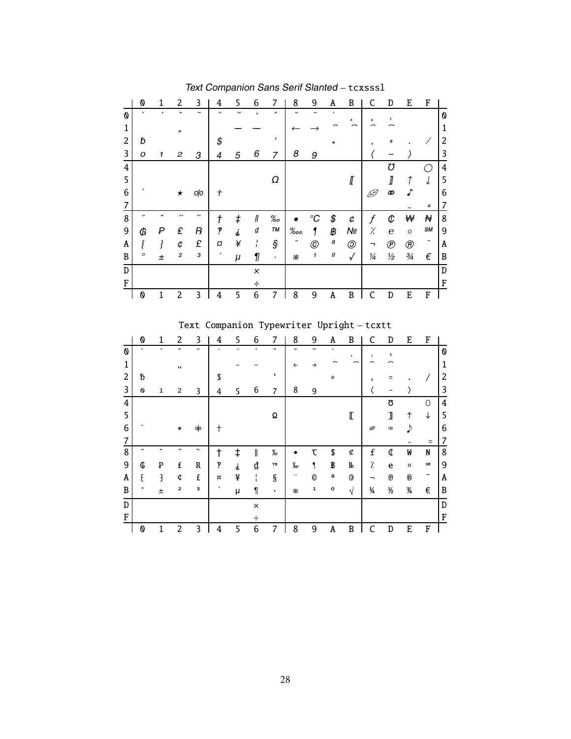### *Text Companion Sans Serif Slanted* – tcxsssl

| | 0 | 1 | 2 | 3 | 4 | 5 | 6 | 7 | 8 | 9 | A | B | C | D | E | F | |
|---|---|---|---|---|---|---|---|---|---|---|---|---|---|---|---|---|---|
| 0 | ` | ´ | ˆ | ˜ | ¨ | ˝ | ˚ | ˇ | ˘ | ¯ | ˙ | ¸ | ˛ | ‚ | | | 0 |
| 1 | | | ‟ | | | — | — | | ← | → | ⁀ | ⁀ | ⁀ | ⁀ | | | 1 |
| 2 | ƀ | | | | $ | | | ' | | | * | | , | = | . | / | 2 |
| 3 | 0 | 1 | 2 | 3 | 4 | 5 | 6 | 7 | 8 | 9 | | | ⟨ | − | ⟩ | | 3 |
| 4 | | | | | | | | | | | | | | ℧ | | ◯ | 4 |
| 5 | | | | | | | | Ω | | | | ⟦ | | ⟧ | ↑ | ↓ | 5 |
| 6 | ` | | ★ | ⚮ | † | | | | | | | | ❦ | ⚭ | ♪ | | 6 |
| 7 | | | | | | | | | | | | | | | ~ | = | 7 |
| 8 | ˘ | ˇ | ˝ | ‶ | † | ‡ | ‖ | ‰ | • | ℃ | $ | ¢ | ƒ | ₡ | ₩ | ₦ | 8 |
| 9 | ₲ | ₱ | ₤ | ℞ | ‽ | ⸘ | ₫ | ™ | ‱ | ¶ | ฿ | № | ⁒ | ℮ | º | ℠ | 9 |
| A | ⁅ | ⁆ | ¢ | £ | ¤ | ¥ | ¦ | § | ¨ | © | ª | ◎ | ¬ | ℗ | ® | ¯ | A |
| B | ° | ± | ² | ³ | ´ | µ | ¶ | · | ※ | ¹ | º | √ | ¼ | ½ | ¾ | € | B |
| D | | | | | | | × | | | | | | | | | | D |
| F | | | | | | | ÷ | | | | | | | | | | F |
| | 0 | 1 | 2 | 3 | 4 | 5 | 6 | 7 | 8 | 9 | A | B | C | D | E | F | |

### Text Companion Typewriter Upright – tcxtt

| | 0 | 1 | 2 | 3 | 4 | 5 | 6 | 7 | 8 | 9 | A | B | C | D | E | F | |
|---|---|---|---|---|---|---|---|---|---|---|---|---|---|---|---|---|---|
| 0 | ` | ´ | ˆ | ˜ | ¨ | ˝ | ˚ | ˇ | ˘ | ¯ | ˙ | ¸ | ˛ | ‚ | | | 0 |
| 1 | | | ‟ | | | – | – | | ← | → | ⁀ | ⁀ | ⁀ | ⁀ | | | 1 |
| 2 | ƀ | | | | $ | | | ' | | | * | | , | = | . | / | 2 |
| 3 | 0 | 1 | 2 | 3 | 4 | 5 | 6 | 7 | 8 | 9 | | | ⟨ | − | ⟩ | | 3 |
| 4 | | | | | | | | | | | | | | ℧ | | ◯ | 4 |
| 5 | | | | | | | | Ω | | | | ⟦ | | ⟧ | ↑ | ↓ | 5 |
| 6 | ` | | ★ | ⚮ | † | | | | | | | | ❦ | ⚭ | ♪ | | 6 |
| 7 | | | | | | | | | | | | | | | ~ | = | 7 |
| 8 | ˘ | ˇ | ˝ | ‶ | † | ‡ | ‖ | ‰ | • | ℃ | $ | ¢ | ƒ | ₡ | ₩ | ₦ | 8 |
| 9 | ₲ | ₱ | ₤ | ℞ | ‽ | ⸘ | ₫ | ™ | ‱ | ¶ | ฿ | № | ⁒ | ℮ | º | ℠ | 9 |
| A | ⁅ | ⁆ | ¢ | £ | ¤ | ¥ | ¦ | § | ¨ | © | ª | ◎ | ¬ | ℗ | ® | ¯ | A |
| B | ° | ± | ² | ³ | ´ | µ | ¶ | · | ※ | ¹ | º | √ | ¼ | ½ | ¾ | € | B |
| D | | | | | | | × | | | | | | | | | | D |
| F | | | | | | | ÷ | | | | | | | | | | F |
| | 0 | 1 | 2 | 3 | 4 | 5 | 6 | 7 | 8 | 9 | A | B | C | D | E | F | |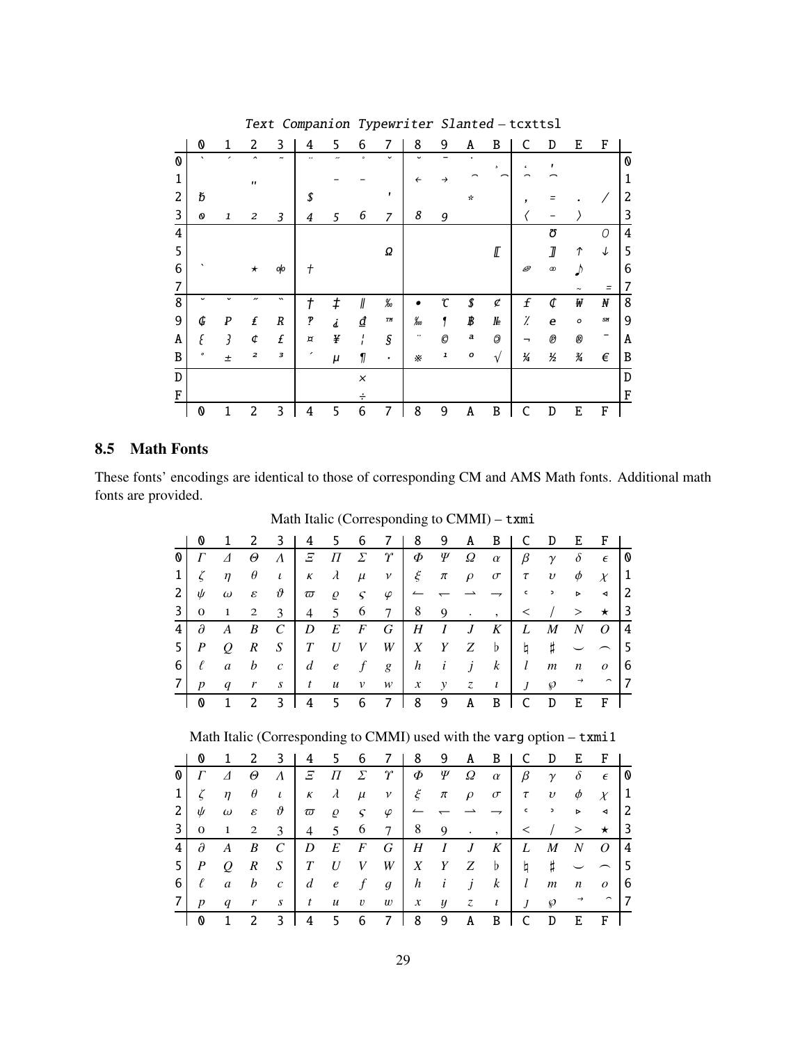Text Companion Typewriter Slanted – tcxttsl

| | 0 | 1 | 2 | 3 | 4 | 5 | 6 | 7 | 8 | 9 | A | B | C | D | E | F | |
|---|---|---|---|---|---|---|---|---|---|---|---|---|---|---|---|---|---|
| 0 | ` | ´ | ˆ | ˜ | ¨ | ˝ | ˚ | ˇ | ˘ | ¯ | ˙ | ¸ | ˛ | ' | | | 0 |
| 1 | | | " | | | – | – | | ← | → | ⁀ | ⁀ | ⁀ | ⁀ | | | 1 |
| 2 | ƀ | | | | $ | | | ' | | | * | | , | = | . | / | 2 |
| 3 | 0 | 1 | 2 | 3 | 4 | 5 | 6 | 7 | 8 | 9 | | | 〈 | – | 〉 | | 3 |
| 4 | | | | | | | | | | | | | | ℧ | | O | 4 |
| 5 | | | | | | | | Ω | | | | ⟦ | | ⟧ | ↑ | ↓ | 5 |
| 6 | ` | | ★ | ⚮ | † | | | | | | | | ◎ | ∞ | ♪ | | 6 |
| 7 | | | | | | | | | | | | | | | ~ | = | 7 |
| 8 | ˘ | ˇ | ˝ | ̏ | † | ‡ | ‖ | ‰ | • | ℃ | $ | ¢ | ƒ | ₡ | ₩ | ₦ | 8 |
| 9 | ₲ | ₱ | ₤ | ℞ | ‽ | ⸘ | ₫ | ™ | ‱ | ¶ | ฿ | № | ⁒ | ℮ | ◦ | ℠ | 9 |
| A | ⁅ | ⁆ | ¢ | £ | ¤ | ¥ | ¦ | § | ¨ | © | ª | ◎ | ¬ | ℗ | ® | ¯ | A |
| B | ° | ± | ² | ³ | ´ | µ | ¶ | · | ※ | ¹ | º | √ | ¼ | ½ | ¾ | € | B |
| D | | | | | | | × | | | | | | | | | | D |
| F | | | | | | | ÷ | | | | | | | | | | F |
| | 0 | 1 | 2 | 3 | 4 | 5 | 6 | 7 | 8 | 9 | A | B | C | D | E | F | |

## 8.5 Math Fonts

These fonts' encodings are identical to those of corresponding CM and AMS Math fonts. Additional math fonts are provided.

Math Italic (Corresponding to CMMI) – txmi

| | 0 | 1 | 2 | 3 | 4 | 5 | 6 | 7 | 8 | 9 | A | B | C | D | E | F | |
|---|---|---|---|---|---|---|---|---|---|---|---|---|---|---|---|---|---|
| 0 | $\varGamma$ | $\varDelta$ | $\varTheta$ | $\varLambda$ | $\varXi$ | $\varPi$ | $\varSigma$ | $\varUpsilon$ | $\varPhi$ | $\varPsi$ | $\varOmega$ | $\alpha$ | $\beta$ | $\gamma$ | $\delta$ | $\epsilon$ | 0 |
| 1 | $\zeta$ | $\eta$ | $\theta$ | $\iota$ | $\kappa$ | $\lambda$ | $\mu$ | $\nu$ | $\xi$ | $\pi$ | $\rho$ | $\sigma$ | $\tau$ | $\upsilon$ | $\phi$ | $\chi$ | 1 |
| 2 | $\psi$ | $\omega$ | $\varepsilon$ | $\vartheta$ | $\varpi$ | $\varrho$ | $\varsigma$ | $\varphi$ | $\leftharpoonup$ | $\leftharpoondown$ | $\rightharpoonup$ | $\rightharpoondown$ | ‘ | ’ | $\triangleright$ | $\triangleleft$ | 2 |
| 3 | 0 | 1 | 2 | 3 | 4 | 5 | 6 | 7 | 8 | 9 | . | , | $<$ | / | $>$ | $\star$ | 3 |
| 4 | $\partial$ | $A$ | $B$ | $C$ | $D$ | $E$ | $F$ | $G$ | $H$ | $I$ | $J$ | $K$ | $L$ | $M$ | $N$ | $O$ | 4 |
| 5 | $P$ | $Q$ | $R$ | $S$ | $T$ | $U$ | $V$ | $W$ | $X$ | $Y$ | $Z$ | $\flat$ | $\natural$ | $\sharp$ | $\smile$ | $\frown$ | 5 |
| 6 | $\ell$ | $a$ | $b$ | $c$ | $d$ | $e$ | $f$ | $g$ | $h$ | $i$ | $j$ | $k$ | $l$ | $m$ | $n$ | $o$ | 6 |
| 7 | $p$ | $q$ | $r$ | $s$ | $t$ | $u$ | $v$ | $w$ | $x$ | $y$ | $z$ | $\imath$ | $\jmath$ | $\wp$ | $\vec{}$ | $\frown$ | 7 |
| | 0 | 1 | 2 | 3 | 4 | 5 | 6 | 7 | 8 | 9 | A | B | C | D | E | F | |

Math Italic (Corresponding to CMMI) used with the varg option – txmi1

| | 0 | 1 | 2 | 3 | 4 | 5 | 6 | 7 | 8 | 9 | A | B | C | D | E | F | |
|---|---|---|---|---|---|---|---|---|---|---|---|---|---|---|---|---|---|
| 0 | $\varGamma$ | $\varDelta$ | $\varTheta$ | $\varLambda$ | $\varXi$ | $\varPi$ | $\varSigma$ | $\varUpsilon$ | $\varPhi$ | $\varPsi$ | $\varOmega$ | $\alpha$ | $\beta$ | $\gamma$ | $\delta$ | $\epsilon$ | 0 |
| 1 | $\zeta$ | $\eta$ | $\theta$ | $\iota$ | $\kappa$ | $\lambda$ | $\mu$ | $\nu$ | $\xi$ | $\pi$ | $\rho$ | $\sigma$ | $\tau$ | $\upsilon$ | $\phi$ | $\chi$ | 1 |
| 2 | $\psi$ | $\omega$ | $\varepsilon$ | $\vartheta$ | $\varpi$ | $\varrho$ | $\varsigma$ | $\varphi$ | $\leftharpoonup$ | $\leftharpoondown$ | $\rightharpoonup$ | $\rightharpoondown$ | ‘ | ’ | $\triangleright$ | $\triangleleft$ | 2 |
| 3 | 0 | 1 | 2 | 3 | 4 | 5 | 6 | 7 | 8 | 9 | . | , | $<$ | / | $>$ | $\star$ | 3 |
| 4 | $\partial$ | $A$ | $B$ | $C$ | $D$ | $E$ | $F$ | $G$ | $H$ | $I$ | $J$ | $K$ | $L$ | $M$ | $N$ | $O$ | 4 |
| 5 | $P$ | $Q$ | $R$ | $S$ | $T$ | $U$ | $V$ | $W$ | $X$ | $Y$ | $Z$ | $\flat$ | $\natural$ | $\sharp$ | $\smile$ | $\frown$ | 5 |
| 6 | $\ell$ | $a$ | $b$ | $c$ | $d$ | $e$ | $f$ | $g$ | $h$ | $i$ | $j$ | $k$ | $l$ | $m$ | $n$ | $o$ | 6 |
| 7 | $p$ | $q$ | $r$ | $s$ | $t$ | $u$ | $v$ | $w$ | $x$ | $y$ | $z$ | $\imath$ | $\jmath$ | $\wp$ | $\vec{}$ | $\frown$ | 7 |
| | 0 | 1 | 2 | 3 | 4 | 5 | 6 | 7 | 8 | 9 | A | B | C | D | E | F | |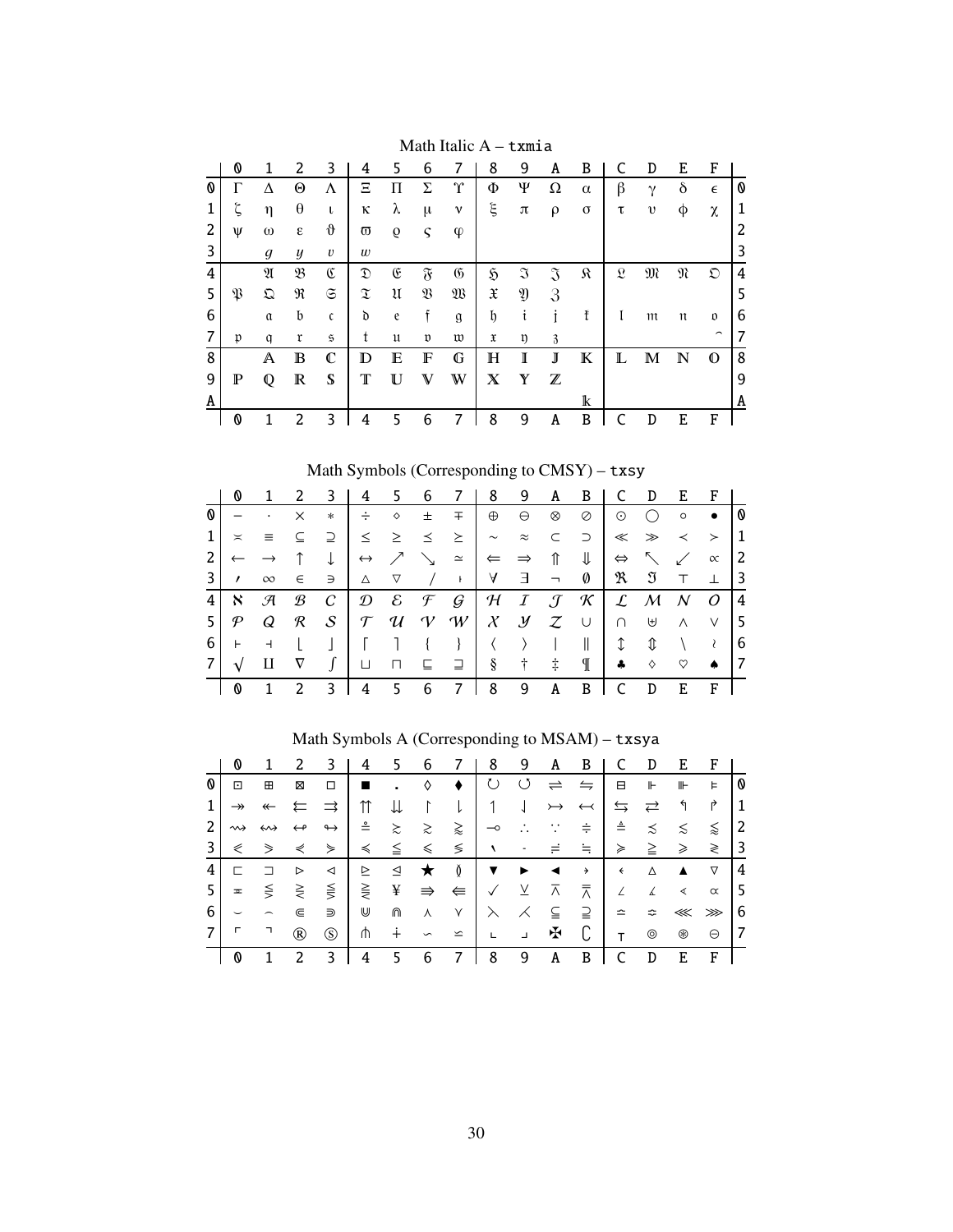Math Italic A – `txmia`

| | 0 | 1 | 2 | 3 | 4 | 5 | 6 | 7 | 8 | 9 | A | B | C | D | E | F | |
|---|---|---|---|---|---|---|---|---|---|---|---|---|---|---|---|---|---|
| 0 | Γ | Δ | Θ | Λ | Ξ | Π | Σ | ϒ | Φ | Ψ | Ω | α | β | γ | δ | ϵ | 0 |
| 1 | ζ | η | θ | ι | κ | λ | μ | ν | ξ | π | ρ | σ | τ | υ | ϕ | χ | 1 |
| 2 | ψ | ω | ε | ϑ | ϖ | ϱ | ς | φ | | | | | | | | | 2 |
| 3 | | g | y | v | w | | | | | | | | | | | | 3 |
| 4 | | 𝔄 | 𝔅 | ℭ | 𝔇 | 𝔈 | 𝔉 | 𝔊 | ℌ | ℑ | 𝔍 | 𝔎 | 𝔏 | 𝔐 | 𝔑 | 𝔒 | 4 |
| 5 | 𝔓 | 𝔔 | ℜ | 𝔖 | 𝔗 | 𝔘 | 𝔙 | 𝔚 | 𝔛 | 𝔜 | ℨ | | | | | | 5 |
| 6 | | 𝔞 | 𝔟 | 𝔠 | 𝔡 | 𝔢 | 𝔣 | 𝔤 | 𝔥 | 𝔦 | 𝔧 | 𝔨 | 𝔩 | 𝔪 | 𝔫 | 𝔬 | 6 |
| 7 | 𝔭 | 𝔮 | 𝔯 | 𝔰 | 𝔱 | 𝔲 | 𝔳 | 𝔴 | 𝔵 | 𝔶 | 𝔷 | | | | | ⌢ | 7 |
| 8 | | 𝔸 | 𝔹 | ℂ | 𝔻 | 𝔼 | 𝔽 | 𝔾 | ℍ | 𝕀 | 𝕁 | 𝕂 | 𝕃 | 𝕄 | ℕ | 𝕆 | 8 |
| 9 | ℙ | ℚ | ℝ | 𝕊 | 𝕋 | 𝕌 | 𝕍 | 𝕎 | 𝕏 | 𝕐 | ℤ | | | | | | 9 |
| A | | | | | | | | | | | | 𝕜 | | | | | A |
| | 0 | 1 | 2 | 3 | 4 | 5 | 6 | 7 | 8 | 9 | A | B | C | D | E | F | |

Math Symbols (Corresponding to CMSY) – `txsy`

| | 0 | 1 | 2 | 3 | 4 | 5 | 6 | 7 | 8 | 9 | A | B | C | D | E | F | |
|---|---|---|---|---|---|---|---|---|---|---|---|---|---|---|---|---|---|
| 0 | − | · | × | ∗ | ÷ | ⋄ | ± | ∓ | ⊕ | ⊖ | ⊗ | ⊘ | ⊙ | ◯ | ∘ | • | 0 |
| 1 | ≍ | ≡ | ⊆ | ⊇ | ≤ | ≥ | ⪯ | ⪰ | ∼ | ≈ | ⊂ | ⊃ | ≪ | ≫ | ≺ | ≻ | 1 |
| 2 | ← | → | ↑ | ↓ | ↔ | ↗ | ↘ | ≃ | ⇐ | ⇒ | ⇑ | ⇓ | ⇔ | ↖ | ↙ | ∝ | 2 |
| 3 | ′ | ∞ | ∈ | ∋ | △ | ▽ | / | ᶦ | ∀ | ∃ | ¬ | ∅ | ℜ | ℑ | ⊤ | ⊥ | 3 |
| 4 | ℵ | 𝒜 | ℬ | 𝒞 | 𝒟 | ℰ | ℱ | 𝒢 | ℋ | ℐ | 𝒥 | 𝒦 | ℒ | ℳ | 𝒩 | 𝒪 | 4 |
| 5 | 𝒫 | 𝒬 | ℛ | 𝒮 | 𝒯 | 𝒰 | 𝒱 | 𝒲 | 𝒳 | 𝒴 | 𝒵 | ∪ | ∩ | ⊎ | ∧ | ∨ | 5 |
| 6 | ⊢ | ⊣ | ⌊ | ⌋ | ⌈ | ⌉ | { | } | ⟨ | ⟩ | \| | ‖ | ↕ | ⇕ | \ | ≀ | 6 |
| 7 | √ | ⨿ | ∇ | ∫ | ⊔ | ⊓ | ⊑ | ⊒ | § | † | ‡ | ¶ | ♣ | ♢ | ♡ | ♠ | 7 |
| | 0 | 1 | 2 | 3 | 4 | 5 | 6 | 7 | 8 | 9 | A | B | C | D | E | F | |

Math Symbols A (Corresponding to MSAM) – `txsya`

| | 0 | 1 | 2 | 3 | 4 | 5 | 6 | 7 | 8 | 9 | A | B | C | D | E | F | |
|---|---|---|---|---|---|---|---|---|---|---|---|---|---|---|---|---|---|
| 0 | ⊡ | ⊞ | ⊠ | □ | ■ | . | ◊ | ♦ | ↻ | ↺ | ⇌ | ⇋ | ⊟ | ⊩ | ⊪ | ⊨ | 0 |
| 1 | ↠ | ↞ | ⇇ | ⇉ | ⇈ | ⇊ | ↾ | ⇂ | ↿ | ⇃ | ↣ | ↢ | ⇆ | ⇄ | ↰ | ↱ | 1 |
| 2 | ⇝ | ↭ | ↫ | ↬ | ≗ | ≿ | ≳ | ⪆ | ⊸ | ∴ | ∵ | ∔ | ≜ | ≲ | ≾ | ⪅ | 2 |
| 3 | ⩽ | ⩾ | ⋞ | ⋟ | ≼ | ≦ | ⪕ | ⋜ | ⸜ | - | ≒ | ≓ | ≽ | ≧ | ⪖ | ⋛ | 3 |
| 4 | ⊏ | ⊐ | ⊳ | ⊲ | ⊵ | ⊴ | ★ | ≬ | ▼ | ▶ | ◀ | ⸝ | ⸜ | △ | ▲ | ▽ | 4 |
| 5 | ≖ | ⋚ | ⋛ | ⪋ | ⪌ | ¥ | ⇛ | ⇚ | ✓ | ⊻ | ⊼ | ⩞ | ∠ | ∡ | ∢ | ∝ | 5 |
| 6 | ⌣ | ⌢ | ⋐ | ⋑ | ⋓ | ⋒ | ⋏ | ⋎ | ⋋ | ⋌ | ⫅ | ⫆ | ≏ | ≎ | ⋘ | ⋙ | 6 |
| 7 | ⌜ | ⌝ | ® | Ⓢ | ⋔ | ∔ | ∽ | ⋍ | ⌞ | ⌟ | ✠ | ∁ | ⊤ | ⊚ | ⊛ | ⊝ | 7 |
| | 0 | 1 | 2 | 3 | 4 | 5 | 6 | 7 | 8 | 9 | A | B | C | D | E | F | |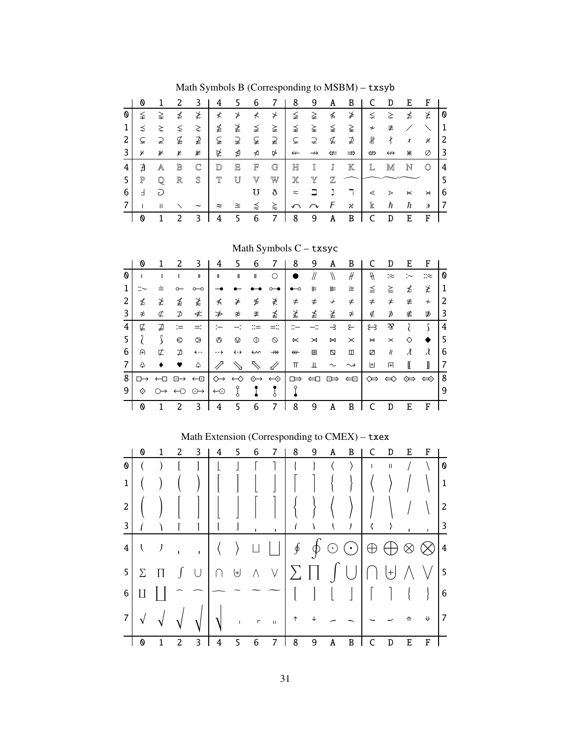## Math Symbols B (Corresponding to MSBM) – txsyb

| | 0 | 1 | 2 | 3 | 4 | 5 | 6 | 7 | 8 | 9 | A | B | C | D | E | F | |
|---|---|---|---|---|---|---|---|---|---|---|---|---|---|---|---|---|---|
| 0 | ≨ | ≩ | ≰ | ≱ | ≮ | ≯ | ⊀ | ⊁ | ≨ | ≩ | ≰ | ≱ | ⪇ | ⪈ | ⋠ | ⋡ | 0 |
| 1 | ⋨ | ⋩ | ⋦ | ⋧ | ≰ | ≱ | ⪵ | ⪶ | ⪹ | ⪺ | ⪉ | ⪊ | ≁ | ≇ | ╱ | ╲ | 1 |
| 2 | ⊊ | ⊋ | ⊈ | ⊉ | ⫋ | ⫌ | ⫋ | ⫌ | ⊊ | ⊋ | ⊈ | ⊉ | ∦ | ∤ | ∤ | ∦ | 2 |
| 3 | ⊬ | ⊮ | ⊭ | ⊯ | ⋭ | ⋬ | ⋪ | ⋫ | ↚ | ↛ | ⇍ | ⇏ | ⇎ | ↮ | ⋇ | ∅ | 3 |
| 4 | ∄ | 𝔸 | 𝔹 | ℂ | 𝔻 | 𝔼 | 𝔽 | 𝔾 | ℍ | 𝕀 | 𝕁 | 𝕂 | 𝕃 | 𝕄 | ℕ | 𝕆 | 4 |
| 5 | ℙ | ℚ | ℝ | 𝕊 | 𝕋 | 𝕌 | 𝕍 | 𝕎 | 𝕏 | 𝕐 | ℤ | ⁀ | ⁀ | ⁀ | | | 5 |
| 6 | Ⅎ | ⅁ | | | | | ℧ | ð | ≂ | ℶ | ℷ | ℸ | ⋖ | ⋗ | ⋉ | ⋊ | 6 |
| 7 | ∣ | ∥ | ∖ | ∼ | ≈ | ≊ | ⪷ | ⪸ | ↶ | ↷ | Ϝ | ϰ | 𝕜 | ℏ | ℏ | ϶ | 7 |
| | 0 | 1 | 2 | 3 | 4 | 5 | 6 | 7 | 8 | 9 | A | B | C | D | E | F | |

## Math Symbols C – txsyc

| | 0 | 1 | 2 | 3 | 4 | 5 | 6 | 7 | 8 | 9 | A | B | C | D | E | F | |
|---|---|---|---|---|---|---|---|---|---|---|---|---|---|---|---|---|---|
| 0 | ∤ | ∤ | ∤ | ∦ | ∦ | ∦ | ∦ | ○ | ● | ⫽ | ⑊ | # | ∦ | :≈ | :∼ | ::≈ | 0 |
| 1 | ::∼ | ≐ | ○− | ○−○ | −● | ●− | ●−● | ○−● | ●−○ | ⊩ | ⊪ | ≅ | ≦ | ≧ | ≴ | ≵ | 1 |
| 2 | ≸ | ≹ | ⋚̸ | ⋛̸ | ⋨ | ⋩ | ⋠ | ⋡ | ≠ | ≠ | ≁ | ≠ | ≠ | ≁ | ≢ | ≁ | 2 |
| 3 | ≉ | ⊄ | ⊅ | ≪̸ | ≫̸ | ≉ | ≇ | ≴ | ≵ | ≰ | ≱ | ≠ | ∉ | ∌ | ∉ | ∌ | 3 |
| 4 | ⋢ | ⋣ | ≔ | ≕ | :− | −: | ::= | =:: | ::− | −:: | ⟞ | ⟜ | ⧟ | ⅋ | ≀ | ʃ | 4 |
| 5 | ≀ | ʃ | ⊜ | ⊝ | ⊘ | ⦸ | ⦶ | ⊘ | ⋉ | ⋊ | ⋈ | ⨯ | ⋈ | × | ◇ | ◆ | 5 |
| 6 | ⋔ | ⊏̸ | ⊐̸ | ⇠ | ⇢ | ⇠⇢ | ↭ | ↛ | ↚ | ⊞ | ⧄ | ◫ | ⧄ | ≀ | ƛ | ƛ | 6 |
| 7 | ♧ | ♦ | ♥ | ♤ | ⇗ | ⇘ | ⇖ | ⇙ | ⫪ | ⫫ | ∼ | ⇝ | ⊞ | ⊞ | ⟦ | ⟧ | 7 |
| 8 | □→ | ←□ | ⊡→ | ←⊡ | ◇→ | ←◇ | ◈→ | ←◈ | □⇒ | ⇐□ | ⊡⇒ | ⇐⊡ | ◇⇒ | ⇐◇ | ◈⇒ | ⇐◈ | 8 |
| 9 | ◈ | ○→ | ←○ | ⊙→ | ←⊙ | ⫯ | ⫰ | ⫰ | ⫯ | | | | | | | | 9 |
| | 0 | 1 | 2 | 3 | 4 | 5 | 6 | 7 | 8 | 9 | A | B | C | D | E | F | |

## Math Extension (Corresponding to CMEX) – txex

| | 0 | 1 | 2 | 3 | 4 | 5 | 6 | 7 | 8 | 9 | A | B | C | D | E | F | |
|---|---|---|---|---|---|---|---|---|---|---|---|---|---|---|---|---|---|
| 0 | ( | ) | [ | ] | ⌊ | ⌋ | ⌈ | ⌉ | { | } | ⟨ | ⟩ | ∣ | ∥ | / | \ | 0 |
| 1 | ( | ) | ( | ) | [ | ] | ⌊ | ⌋ | ⌈ | ⌉ | { | } | ⟨ | ⟩ | / | \ | 1 |
| 2 | ( | ) | [ | ] | ⌊ | ⌋ | ⌈ | ⌉ | { | } | ⟨ | ⟩ | / | \ | / | \ | 2 |
| 3 | ⎛ | ⎞ | ⎡ | ⎤ | ⎣ | ⎦ | ⎢ | ⎥ | ⎧ | ⎫ | ⎩ | ⎭ | ⎨ | ⎬ | ⎪ | ⏐ | 3 |
| 4 | ⎝ | ⎠ | ⎜ | ⎟ | ⟨ | ⟩ | ⊔ | ⊔ | ∮ | ∮ | ⊙ | ⊙ | ⊕ | ⊕ | ⊗ | ⊗ | 4 |
| 5 | ∑ | ∏ | ∫ | ⋃ | ⋂ | ⊎ | ⋀ | ⋁ | ∑ | ∏ | ∫ | ⋃ | ⋂ | ⊎ | ⋀ | ⋁ | 5 |
| 6 | ∐ | ∐ | ^ | ^ | ^ | ~ | ~ | ~ | [ | ] | ⌊ | ⌋ | ⌈ | ⌉ | { | } | 6 |
| 7 | √ | √ | √ | √ | √ | ⎷ | ┌ | ‖ | ↑ | ↓ | ◜ | ◝ | ◟ | ◞ | ⇑ | ⇓ | 7 |
| | 0 | 1 | 2 | 3 | 4 | 5 | 6 | 7 | 8 | 9 | A | B | C | D | E | F | |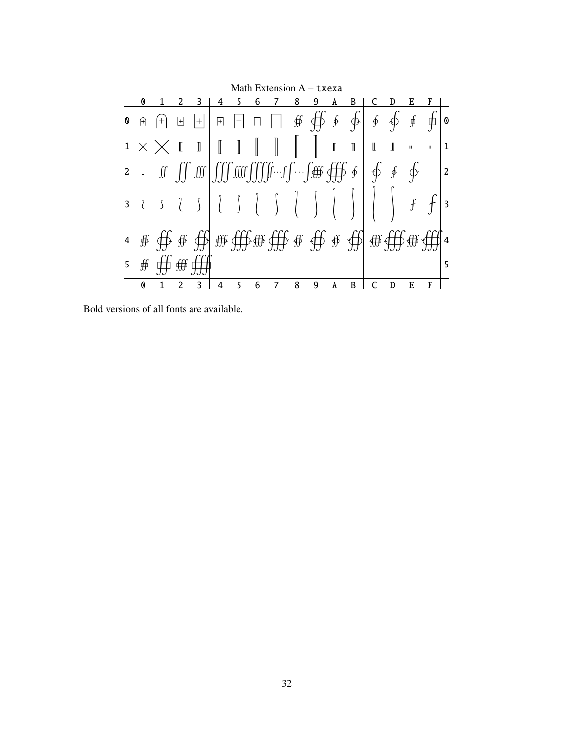Math Extension A – txexa

| | 0 | 1 | 2 | 3 | 4 | 5 | 6 | 7 | 8 | 9 | A | B | C | D | E | F | |
|---|---|---|---|---|---|---|---|---|---|---|---|---|---|---|---|---|---|
| 0 | | | | | | | | | | | | | | | | | 0 |
| 1 | | | | | | | | | | | | | | | | | 1 |
| 2 | | | | | | | | | | | | | | | | | 2 |
| 3 | | | | | | | | | | | | | | | | | 3 |
| 4 | | | | | | | | | | | | | | | | | 4 |
| 5 | | | | | | | | | | | | | | | | | 5 |
| | 0 | 1 | 2 | 3 | 4 | 5 | 6 | 7 | 8 | 9 | A | B | C | D | E | F | |

Bold versions of all fonts are available.